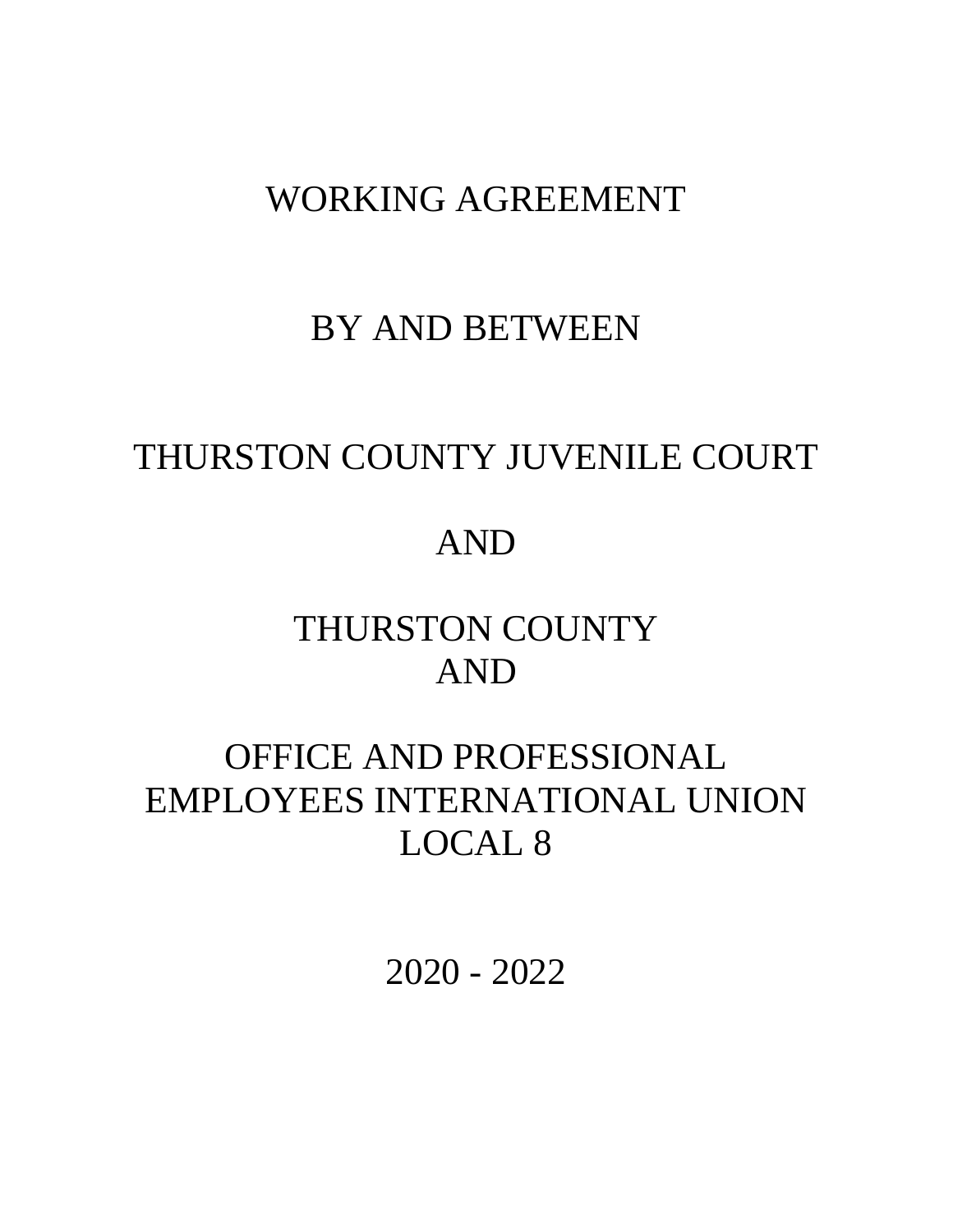# WORKING AGREEMENT

BY AND BETWEEN

THURSTON COUNTY JUVENILE COURT

AND

THURSTON COUNTY
AND

OFFICE AND PROFESSIONAL
EMPLOYEES INTERNATIONAL UNION
LOCAL 8

2020 - 2022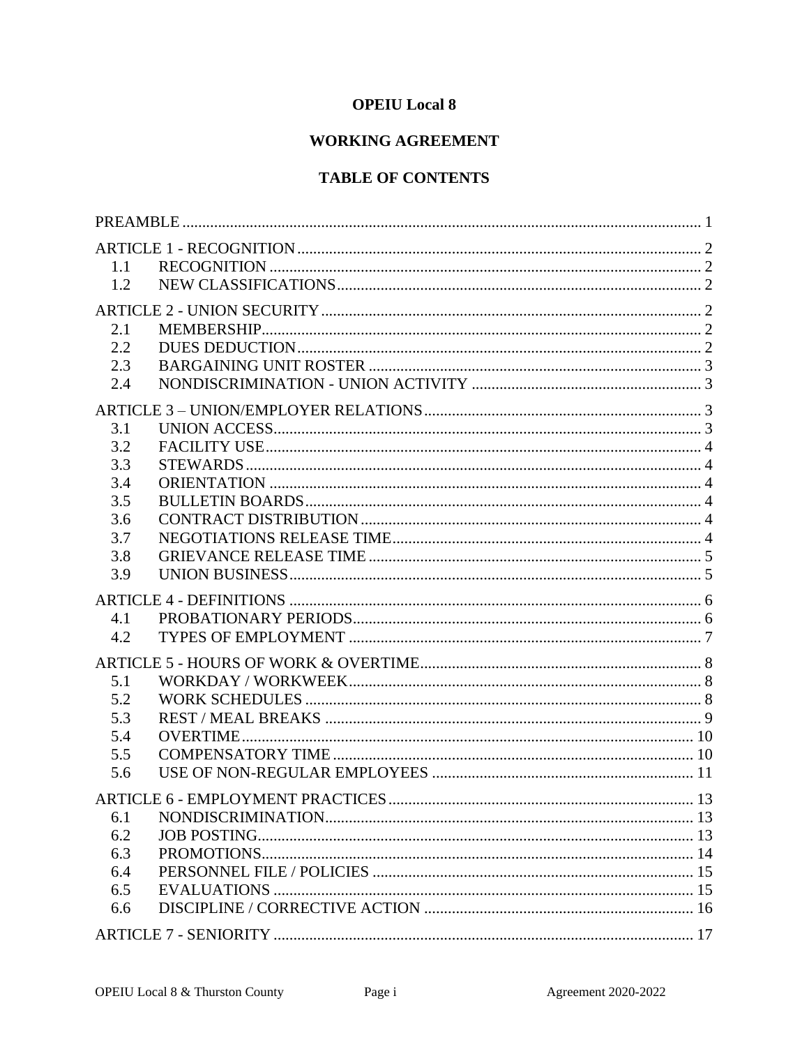# OPEIU Local 8

## WORKING AGREEMENT

## TABLE OF CONTENTS

| | | |
|---|---|---|
| PREAMBLE | | 1 |
| ARTICLE 1 - RECOGNITION | | 2 |
| 1.1 | RECOGNITION | 2 |
| 1.2 | NEW CLASSIFICATIONS | 2 |
| ARTICLE 2 - UNION SECURITY | | 2 |
| 2.1 | MEMBERSHIP | 2 |
| 2.2 | DUES DEDUCTION | 2 |
| 2.3 | BARGAINING UNIT ROSTER | 3 |
| 2.4 | NONDISCRIMINATION - UNION ACTIVITY | 3 |
| ARTICLE 3 – UNION/EMPLOYER RELATIONS | | 3 |
| 3.1 | UNION ACCESS | 3 |
| 3.2 | FACILITY USE | 4 |
| 3.3 | STEWARDS | 4 |
| 3.4 | ORIENTATION | 4 |
| 3.5 | BULLETIN BOARDS | 4 |
| 3.6 | CONTRACT DISTRIBUTION | 4 |
| 3.7 | NEGOTIATIONS RELEASE TIME | 4 |
| 3.8 | GRIEVANCE RELEASE TIME | 5 |
| 3.9 | UNION BUSINESS | 5 |
| ARTICLE 4 - DEFINITIONS | | 6 |
| 4.1 | PROBATIONARY PERIODS | 6 |
| 4.2 | TYPES OF EMPLOYMENT | 7 |
| ARTICLE 5 - HOURS OF WORK & OVERTIME | | 8 |
| 5.1 | WORKDAY / WORKWEEK | 8 |
| 5.2 | WORK SCHEDULES | 8 |
| 5.3 | REST / MEAL BREAKS | 9 |
| 5.4 | OVERTIME | 10 |
| 5.5 | COMPENSATORY TIME | 10 |
| 5.6 | USE OF NON-REGULAR EMPLOYEES | 11 |
| ARTICLE 6 - EMPLOYMENT PRACTICES | | 13 |
| 6.1 | NONDISCRIMINATION | 13 |
| 6.2 | JOB POSTING | 13 |
| 6.3 | PROMOTIONS | 14 |
| 6.4 | PERSONNEL FILE / POLICIES | 15 |
| 6.5 | EVALUATIONS | 15 |
| 6.6 | DISCIPLINE / CORRECTIVE ACTION | 16 |
| ARTICLE 7 - SENIORITY | | 17 |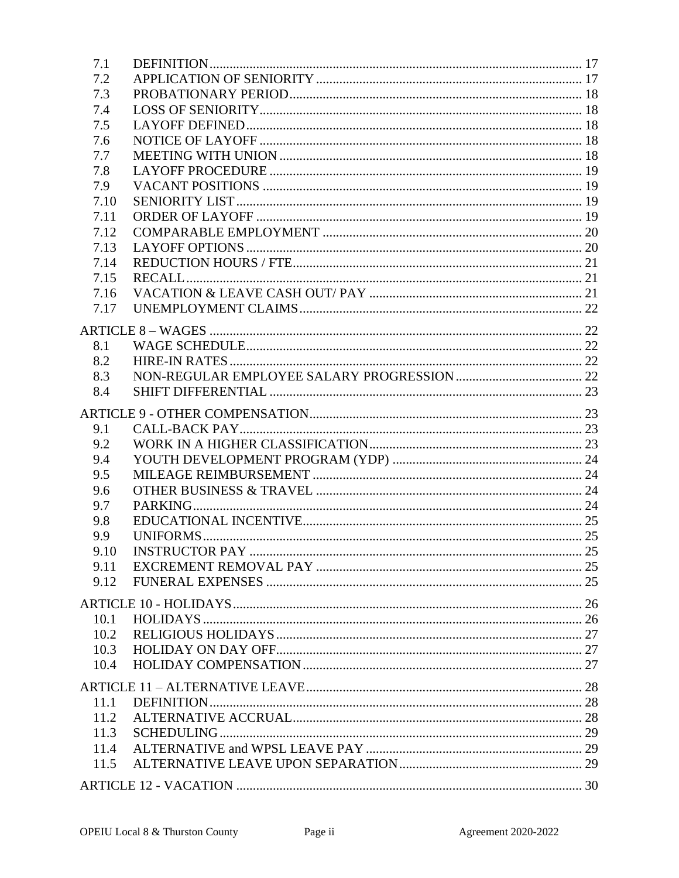| | | |
|---|---|---|
| 7.1 | DEFINITION | 17 |
| 7.2 | APPLICATION OF SENIORITY | 17 |
| 7.3 | PROBATIONARY PERIOD | 18 |
| 7.4 | LOSS OF SENIORITY | 18 |
| 7.5 | LAYOFF DEFINED | 18 |
| 7.6 | NOTICE OF LAYOFF | 18 |
| 7.7 | MEETING WITH UNION | 18 |
| 7.8 | LAYOFF PROCEDURE | 19 |
| 7.9 | VACANT POSITIONS | 19 |
| 7.10 | SENIORITY LIST | 19 |
| 7.11 | ORDER OF LAYOFF | 19 |
| 7.12 | COMPARABLE EMPLOYMENT | 20 |
| 7.13 | LAYOFF OPTIONS | 20 |
| 7.14 | REDUCTION HOURS / FTE | 21 |
| 7.15 | RECALL | 21 |
| 7.16 | VACATION & LEAVE CASH OUT/ PAY | 21 |
| 7.17 | UNEMPLOYMENT CLAIMS | 22 |
| ARTICLE 8 – WAGES | | 22 |
| 8.1 | WAGE SCHEDULE | 22 |
| 8.2 | HIRE-IN RATES | 22 |
| 8.3 | NON-REGULAR EMPLOYEE SALARY PROGRESSION | 22 |
| 8.4 | SHIFT DIFFERENTIAL | 23 |
| ARTICLE 9 - OTHER COMPENSATION | | 23 |
| 9.1 | CALL-BACK PAY | 23 |
| 9.2 | WORK IN A HIGHER CLASSIFICATION | 23 |
| 9.4 | YOUTH DEVELOPMENT PROGRAM (YDP) | 24 |
| 9.5 | MILEAGE REIMBURSEMENT | 24 |
| 9.6 | OTHER BUSINESS & TRAVEL | 24 |
| 9.7 | PARKING | 24 |
| 9.8 | EDUCATIONAL INCENTIVE | 25 |
| 9.9 | UNIFORMS | 25 |
| 9.10 | INSTRUCTOR PAY | 25 |
| 9.11 | EXCREMENT REMOVAL PAY | 25 |
| 9.12 | FUNERAL EXPENSES | 25 |
| ARTICLE 10 - HOLIDAYS | | 26 |
| 10.1 | HOLIDAYS | 26 |
| 10.2 | RELIGIOUS HOLIDAYS | 27 |
| 10.3 | HOLIDAY ON DAY OFF | 27 |
| 10.4 | HOLIDAY COMPENSATION | 27 |
| ARTICLE 11 – ALTERNATIVE LEAVE | | 28 |
| 11.1 | DEFINITION | 28 |
| 11.2 | ALTERNATIVE ACCRUAL | 28 |
| 11.3 | SCHEDULING | 29 |
| 11.4 | ALTERNATIVE and WPSL LEAVE PAY | 29 |
| 11.5 | ALTERNATIVE LEAVE UPON SEPARATION | 29 |
| ARTICLE 12 - VACATION | | 30 |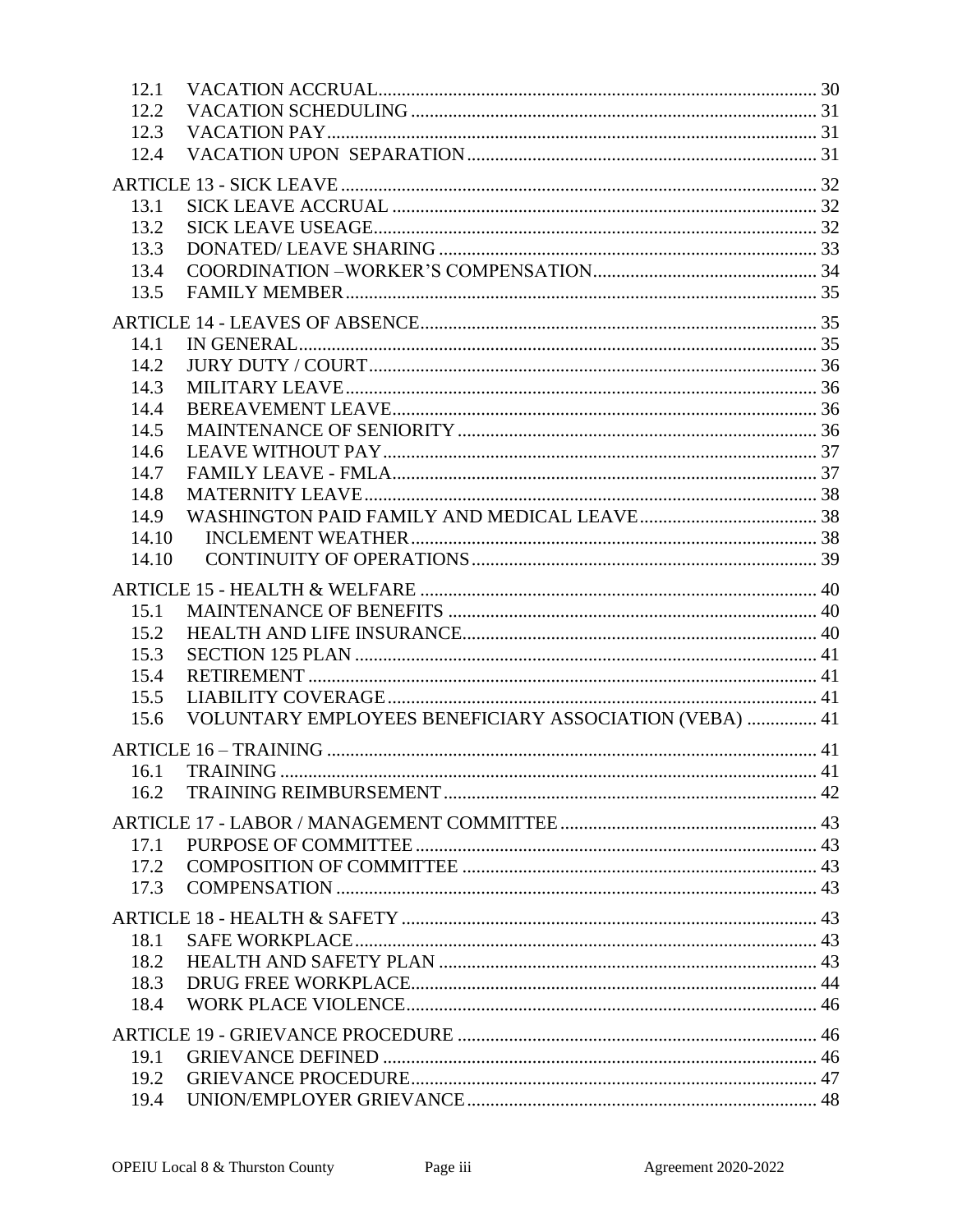| | | |
|---|---|---|
| 12.1 | VACATION ACCRUAL | 30 |
| 12.2 | VACATION SCHEDULING | 31 |
| 12.3 | VACATION PAY | 31 |
| 12.4 | VACATION UPON SEPARATION | 31 |
| ARTICLE 13 - SICK LEAVE | | 32 |
| 13.1 | SICK LEAVE ACCRUAL | 32 |
| 13.2 | SICK LEAVE USEAGE | 32 |
| 13.3 | DONATED/ LEAVE SHARING | 33 |
| 13.4 | COORDINATION –WORKER'S COMPENSATION | 34 |
| 13.5 | FAMILY MEMBER | 35 |
| ARTICLE 14 - LEAVES OF ABSENCE | | 35 |
| 14.1 | IN GENERAL | 35 |
| 14.2 | JURY DUTY / COURT | 36 |
| 14.3 | MILITARY LEAVE | 36 |
| 14.4 | BEREAVEMENT LEAVE | 36 |
| 14.5 | MAINTENANCE OF SENIORITY | 36 |
| 14.6 | LEAVE WITHOUT PAY | 37 |
| 14.7 | FAMILY LEAVE - FMLA | 37 |
| 14.8 | MATERNITY LEAVE | 38 |
| 14.9 | WASHINGTON PAID FAMILY AND MEDICAL LEAVE | 38 |
| 14.10 | INCLEMENT WEATHER | 38 |
| 14.10 | CONTINUITY OF OPERATIONS | 39 |
| ARTICLE 15 - HEALTH & WELFARE | | 40 |
| 15.1 | MAINTENANCE OF BENEFITS | 40 |
| 15.2 | HEALTH AND LIFE INSURANCE | 40 |
| 15.3 | SECTION 125 PLAN | 41 |
| 15.4 | RETIREMENT | 41 |
| 15.5 | LIABILITY COVERAGE | 41 |
| 15.6 | VOLUNTARY EMPLOYEES BENEFICIARY ASSOCIATION (VEBA) | 41 |
| ARTICLE 16 – TRAINING | | 41 |
| 16.1 | TRAINING | 41 |
| 16.2 | TRAINING REIMBURSEMENT | 42 |
| ARTICLE 17 - LABOR / MANAGEMENT COMMITTEE | | 43 |
| 17.1 | PURPOSE OF COMMITTEE | 43 |
| 17.2 | COMPOSITION OF COMMITTEE | 43 |
| 17.3 | COMPENSATION | 43 |
| ARTICLE 18 - HEALTH & SAFETY | | 43 |
| 18.1 | SAFE WORKPLACE | 43 |
| 18.2 | HEALTH AND SAFETY PLAN | 43 |
| 18.3 | DRUG FREE WORKPLACE | 44 |
| 18.4 | WORK PLACE VIOLENCE | 46 |
| ARTICLE 19 - GRIEVANCE PROCEDURE | | 46 |
| 19.1 | GRIEVANCE DEFINED | 46 |
| 19.2 | GRIEVANCE PROCEDURE | 47 |
| 19.4 | UNION/EMPLOYER GRIEVANCE | 48 |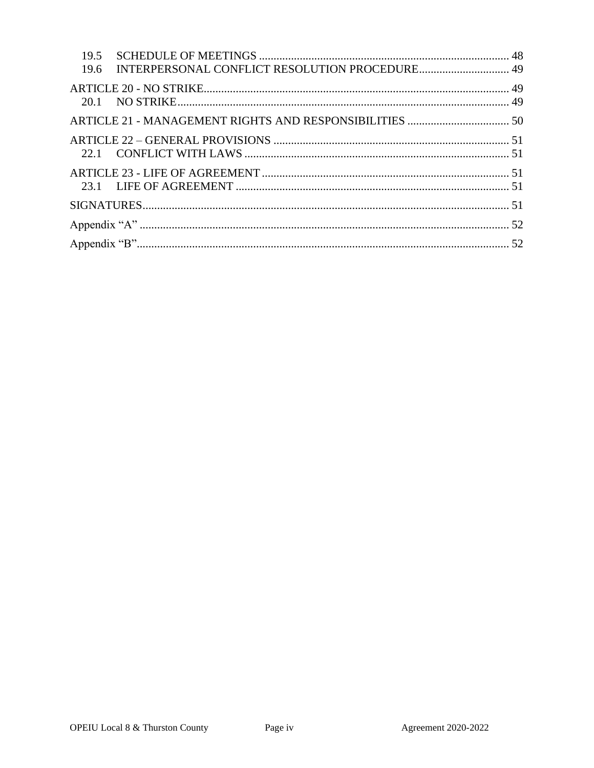19.5 SCHEDULE OF MEETINGS ..... 48
19.6 INTERPERSONAL CONFLICT RESOLUTION PROCEDURE ..... 49

ARTICLE 20 - NO STRIKE ..... 49
20.1 NO STRIKE ..... 49

ARTICLE 21 - MANAGEMENT RIGHTS AND RESPONSIBILITIES ..... 50

ARTICLE 22 – GENERAL PROVISIONS ..... 51
22.1 CONFLICT WITH LAWS ..... 51

ARTICLE 23 - LIFE OF AGREEMENT ..... 51
23.1 LIFE OF AGREEMENT ..... 51

SIGNATURES ..... 51

Appendix "A" ..... 52

Appendix "B" ..... 52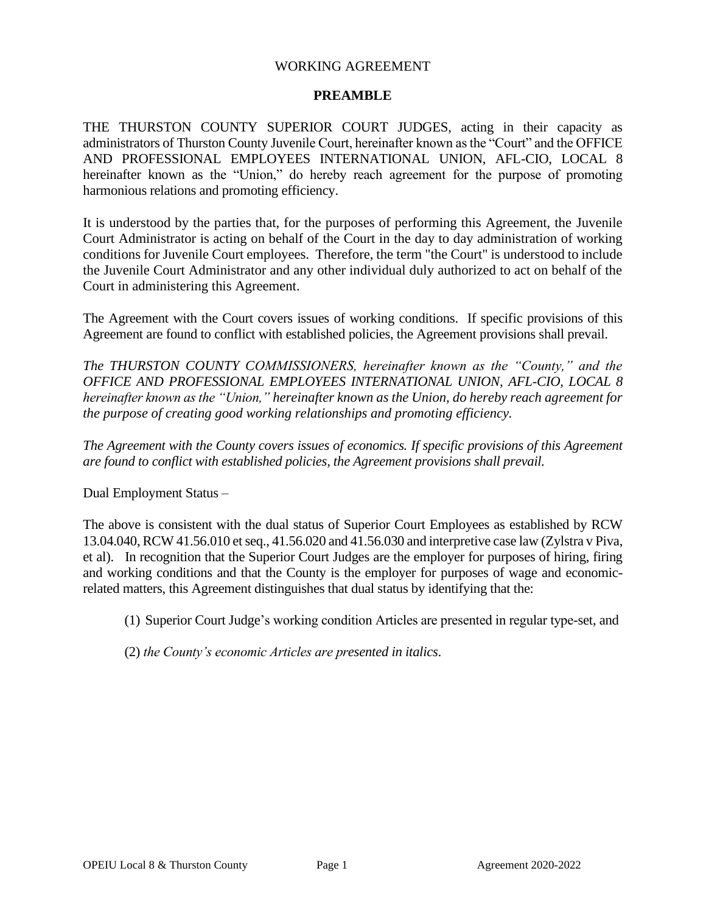WORKING AGREEMENT

## PREAMBLE

THE THURSTON COUNTY SUPERIOR COURT JUDGES, acting in their capacity as administrators of Thurston County Juvenile Court, hereinafter known as the "Court" and the OFFICE AND PROFESSIONAL EMPLOYEES INTERNATIONAL UNION, AFL-CIO, LOCAL 8 hereinafter known as the "Union," do hereby reach agreement for the purpose of promoting harmonious relations and promoting efficiency.

It is understood by the parties that, for the purposes of performing this Agreement, the Juvenile Court Administrator is acting on behalf of the Court in the day to day administration of working conditions for Juvenile Court employees. Therefore, the term "the Court" is understood to include the Juvenile Court Administrator and any other individual duly authorized to act on behalf of the Court in administering this Agreement.

The Agreement with the Court covers issues of working conditions. If specific provisions of this Agreement are found to conflict with established policies, the Agreement provisions shall prevail.

*The THURSTON COUNTY COMMISSIONERS, hereinafter known as the "County," and the OFFICE AND PROFESSIONAL EMPLOYEES INTERNATIONAL UNION, AFL-CIO, LOCAL 8 hereinafter known as the "Union," hereinafter known as the Union, do hereby reach agreement for the purpose of creating good working relationships and promoting efficiency.*

*The Agreement with the County covers issues of economics. If specific provisions of this Agreement are found to conflict with established policies, the Agreement provisions shall prevail.*

Dual Employment Status –

The above is consistent with the dual status of Superior Court Employees as established by RCW 13.04.040, RCW 41.56.010 et seq., 41.56.020 and 41.56.030 and interpretive case law (Zylstra v Piva, et al). In recognition that the Superior Court Judges are the employer for purposes of hiring, firing and working conditions and that the County is the employer for purposes of wage and economic-related matters, this Agreement distinguishes that dual status by identifying that the:

(1) Superior Court Judge's working condition Articles are presented in regular type-set, and

(2) *the County's economic Articles are presented in italics.*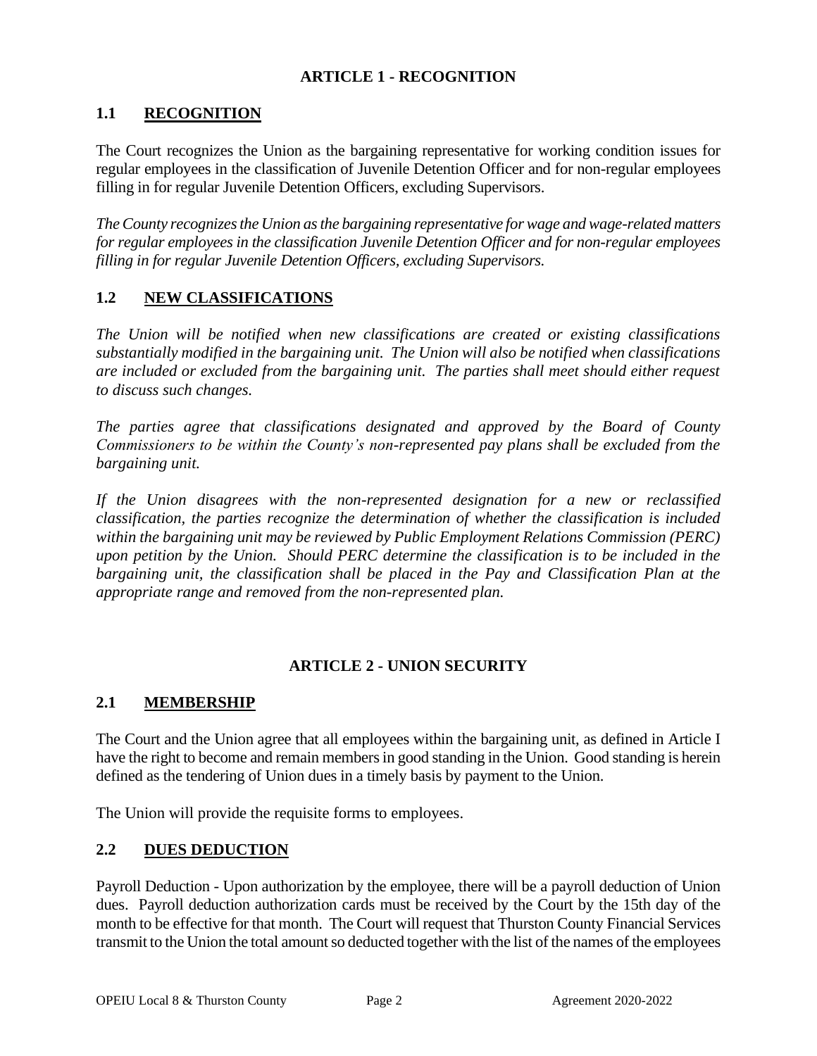## ARTICLE 1 - RECOGNITION

### 1.1 RECOGNITION

The Court recognizes the Union as the bargaining representative for working condition issues for regular employees in the classification of Juvenile Detention Officer and for non-regular employees filling in for regular Juvenile Detention Officers, excluding Supervisors.

*The County recognizes the Union as the bargaining representative for wage and wage-related matters for regular employees in the classification Juvenile Detention Officer and for non-regular employees filling in for regular Juvenile Detention Officers, excluding Supervisors.*

### 1.2 NEW CLASSIFICATIONS

*The Union will be notified when new classifications are created or existing classifications substantially modified in the bargaining unit. The Union will also be notified when classifications are included or excluded from the bargaining unit. The parties shall meet should either request to discuss such changes.*

*The parties agree that classifications designated and approved by the Board of County Commissioners to be within the County's non-represented pay plans shall be excluded from the bargaining unit.*

*If the Union disagrees with the non-represented designation for a new or reclassified classification, the parties recognize the determination of whether the classification is included within the bargaining unit may be reviewed by Public Employment Relations Commission (PERC) upon petition by the Union. Should PERC determine the classification is to be included in the bargaining unit, the classification shall be placed in the Pay and Classification Plan at the appropriate range and removed from the non-represented plan.*

## ARTICLE 2 - UNION SECURITY

### 2.1 MEMBERSHIP

The Court and the Union agree that all employees within the bargaining unit, as defined in Article I have the right to become and remain members in good standing in the Union. Good standing is herein defined as the tendering of Union dues in a timely basis by payment to the Union.

The Union will provide the requisite forms to employees.

### 2.2 DUES DEDUCTION

Payroll Deduction - Upon authorization by the employee, there will be a payroll deduction of Union dues. Payroll deduction authorization cards must be received by the Court by the 15th day of the month to be effective for that month. The Court will request that Thurston County Financial Services transmit to the Union the total amount so deducted together with the list of the names of the employees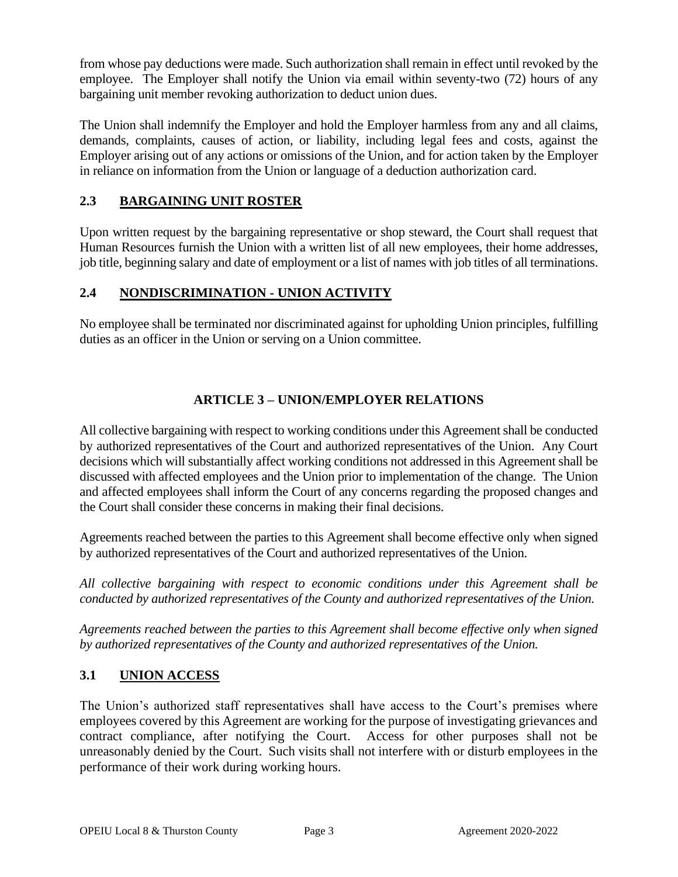from whose pay deductions were made. Such authorization shall remain in effect until revoked by the employee. The Employer shall notify the Union via email within seventy-two (72) hours of any bargaining unit member revoking authorization to deduct union dues.

The Union shall indemnify the Employer and hold the Employer harmless from any and all claims, demands, complaints, causes of action, or liability, including legal fees and costs, against the Employer arising out of any actions or omissions of the Union, and for action taken by the Employer in reliance on information from the Union or language of a deduction authorization card.

### 2.3 BARGAINING UNIT ROSTER

Upon written request by the bargaining representative or shop steward, the Court shall request that Human Resources furnish the Union with a written list of all new employees, their home addresses, job title, beginning salary and date of employment or a list of names with job titles of all terminations.

### 2.4 NONDISCRIMINATION - UNION ACTIVITY

No employee shall be terminated nor discriminated against for upholding Union principles, fulfilling duties as an officer in the Union or serving on a Union committee.

## ARTICLE 3 – UNION/EMPLOYER RELATIONS

All collective bargaining with respect to working conditions under this Agreement shall be conducted by authorized representatives of the Court and authorized representatives of the Union. Any Court decisions which will substantially affect working conditions not addressed in this Agreement shall be discussed with affected employees and the Union prior to implementation of the change. The Union and affected employees shall inform the Court of any concerns regarding the proposed changes and the Court shall consider these concerns in making their final decisions.

Agreements reached between the parties to this Agreement shall become effective only when signed by authorized representatives of the Court and authorized representatives of the Union.

*All collective bargaining with respect to economic conditions under this Agreement shall be conducted by authorized representatives of the County and authorized representatives of the Union.*

*Agreements reached between the parties to this Agreement shall become effective only when signed by authorized representatives of the County and authorized representatives of the Union.*

### 3.1 UNION ACCESS

The Union's authorized staff representatives shall have access to the Court's premises where employees covered by this Agreement are working for the purpose of investigating grievances and contract compliance, after notifying the Court. Access for other purposes shall not be unreasonably denied by the Court. Such visits shall not interfere with or disturb employees in the performance of their work during working hours.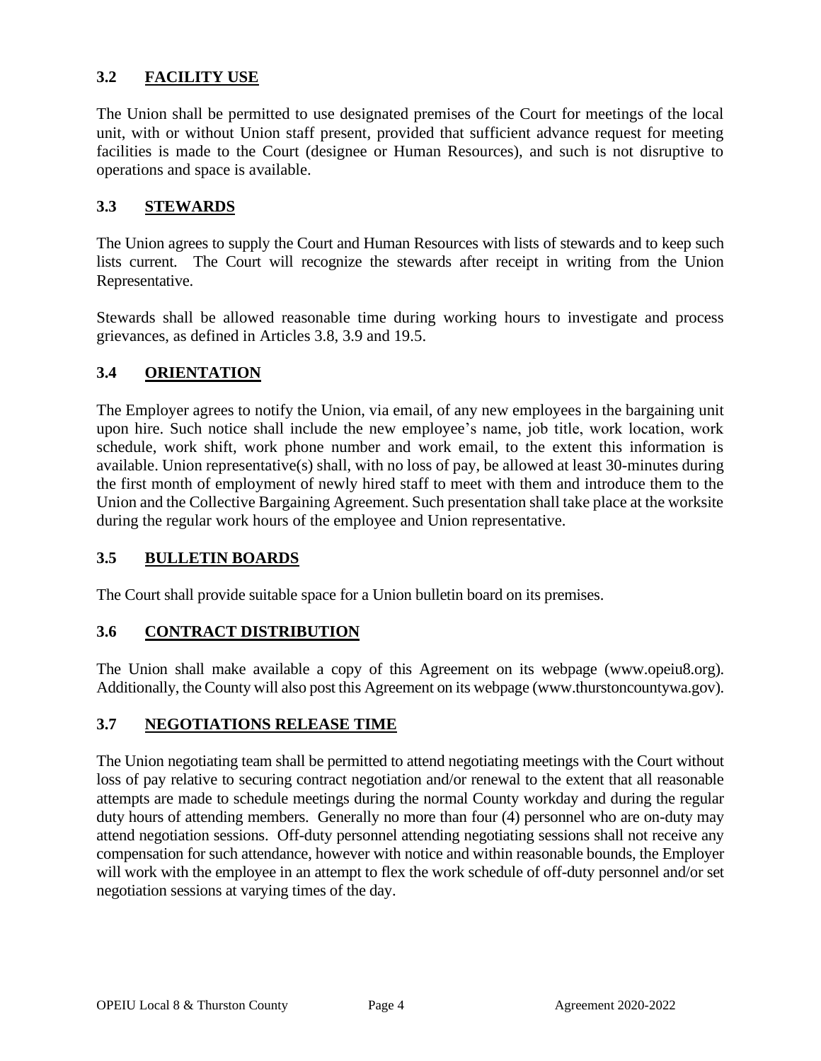## 3.2 FACILITY USE

The Union shall be permitted to use designated premises of the Court for meetings of the local unit, with or without Union staff present, provided that sufficient advance request for meeting facilities is made to the Court (designee or Human Resources), and such is not disruptive to operations and space is available.

## 3.3 STEWARDS

The Union agrees to supply the Court and Human Resources with lists of stewards and to keep such lists current. The Court will recognize the stewards after receipt in writing from the Union Representative.

Stewards shall be allowed reasonable time during working hours to investigate and process grievances, as defined in Articles 3.8, 3.9 and 19.5.

## 3.4 ORIENTATION

The Employer agrees to notify the Union, via email, of any new employees in the bargaining unit upon hire. Such notice shall include the new employee's name, job title, work location, work schedule, work shift, work phone number and work email, to the extent this information is available. Union representative(s) shall, with no loss of pay, be allowed at least 30-minutes during the first month of employment of newly hired staff to meet with them and introduce them to the Union and the Collective Bargaining Agreement. Such presentation shall take place at the worksite during the regular work hours of the employee and Union representative.

## 3.5 BULLETIN BOARDS

The Court shall provide suitable space for a Union bulletin board on its premises.

## 3.6 CONTRACT DISTRIBUTION

The Union shall make available a copy of this Agreement on its webpage (www.opeiu8.org). Additionally, the County will also post this Agreement on its webpage (www.thurstoncountywa.gov).

## 3.7 NEGOTIATIONS RELEASE TIME

The Union negotiating team shall be permitted to attend negotiating meetings with the Court without loss of pay relative to securing contract negotiation and/or renewal to the extent that all reasonable attempts are made to schedule meetings during the normal County workday and during the regular duty hours of attending members. Generally no more than four (4) personnel who are on-duty may attend negotiation sessions. Off-duty personnel attending negotiating sessions shall not receive any compensation for such attendance, however with notice and within reasonable bounds, the Employer will work with the employee in an attempt to flex the work schedule of off-duty personnel and/or set negotiation sessions at varying times of the day.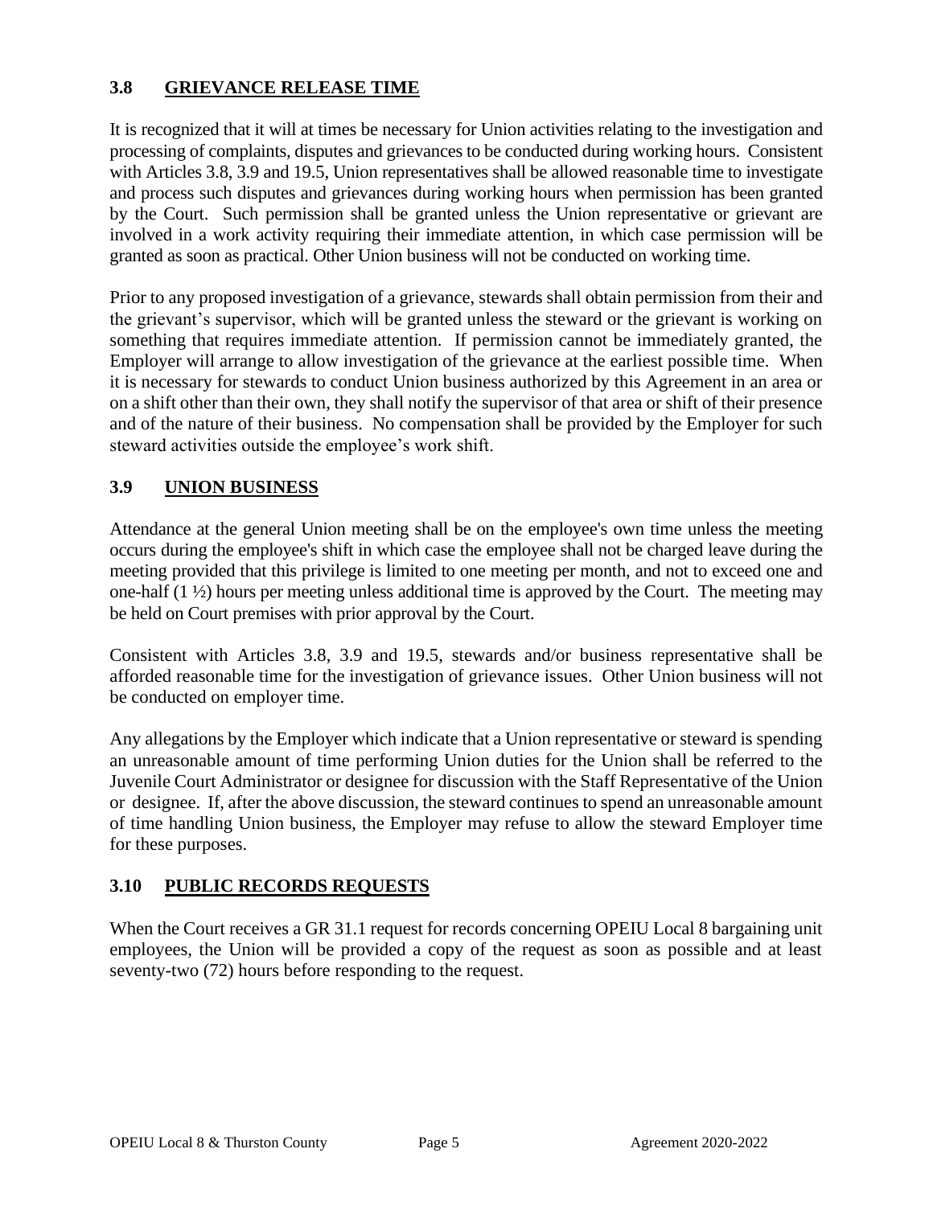## 3.8 GRIEVANCE RELEASE TIME

It is recognized that it will at times be necessary for Union activities relating to the investigation and processing of complaints, disputes and grievances to be conducted during working hours. Consistent with Articles 3.8, 3.9 and 19.5, Union representatives shall be allowed reasonable time to investigate and process such disputes and grievances during working hours when permission has been granted by the Court. Such permission shall be granted unless the Union representative or grievant are involved in a work activity requiring their immediate attention, in which case permission will be granted as soon as practical. Other Union business will not be conducted on working time.

Prior to any proposed investigation of a grievance, stewards shall obtain permission from their and the grievant's supervisor, which will be granted unless the steward or the grievant is working on something that requires immediate attention. If permission cannot be immediately granted, the Employer will arrange to allow investigation of the grievance at the earliest possible time. When it is necessary for stewards to conduct Union business authorized by this Agreement in an area or on a shift other than their own, they shall notify the supervisor of that area or shift of their presence and of the nature of their business. No compensation shall be provided by the Employer for such steward activities outside the employee's work shift.

## 3.9 UNION BUSINESS

Attendance at the general Union meeting shall be on the employee's own time unless the meeting occurs during the employee's shift in which case the employee shall not be charged leave during the meeting provided that this privilege is limited to one meeting per month, and not to exceed one and one-half (1 ½) hours per meeting unless additional time is approved by the Court. The meeting may be held on Court premises with prior approval by the Court.

Consistent with Articles 3.8, 3.9 and 19.5, stewards and/or business representative shall be afforded reasonable time for the investigation of grievance issues. Other Union business will not be conducted on employer time.

Any allegations by the Employer which indicate that a Union representative or steward is spending an unreasonable amount of time performing Union duties for the Union shall be referred to the Juvenile Court Administrator or designee for discussion with the Staff Representative of the Union or designee. If, after the above discussion, the steward continues to spend an unreasonable amount of time handling Union business, the Employer may refuse to allow the steward Employer time for these purposes.

## 3.10 PUBLIC RECORDS REQUESTS

When the Court receives a GR 31.1 request for records concerning OPEIU Local 8 bargaining unit employees, the Union will be provided a copy of the request as soon as possible and at least seventy-two (72) hours before responding to the request.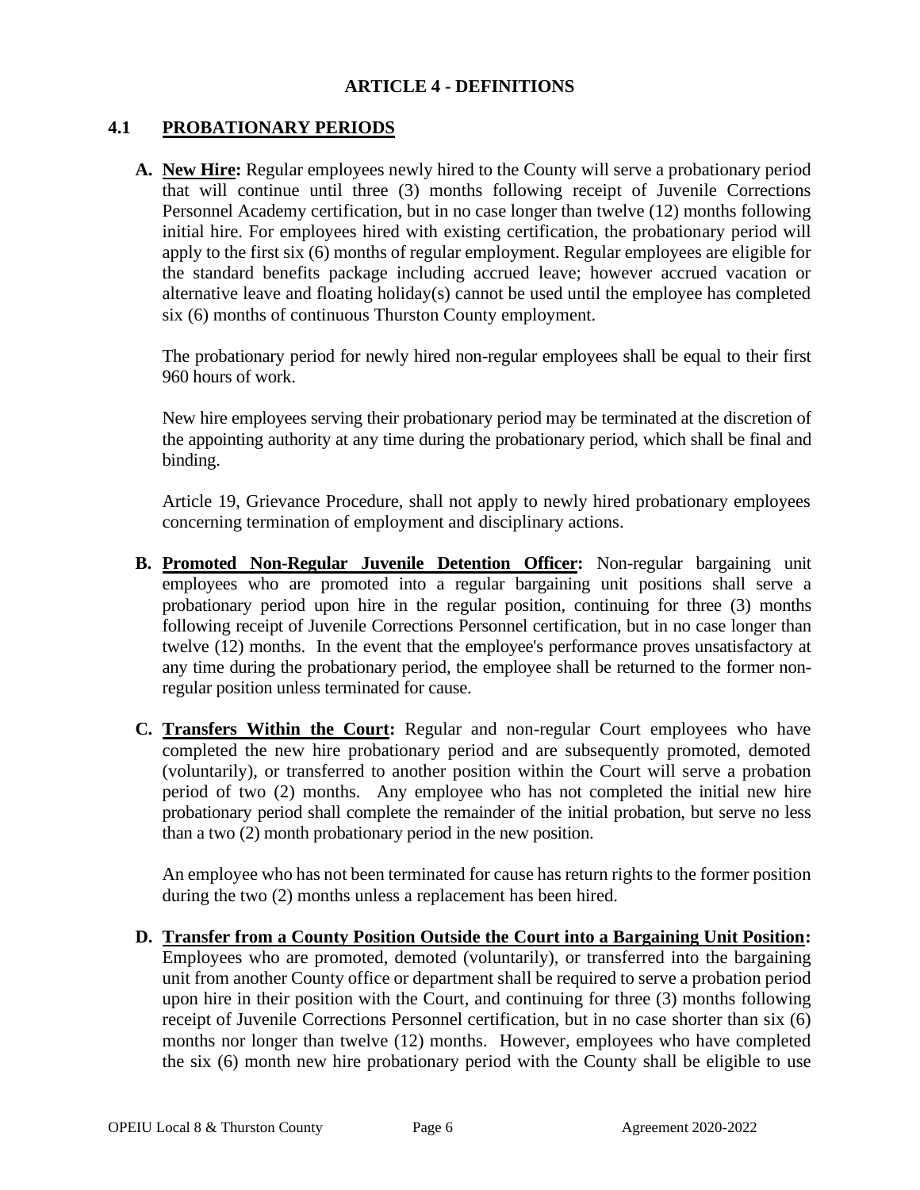## ARTICLE 4 - DEFINITIONS

### 4.1 PROBATIONARY PERIODS

**A. New Hire:** Regular employees newly hired to the County will serve a probationary period that will continue until three (3) months following receipt of Juvenile Corrections Personnel Academy certification, but in no case longer than twelve (12) months following initial hire. For employees hired with existing certification, the probationary period will apply to the first six (6) months of regular employment. Regular employees are eligible for the standard benefits package including accrued leave; however accrued vacation or alternative leave and floating holiday(s) cannot be used until the employee has completed six (6) months of continuous Thurston County employment.

The probationary period for newly hired non-regular employees shall be equal to their first 960 hours of work.

New hire employees serving their probationary period may be terminated at the discretion of the appointing authority at any time during the probationary period, which shall be final and binding.

Article 19, Grievance Procedure, shall not apply to newly hired probationary employees concerning termination of employment and disciplinary actions.

**B. Promoted Non-Regular Juvenile Detention Officer:** Non-regular bargaining unit employees who are promoted into a regular bargaining unit positions shall serve a probationary period upon hire in the regular position, continuing for three (3) months following receipt of Juvenile Corrections Personnel certification, but in no case longer than twelve (12) months. In the event that the employee's performance proves unsatisfactory at any time during the probationary period, the employee shall be returned to the former non-regular position unless terminated for cause.

**C. Transfers Within the Court:** Regular and non-regular Court employees who have completed the new hire probationary period and are subsequently promoted, demoted (voluntarily), or transferred to another position within the Court will serve a probation period of two (2) months. Any employee who has not completed the initial new hire probationary period shall complete the remainder of the initial probation, but serve no less than a two (2) month probationary period in the new position.

An employee who has not been terminated for cause has return rights to the former position during the two (2) months unless a replacement has been hired.

**D. Transfer from a County Position Outside the Court into a Bargaining Unit Position:** Employees who are promoted, demoted (voluntarily), or transferred into the bargaining unit from another County office or department shall be required to serve a probation period upon hire in their position with the Court, and continuing for three (3) months following receipt of Juvenile Corrections Personnel certification, but in no case shorter than six (6) months nor longer than twelve (12) months. However, employees who have completed the six (6) month new hire probationary period with the County shall be eligible to use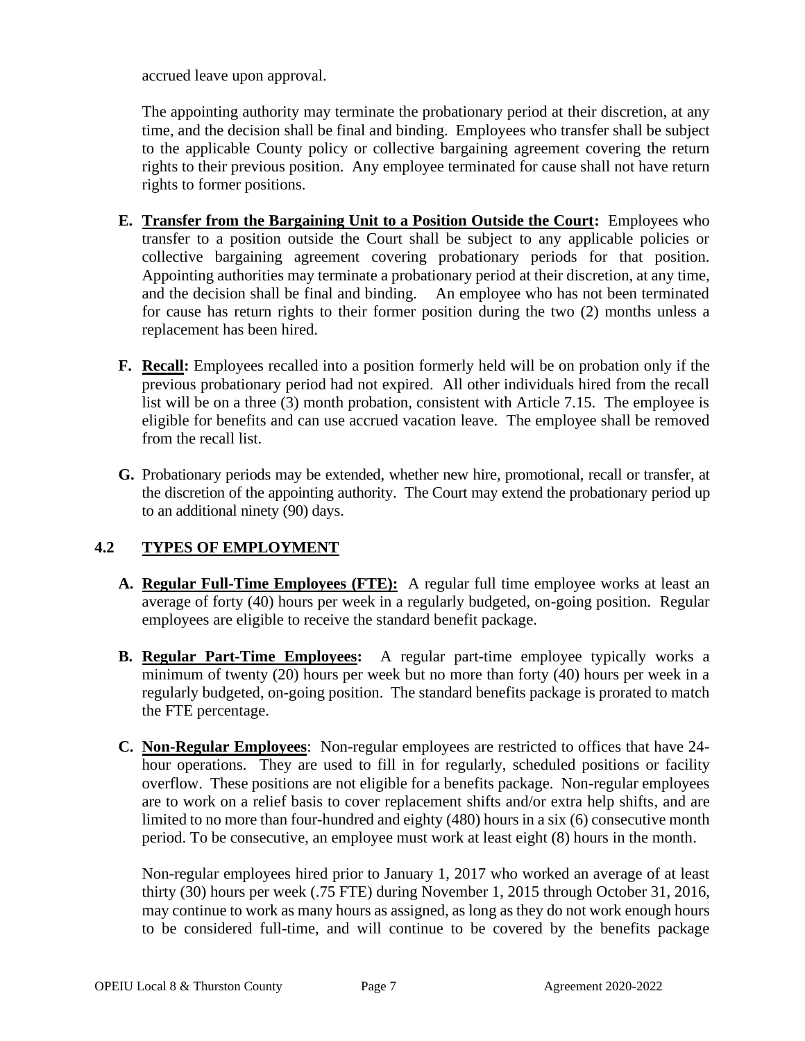accrued leave upon approval.

The appointing authority may terminate the probationary period at their discretion, at any time, and the decision shall be final and binding. Employees who transfer shall be subject to the applicable County policy or collective bargaining agreement covering the return rights to their previous position. Any employee terminated for cause shall not have return rights to former positions.

**E. Transfer from the Bargaining Unit to a Position Outside the Court:** Employees who transfer to a position outside the Court shall be subject to any applicable policies or collective bargaining agreement covering probationary periods for that position. Appointing authorities may terminate a probationary period at their discretion, at any time, and the decision shall be final and binding. An employee who has not been terminated for cause has return rights to their former position during the two (2) months unless a replacement has been hired.

**F. Recall:** Employees recalled into a position formerly held will be on probation only if the previous probationary period had not expired. All other individuals hired from the recall list will be on a three (3) month probation, consistent with Article 7.15. The employee is eligible for benefits and can use accrued vacation leave. The employee shall be removed from the recall list.

**G.** Probationary periods may be extended, whether new hire, promotional, recall or transfer, at the discretion of the appointing authority. The Court may extend the probationary period up to an additional ninety (90) days.

## 4.2 TYPES OF EMPLOYMENT

**A. Regular Full-Time Employees (FTE):** A regular full time employee works at least an average of forty (40) hours per week in a regularly budgeted, on-going position. Regular employees are eligible to receive the standard benefit package.

**B. Regular Part-Time Employees:** A regular part-time employee typically works a minimum of twenty (20) hours per week but no more than forty (40) hours per week in a regularly budgeted, on-going position. The standard benefits package is prorated to match the FTE percentage.

**C. Non-Regular Employees**: Non-regular employees are restricted to offices that have 24-hour operations. They are used to fill in for regularly, scheduled positions or facility overflow. These positions are not eligible for a benefits package. Non-regular employees are to work on a relief basis to cover replacement shifts and/or extra help shifts, and are limited to no more than four-hundred and eighty (480) hours in a six (6) consecutive month period. To be consecutive, an employee must work at least eight (8) hours in the month.

Non-regular employees hired prior to January 1, 2017 who worked an average of at least thirty (30) hours per week (.75 FTE) during November 1, 2015 through October 31, 2016, may continue to work as many hours as assigned, as long as they do not work enough hours to be considered full-time, and will continue to be covered by the benefits package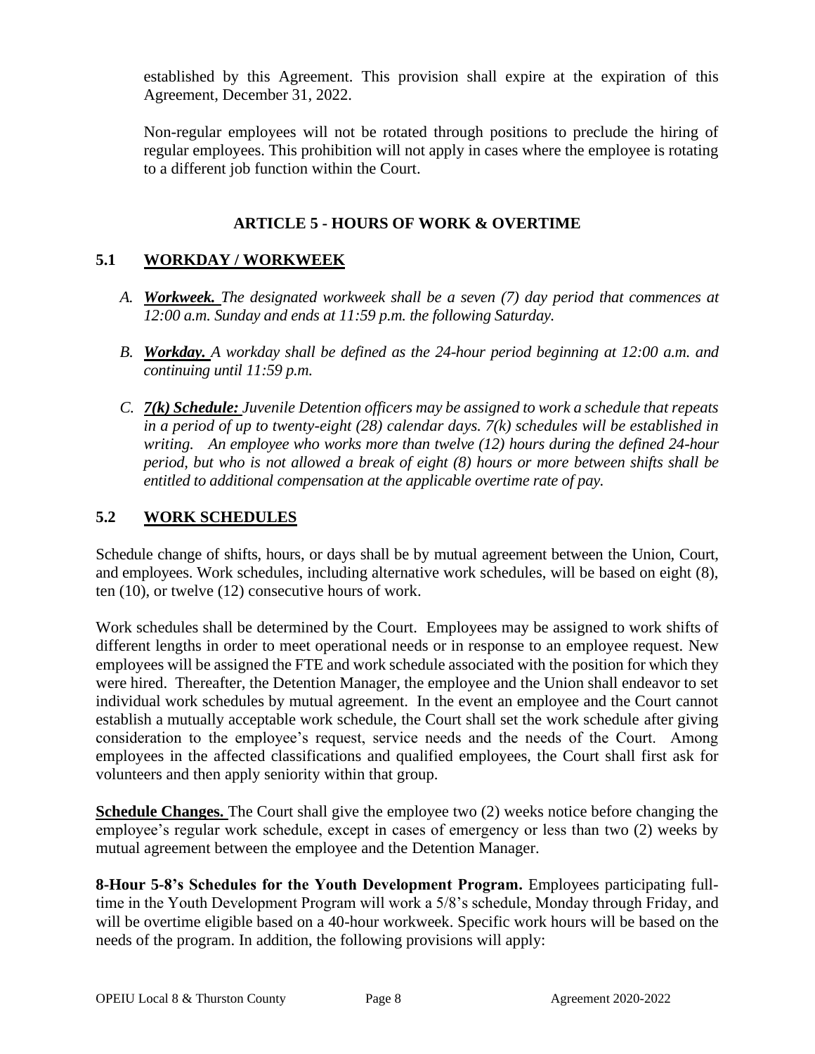established by this Agreement. This provision shall expire at the expiration of this Agreement, December 31, 2022.

Non-regular employees will not be rotated through positions to preclude the hiring of regular employees. This prohibition will not apply in cases where the employee is rotating to a different job function within the Court.

## ARTICLE 5 - HOURS OF WORK & OVERTIME

### 5.1 WORKDAY / WORKWEEK

*A.* ***Workweek.*** *The designated workweek shall be a seven (7) day period that commences at 12:00 a.m. Sunday and ends at 11:59 p.m. the following Saturday.*

*B.* ***Workday.*** *A workday shall be defined as the 24-hour period beginning at 12:00 a.m. and continuing until 11:59 p.m.*

*C.* ***7(k) Schedule:*** *Juvenile Detention officers may be assigned to work a schedule that repeats in a period of up to twenty-eight (28) calendar days. 7(k) schedules will be established in writing. An employee who works more than twelve (12) hours during the defined 24-hour period, but who is not allowed a break of eight (8) hours or more between shifts shall be entitled to additional compensation at the applicable overtime rate of pay.*

### 5.2 WORK SCHEDULES

Schedule change of shifts, hours, or days shall be by mutual agreement between the Union, Court, and employees. Work schedules, including alternative work schedules, will be based on eight (8), ten (10), or twelve (12) consecutive hours of work.

Work schedules shall be determined by the Court. Employees may be assigned to work shifts of different lengths in order to meet operational needs or in response to an employee request. New employees will be assigned the FTE and work schedule associated with the position for which they were hired. Thereafter, the Detention Manager, the employee and the Union shall endeavor to set individual work schedules by mutual agreement. In the event an employee and the Court cannot establish a mutually acceptable work schedule, the Court shall set the work schedule after giving consideration to the employee's request, service needs and the needs of the Court. Among employees in the affected classifications and qualified employees, the Court shall first ask for volunteers and then apply seniority within that group.

**Schedule Changes.** The Court shall give the employee two (2) weeks notice before changing the employee's regular work schedule, except in cases of emergency or less than two (2) weeks by mutual agreement between the employee and the Detention Manager.

**8-Hour 5-8's Schedules for the Youth Development Program.** Employees participating full-time in the Youth Development Program will work a 5/8's schedule, Monday through Friday, and will be overtime eligible based on a 40-hour workweek. Specific work hours will be based on the needs of the program. In addition, the following provisions will apply: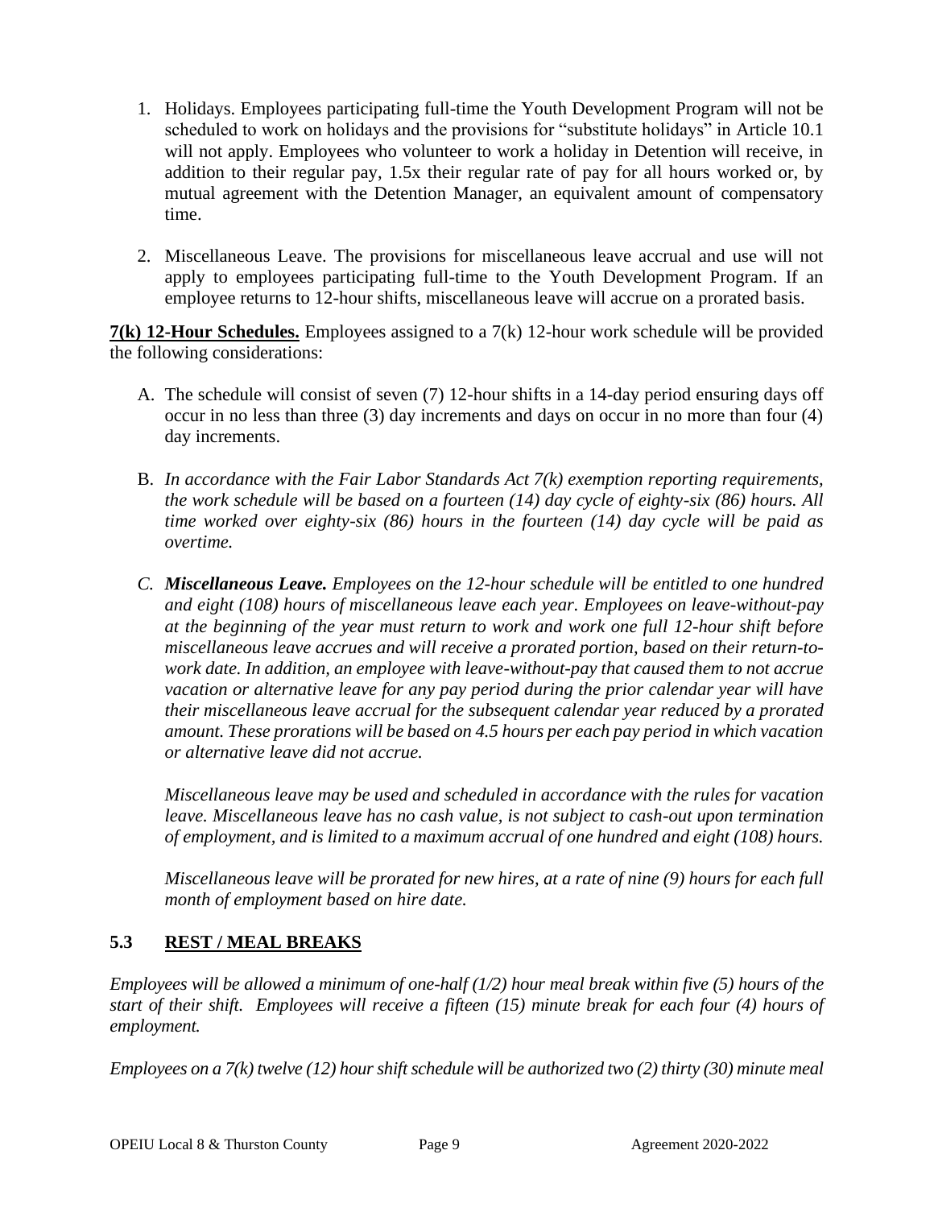1. Holidays. Employees participating full-time the Youth Development Program will not be scheduled to work on holidays and the provisions for "substitute holidays" in Article 10.1 will not apply. Employees who volunteer to work a holiday in Detention will receive, in addition to their regular pay, 1.5x their regular rate of pay for all hours worked or, by mutual agreement with the Detention Manager, an equivalent amount of compensatory time.

2. Miscellaneous Leave. The provisions for miscellaneous leave accrual and use will not apply to employees participating full-time to the Youth Development Program. If an employee returns to 12-hour shifts, miscellaneous leave will accrue on a prorated basis.

**7(k) 12-Hour Schedules.** Employees assigned to a 7(k) 12-hour work schedule will be provided the following considerations:

A. The schedule will consist of seven (7) 12-hour shifts in a 14-day period ensuring days off occur in no less than three (3) day increments and days on occur in no more than four (4) day increments.

B. *In accordance with the Fair Labor Standards Act 7(k) exemption reporting requirements, the work schedule will be based on a fourteen (14) day cycle of eighty-six (86) hours. All time worked over eighty-six (86) hours in the fourteen (14) day cycle will be paid as overtime.*

C. ***Miscellaneous Leave.*** *Employees on the 12-hour schedule will be entitled to one hundred and eight (108) hours of miscellaneous leave each year. Employees on leave-without-pay at the beginning of the year must return to work and work one full 12-hour shift before miscellaneous leave accrues and will receive a prorated portion, based on their return-to-work date. In addition, an employee with leave-without-pay that caused them to not accrue vacation or alternative leave for any pay period during the prior calendar year will have their miscellaneous leave accrual for the subsequent calendar year reduced by a prorated amount. These prorations will be based on 4.5 hours per each pay period in which vacation or alternative leave did not accrue.*

   *Miscellaneous leave may be used and scheduled in accordance with the rules for vacation leave. Miscellaneous leave has no cash value, is not subject to cash-out upon termination of employment, and is limited to a maximum accrual of one hundred and eight (108) hours.*

   *Miscellaneous leave will be prorated for new hires, at a rate of nine (9) hours for each full month of employment based on hire date.*

## 5.3 REST / MEAL BREAKS

*Employees will be allowed a minimum of one-half (1/2) hour meal break within five (5) hours of the start of their shift. Employees will receive a fifteen (15) minute break for each four (4) hours of employment.*

*Employees on a 7(k) twelve (12) hour shift schedule will be authorized two (2) thirty (30) minute meal*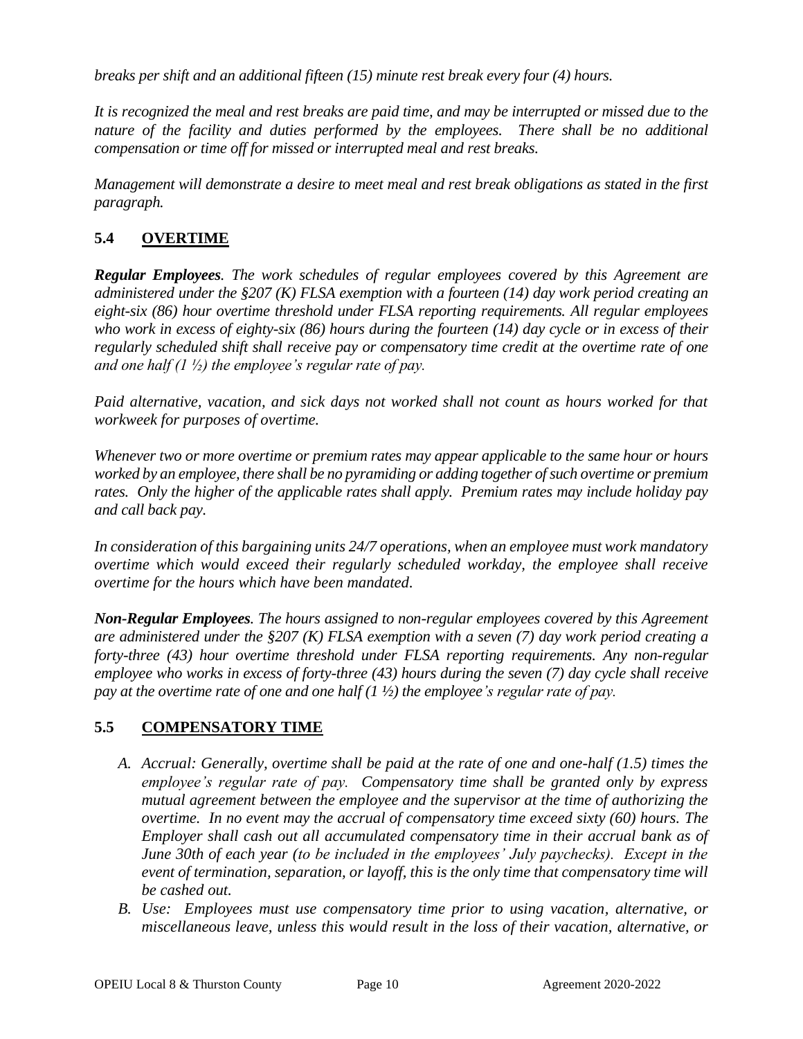*breaks per shift and an additional fifteen (15) minute rest break every four (4) hours.*

*It is recognized the meal and rest breaks are paid time, and may be interrupted or missed due to the nature of the facility and duties performed by the employees. There shall be no additional compensation or time off for missed or interrupted meal and rest breaks.*

*Management will demonstrate a desire to meet meal and rest break obligations as stated in the first paragraph.*

## 5.4 OVERTIME

***Regular Employees****. The work schedules of regular employees covered by this Agreement are administered under the §207 (K) FLSA exemption with a fourteen (14) day work period creating an eight-six (86) hour overtime threshold under FLSA reporting requirements. All regular employees who work in excess of eighty-six (86) hours during the fourteen (14) day cycle or in excess of their regularly scheduled shift shall receive pay or compensatory time credit at the overtime rate of one and one half (1 ½) the employee's regular rate of pay.*

*Paid alternative, vacation, and sick days not worked shall not count as hours worked for that workweek for purposes of overtime.*

*Whenever two or more overtime or premium rates may appear applicable to the same hour or hours worked by an employee, there shall be no pyramiding or adding together of such overtime or premium rates. Only the higher of the applicable rates shall apply. Premium rates may include holiday pay and call back pay.*

*In consideration of this bargaining units 24/7 operations, when an employee must work mandatory overtime which would exceed their regularly scheduled workday, the employee shall receive overtime for the hours which have been mandated.*

***Non-Regular Employees****. The hours assigned to non-regular employees covered by this Agreement are administered under the §207 (K) FLSA exemption with a seven (7) day work period creating a forty-three (43) hour overtime threshold under FLSA reporting requirements. Any non-regular employee who works in excess of forty-three (43) hours during the seven (7) day cycle shall receive pay at the overtime rate of one and one half (1 ½) the employee's regular rate of pay.*

## 5.5 COMPENSATORY TIME

*A. Accrual: Generally, overtime shall be paid at the rate of one and one-half (1.5) times the employee's regular rate of pay. Compensatory time shall be granted only by express mutual agreement between the employee and the supervisor at the time of authorizing the overtime. In no event may the accrual of compensatory time exceed sixty (60) hours. The Employer shall cash out all accumulated compensatory time in their accrual bank as of June 30th of each year (to be included in the employees' July paychecks). Except in the event of termination, separation, or layoff, this is the only time that compensatory time will be cashed out.*

*B. Use: Employees must use compensatory time prior to using vacation, alternative, or miscellaneous leave, unless this would result in the loss of their vacation, alternative, or*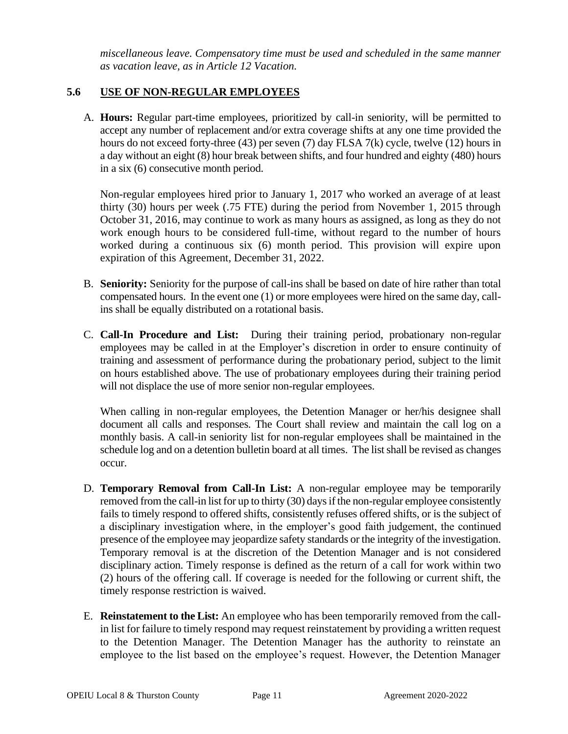*miscellaneous leave. Compensatory time must be used and scheduled in the same manner as vacation leave, as in Article 12 Vacation.*

### 5.6 USE OF NON-REGULAR EMPLOYEES

A. **Hours:** Regular part-time employees, prioritized by call-in seniority, will be permitted to accept any number of replacement and/or extra coverage shifts at any one time provided the hours do not exceed forty-three (43) per seven (7) day FLSA 7(k) cycle, twelve (12) hours in a day without an eight (8) hour break between shifts, and four hundred and eighty (480) hours in a six (6) consecutive month period.

   Non-regular employees hired prior to January 1, 2017 who worked an average of at least thirty (30) hours per week (.75 FTE) during the period from November 1, 2015 through October 31, 2016, may continue to work as many hours as assigned, as long as they do not work enough hours to be considered full-time, without regard to the number of hours worked during a continuous six (6) month period. This provision will expire upon expiration of this Agreement, December 31, 2022.

B. **Seniority:** Seniority for the purpose of call-ins shall be based on date of hire rather than total compensated hours. In the event one (1) or more employees were hired on the same day, call-ins shall be equally distributed on a rotational basis.

C. **Call-In Procedure and List:** During their training period, probationary non-regular employees may be called in at the Employer's discretion in order to ensure continuity of training and assessment of performance during the probationary period, subject to the limit on hours established above. The use of probationary employees during their training period will not displace the use of more senior non-regular employees.

   When calling in non-regular employees, the Detention Manager or her/his designee shall document all calls and responses. The Court shall review and maintain the call log on a monthly basis. A call-in seniority list for non-regular employees shall be maintained in the schedule log and on a detention bulletin board at all times. The list shall be revised as changes occur.

D. **Temporary Removal from Call-In List:** A non-regular employee may be temporarily removed from the call-in list for up to thirty (30) days if the non-regular employee consistently fails to timely respond to offered shifts, consistently refuses offered shifts, or is the subject of a disciplinary investigation where, in the employer's good faith judgement, the continued presence of the employee may jeopardize safety standards or the integrity of the investigation. Temporary removal is at the discretion of the Detention Manager and is not considered disciplinary action. Timely response is defined as the return of a call for work within two (2) hours of the offering call. If coverage is needed for the following or current shift, the timely response restriction is waived.

E. **Reinstatement to the List:** An employee who has been temporarily removed from the call-in list for failure to timely respond may request reinstatement by providing a written request to the Detention Manager. The Detention Manager has the authority to reinstate an employee to the list based on the employee's request. However, the Detention Manager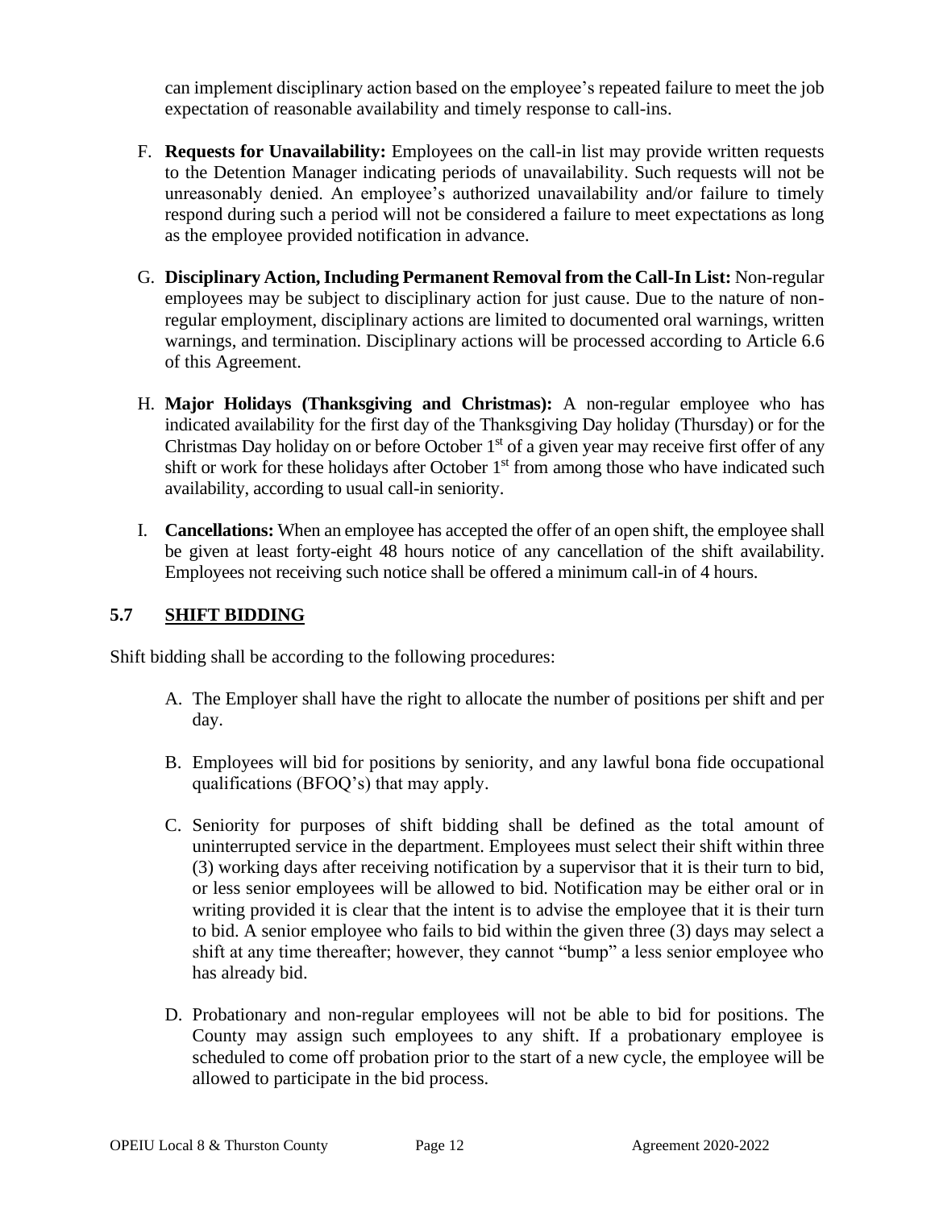can implement disciplinary action based on the employee's repeated failure to meet the job expectation of reasonable availability and timely response to call-ins.

F. **Requests for Unavailability:** Employees on the call-in list may provide written requests to the Detention Manager indicating periods of unavailability. Such requests will not be unreasonably denied. An employee's authorized unavailability and/or failure to timely respond during such a period will not be considered a failure to meet expectations as long as the employee provided notification in advance.

G. **Disciplinary Action, Including Permanent Removal from the Call-In List:** Non-regular employees may be subject to disciplinary action for just cause. Due to the nature of non-regular employment, disciplinary actions are limited to documented oral warnings, written warnings, and termination. Disciplinary actions will be processed according to Article 6.6 of this Agreement.

H. **Major Holidays (Thanksgiving and Christmas):** A non-regular employee who has indicated availability for the first day of the Thanksgiving Day holiday (Thursday) or for the Christmas Day holiday on or before October 1st of a given year may receive first offer of any shift or work for these holidays after October 1st from among those who have indicated such availability, according to usual call-in seniority.

I. **Cancellations:** When an employee has accepted the offer of an open shift, the employee shall be given at least forty-eight 48 hours notice of any cancellation of the shift availability. Employees not receiving such notice shall be offered a minimum call-in of 4 hours.

## 5.7 SHIFT BIDDING

Shift bidding shall be according to the following procedures:

A. The Employer shall have the right to allocate the number of positions per shift and per day.

B. Employees will bid for positions by seniority, and any lawful bona fide occupational qualifications (BFOQ's) that may apply.

C. Seniority for purposes of shift bidding shall be defined as the total amount of uninterrupted service in the department. Employees must select their shift within three (3) working days after receiving notification by a supervisor that it is their turn to bid, or less senior employees will be allowed to bid. Notification may be either oral or in writing provided it is clear that the intent is to advise the employee that it is their turn to bid. A senior employee who fails to bid within the given three (3) days may select a shift at any time thereafter; however, they cannot "bump" a less senior employee who has already bid.

D. Probationary and non-regular employees will not be able to bid for positions. The County may assign such employees to any shift. If a probationary employee is scheduled to come off probation prior to the start of a new cycle, the employee will be allowed to participate in the bid process.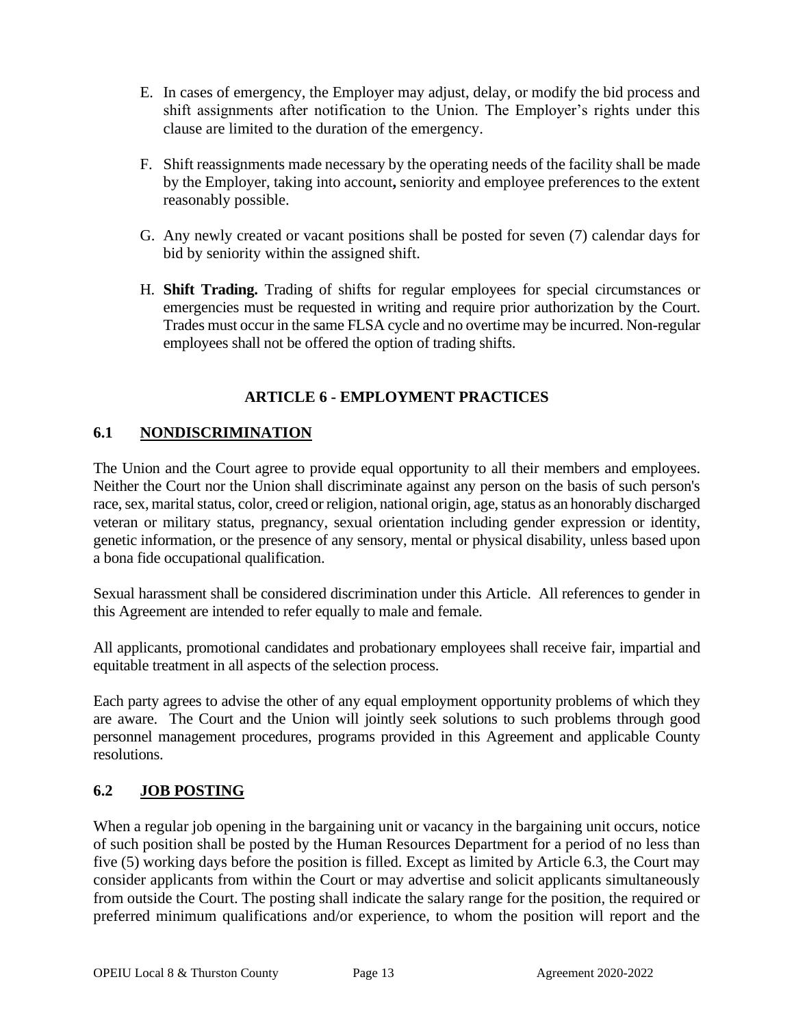E. In cases of emergency, the Employer may adjust, delay, or modify the bid process and shift assignments after notification to the Union. The Employer's rights under this clause are limited to the duration of the emergency.

F. Shift reassignments made necessary by the operating needs of the facility shall be made by the Employer, taking into account**,** seniority and employee preferences to the extent reasonably possible.

G. Any newly created or vacant positions shall be posted for seven (7) calendar days for bid by seniority within the assigned shift.

H. **Shift Trading.** Trading of shifts for regular employees for special circumstances or emergencies must be requested in writing and require prior authorization by the Court. Trades must occur in the same FLSA cycle and no overtime may be incurred. Non-regular employees shall not be offered the option of trading shifts.

## ARTICLE 6 - EMPLOYMENT PRACTICES

### 6.1 NONDISCRIMINATION

The Union and the Court agree to provide equal opportunity to all their members and employees. Neither the Court nor the Union shall discriminate against any person on the basis of such person's race, sex, marital status, color, creed or religion, national origin, age, status as an honorably discharged veteran or military status, pregnancy, sexual orientation including gender expression or identity, genetic information, or the presence of any sensory, mental or physical disability, unless based upon a bona fide occupational qualification.

Sexual harassment shall be considered discrimination under this Article. All references to gender in this Agreement are intended to refer equally to male and female.

All applicants, promotional candidates and probationary employees shall receive fair, impartial and equitable treatment in all aspects of the selection process.

Each party agrees to advise the other of any equal employment opportunity problems of which they are aware. The Court and the Union will jointly seek solutions to such problems through good personnel management procedures, programs provided in this Agreement and applicable County resolutions.

### 6.2 JOB POSTING

When a regular job opening in the bargaining unit or vacancy in the bargaining unit occurs, notice of such position shall be posted by the Human Resources Department for a period of no less than five (5) working days before the position is filled. Except as limited by Article 6.3, the Court may consider applicants from within the Court or may advertise and solicit applicants simultaneously from outside the Court. The posting shall indicate the salary range for the position, the required or preferred minimum qualifications and/or experience, to whom the position will report and the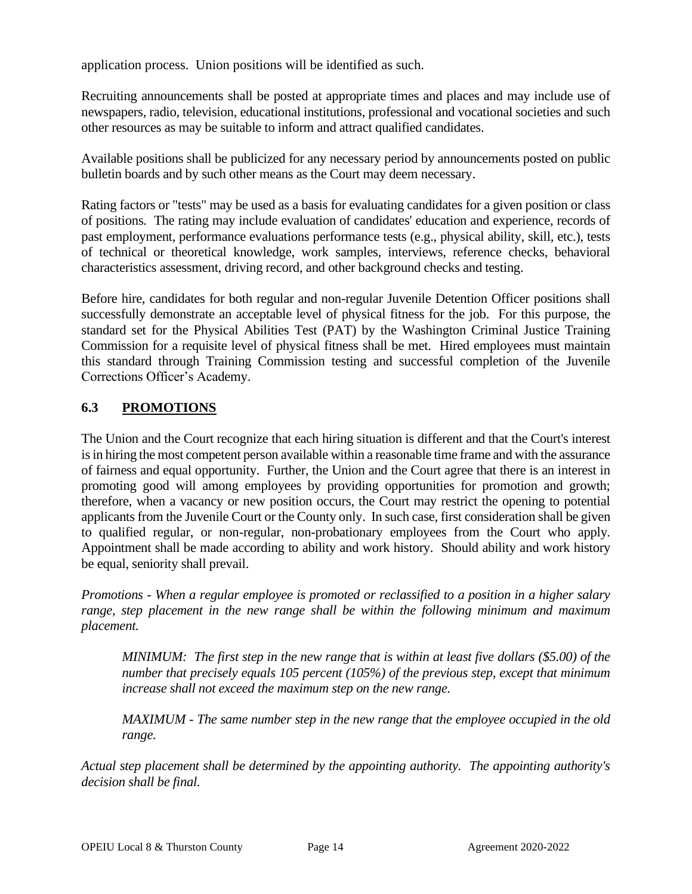application process. Union positions will be identified as such.

Recruiting announcements shall be posted at appropriate times and places and may include use of newspapers, radio, television, educational institutions, professional and vocational societies and such other resources as may be suitable to inform and attract qualified candidates.

Available positions shall be publicized for any necessary period by announcements posted on public bulletin boards and by such other means as the Court may deem necessary.

Rating factors or "tests" may be used as a basis for evaluating candidates for a given position or class of positions. The rating may include evaluation of candidates' education and experience, records of past employment, performance evaluations performance tests (e.g., physical ability, skill, etc.), tests of technical or theoretical knowledge, work samples, interviews, reference checks, behavioral characteristics assessment, driving record, and other background checks and testing.

Before hire, candidates for both regular and non-regular Juvenile Detention Officer positions shall successfully demonstrate an acceptable level of physical fitness for the job. For this purpose, the standard set for the Physical Abilities Test (PAT) by the Washington Criminal Justice Training Commission for a requisite level of physical fitness shall be met. Hired employees must maintain this standard through Training Commission testing and successful completion of the Juvenile Corrections Officer's Academy.

## 6.3 PROMOTIONS

The Union and the Court recognize that each hiring situation is different and that the Court's interest is in hiring the most competent person available within a reasonable time frame and with the assurance of fairness and equal opportunity. Further, the Union and the Court agree that there is an interest in promoting good will among employees by providing opportunities for promotion and growth; therefore, when a vacancy or new position occurs, the Court may restrict the opening to potential applicants from the Juvenile Court or the County only. In such case, first consideration shall be given to qualified regular, or non-regular, non-probationary employees from the Court who apply. Appointment shall be made according to ability and work history. Should ability and work history be equal, seniority shall prevail.

*Promotions - When a regular employee is promoted or reclassified to a position in a higher salary range, step placement in the new range shall be within the following minimum and maximum placement.*

> *MINIMUM: The first step in the new range that is within at least five dollars ($5.00) of the number that precisely equals 105 percent (105%) of the previous step, except that minimum increase shall not exceed the maximum step on the new range.*
>
> *MAXIMUM - The same number step in the new range that the employee occupied in the old range.*

*Actual step placement shall be determined by the appointing authority. The appointing authority's decision shall be final.*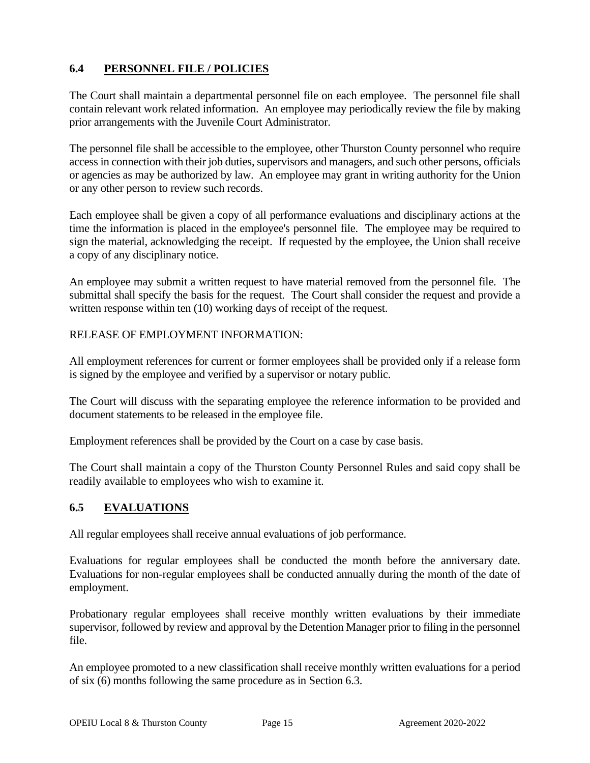## 6.4 PERSONNEL FILE / POLICIES

The Court shall maintain a departmental personnel file on each employee. The personnel file shall contain relevant work related information. An employee may periodically review the file by making prior arrangements with the Juvenile Court Administrator.

The personnel file shall be accessible to the employee, other Thurston County personnel who require access in connection with their job duties, supervisors and managers, and such other persons, officials or agencies as may be authorized by law. An employee may grant in writing authority for the Union or any other person to review such records.

Each employee shall be given a copy of all performance evaluations and disciplinary actions at the time the information is placed in the employee's personnel file. The employee may be required to sign the material, acknowledging the receipt. If requested by the employee, the Union shall receive a copy of any disciplinary notice.

An employee may submit a written request to have material removed from the personnel file. The submittal shall specify the basis for the request. The Court shall consider the request and provide a written response within ten (10) working days of receipt of the request.

RELEASE OF EMPLOYMENT INFORMATION:

All employment references for current or former employees shall be provided only if a release form is signed by the employee and verified by a supervisor or notary public.

The Court will discuss with the separating employee the reference information to be provided and document statements to be released in the employee file.

Employment references shall be provided by the Court on a case by case basis.

The Court shall maintain a copy of the Thurston County Personnel Rules and said copy shall be readily available to employees who wish to examine it.

## 6.5 EVALUATIONS

All regular employees shall receive annual evaluations of job performance.

Evaluations for regular employees shall be conducted the month before the anniversary date. Evaluations for non-regular employees shall be conducted annually during the month of the date of employment.

Probationary regular employees shall receive monthly written evaluations by their immediate supervisor, followed by review and approval by the Detention Manager prior to filing in the personnel file.

An employee promoted to a new classification shall receive monthly written evaluations for a period of six (6) months following the same procedure as in Section 6.3.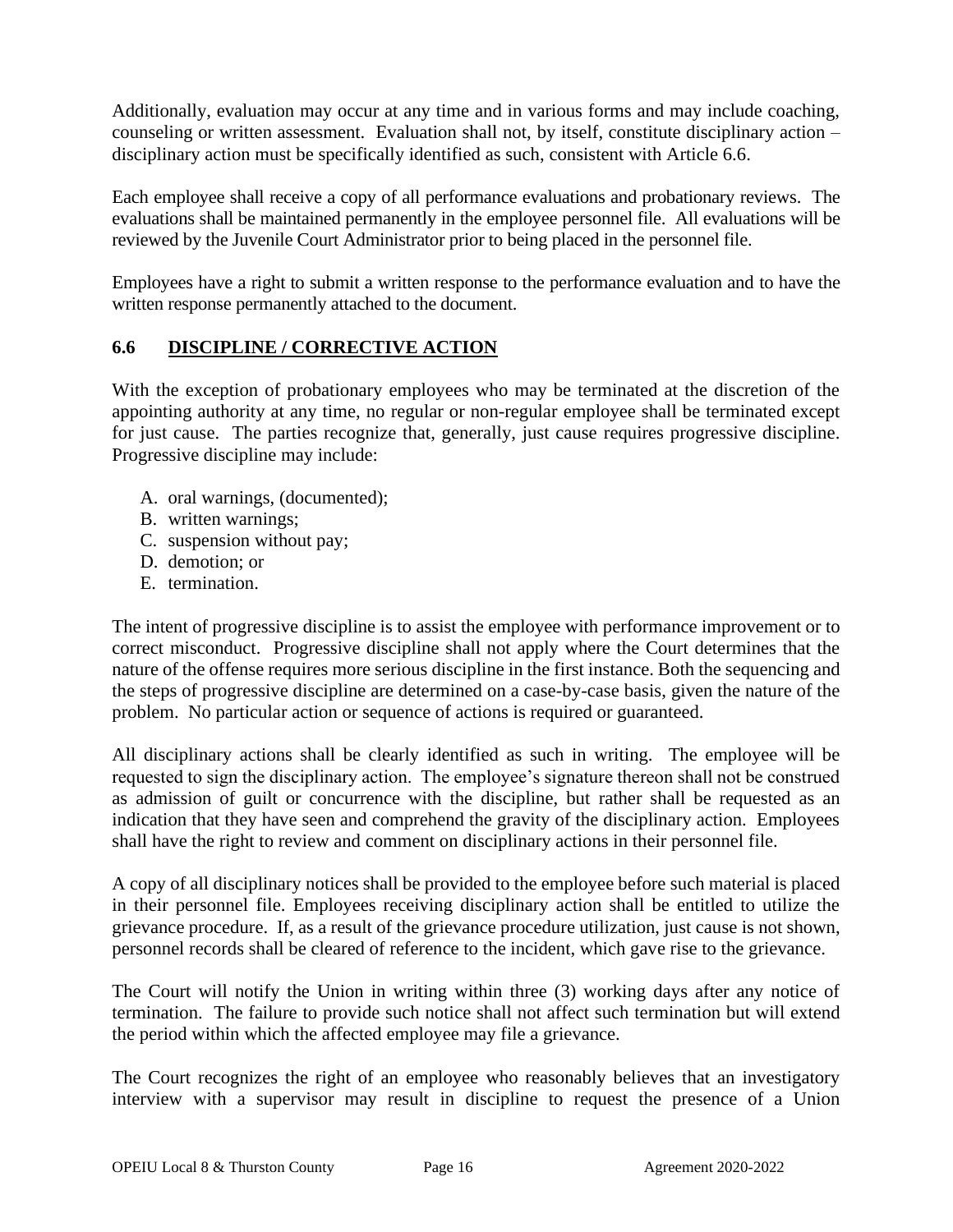Additionally, evaluation may occur at any time and in various forms and may include coaching, counseling or written assessment. Evaluation shall not, by itself, constitute disciplinary action – disciplinary action must be specifically identified as such, consistent with Article 6.6.

Each employee shall receive a copy of all performance evaluations and probationary reviews. The evaluations shall be maintained permanently in the employee personnel file. All evaluations will be reviewed by the Juvenile Court Administrator prior to being placed in the personnel file.

Employees have a right to submit a written response to the performance evaluation and to have the written response permanently attached to the document.

## 6.6 DISCIPLINE / CORRECTIVE ACTION

With the exception of probationary employees who may be terminated at the discretion of the appointing authority at any time, no regular or non-regular employee shall be terminated except for just cause. The parties recognize that, generally, just cause requires progressive discipline. Progressive discipline may include:

A. oral warnings, (documented);
B. written warnings;
C. suspension without pay;
D. demotion; or
E. termination.

The intent of progressive discipline is to assist the employee with performance improvement or to correct misconduct. Progressive discipline shall not apply where the Court determines that the nature of the offense requires more serious discipline in the first instance. Both the sequencing and the steps of progressive discipline are determined on a case-by-case basis, given the nature of the problem. No particular action or sequence of actions is required or guaranteed.

All disciplinary actions shall be clearly identified as such in writing. The employee will be requested to sign the disciplinary action. The employee's signature thereon shall not be construed as admission of guilt or concurrence with the discipline, but rather shall be requested as an indication that they have seen and comprehend the gravity of the disciplinary action. Employees shall have the right to review and comment on disciplinary actions in their personnel file.

A copy of all disciplinary notices shall be provided to the employee before such material is placed in their personnel file. Employees receiving disciplinary action shall be entitled to utilize the grievance procedure. If, as a result of the grievance procedure utilization, just cause is not shown, personnel records shall be cleared of reference to the incident, which gave rise to the grievance.

The Court will notify the Union in writing within three (3) working days after any notice of termination. The failure to provide such notice shall not affect such termination but will extend the period within which the affected employee may file a grievance.

The Court recognizes the right of an employee who reasonably believes that an investigatory interview with a supervisor may result in discipline to request the presence of a Union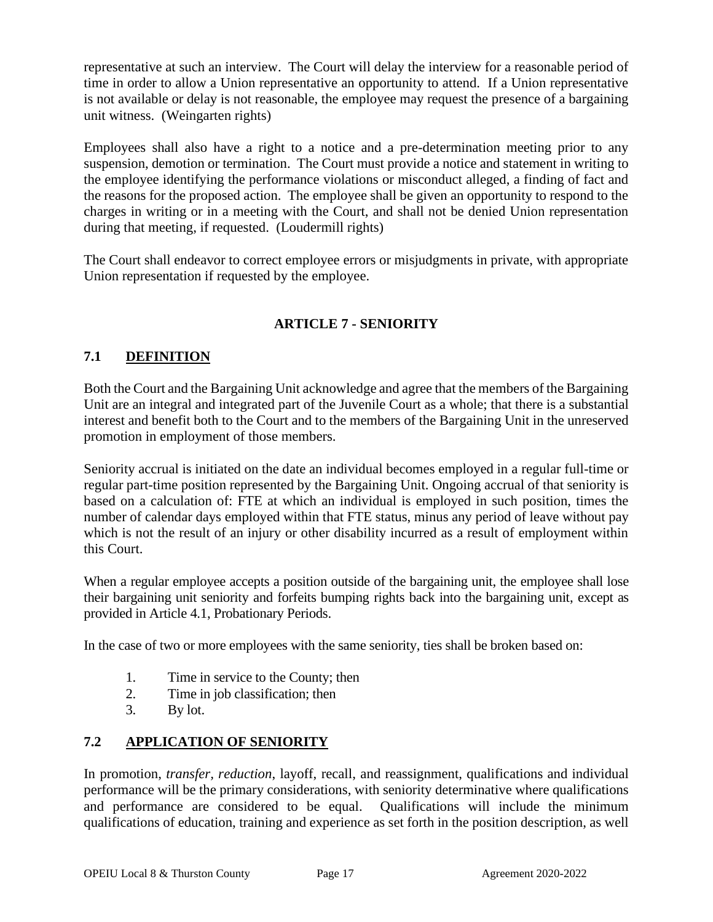representative at such an interview. The Court will delay the interview for a reasonable period of time in order to allow a Union representative an opportunity to attend. If a Union representative is not available or delay is not reasonable, the employee may request the presence of a bargaining unit witness. (Weingarten rights)

Employees shall also have a right to a notice and a pre-determination meeting prior to any suspension, demotion or termination. The Court must provide a notice and statement in writing to the employee identifying the performance violations or misconduct alleged, a finding of fact and the reasons for the proposed action. The employee shall be given an opportunity to respond to the charges in writing or in a meeting with the Court, and shall not be denied Union representation during that meeting, if requested. (Loudermill rights)

The Court shall endeavor to correct employee errors or misjudgments in private, with appropriate Union representation if requested by the employee.

## ARTICLE 7 - SENIORITY

### 7.1 DEFINITION

Both the Court and the Bargaining Unit acknowledge and agree that the members of the Bargaining Unit are an integral and integrated part of the Juvenile Court as a whole; that there is a substantial interest and benefit both to the Court and to the members of the Bargaining Unit in the unreserved promotion in employment of those members.

Seniority accrual is initiated on the date an individual becomes employed in a regular full-time or regular part-time position represented by the Bargaining Unit. Ongoing accrual of that seniority is based on a calculation of: FTE at which an individual is employed in such position, times the number of calendar days employed within that FTE status, minus any period of leave without pay which is not the result of an injury or other disability incurred as a result of employment within this Court.

When a regular employee accepts a position outside of the bargaining unit, the employee shall lose their bargaining unit seniority and forfeits bumping rights back into the bargaining unit, except as provided in Article 4.1, Probationary Periods.

In the case of two or more employees with the same seniority, ties shall be broken based on:

1. Time in service to the County; then
2. Time in job classification; then
3. By lot.

### 7.2 APPLICATION OF SENIORITY

In promotion, *transfer*, *reduction*, layoff, recall, and reassignment, qualifications and individual performance will be the primary considerations, with seniority determinative where qualifications and performance are considered to be equal. Qualifications will include the minimum qualifications of education, training and experience as set forth in the position description, as well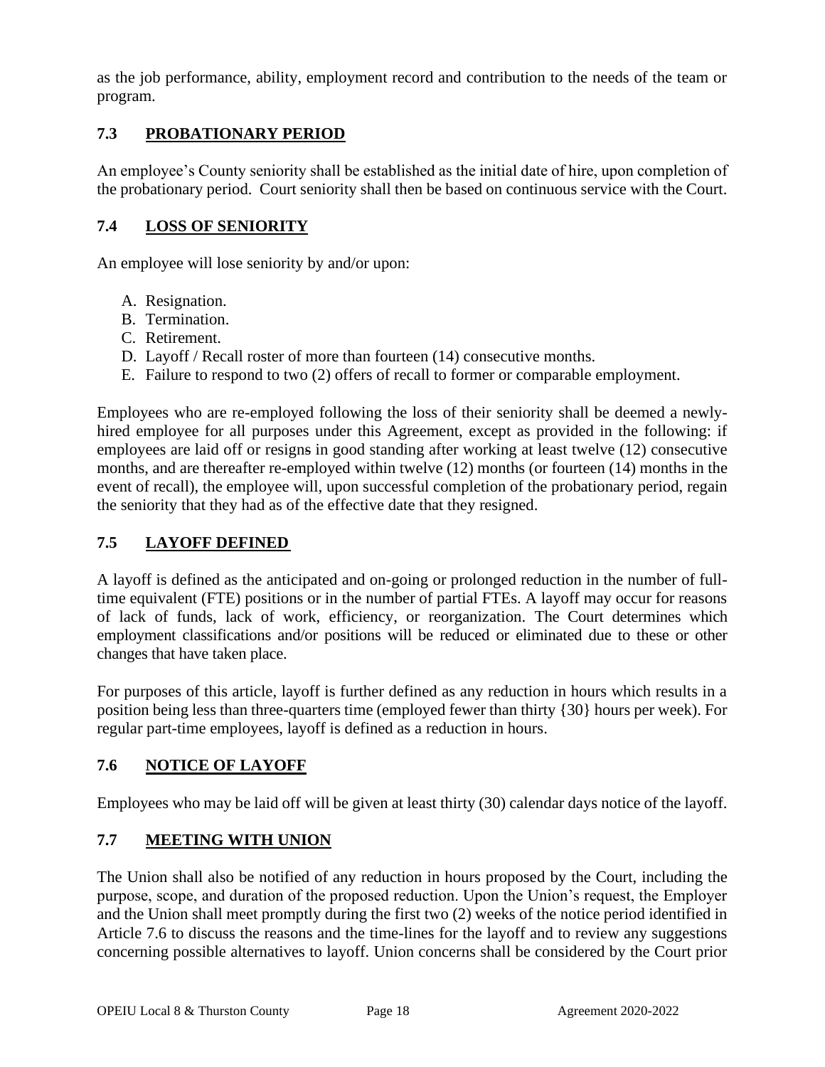as the job performance, ability, employment record and contribution to the needs of the team or program.

## 7.3 PROBATIONARY PERIOD

An employee's County seniority shall be established as the initial date of hire, upon completion of the probationary period. Court seniority shall then be based on continuous service with the Court.

## 7.4 LOSS OF SENIORITY

An employee will lose seniority by and/or upon:

A. Resignation.
B. Termination.
C. Retirement.
D. Layoff / Recall roster of more than fourteen (14) consecutive months.
E. Failure to respond to two (2) offers of recall to former or comparable employment.

Employees who are re-employed following the loss of their seniority shall be deemed a newly-hired employee for all purposes under this Agreement, except as provided in the following: if employees are laid off or resigns in good standing after working at least twelve (12) consecutive months, and are thereafter re-employed within twelve (12) months (or fourteen (14) months in the event of recall), the employee will, upon successful completion of the probationary period, regain the seniority that they had as of the effective date that they resigned.

## 7.5 LAYOFF DEFINED

A layoff is defined as the anticipated and on-going or prolonged reduction in the number of full-time equivalent (FTE) positions or in the number of partial FTEs. A layoff may occur for reasons of lack of funds, lack of work, efficiency, or reorganization. The Court determines which employment classifications and/or positions will be reduced or eliminated due to these or other changes that have taken place.

For purposes of this article, layoff is further defined as any reduction in hours which results in a position being less than three-quarters time (employed fewer than thirty {30} hours per week). For regular part-time employees, layoff is defined as a reduction in hours.

## 7.6 NOTICE OF LAYOFF

Employees who may be laid off will be given at least thirty (30) calendar days notice of the layoff.

## 7.7 MEETING WITH UNION

The Union shall also be notified of any reduction in hours proposed by the Court, including the purpose, scope, and duration of the proposed reduction. Upon the Union's request, the Employer and the Union shall meet promptly during the first two (2) weeks of the notice period identified in Article 7.6 to discuss the reasons and the time-lines for the layoff and to review any suggestions concerning possible alternatives to layoff. Union concerns shall be considered by the Court prior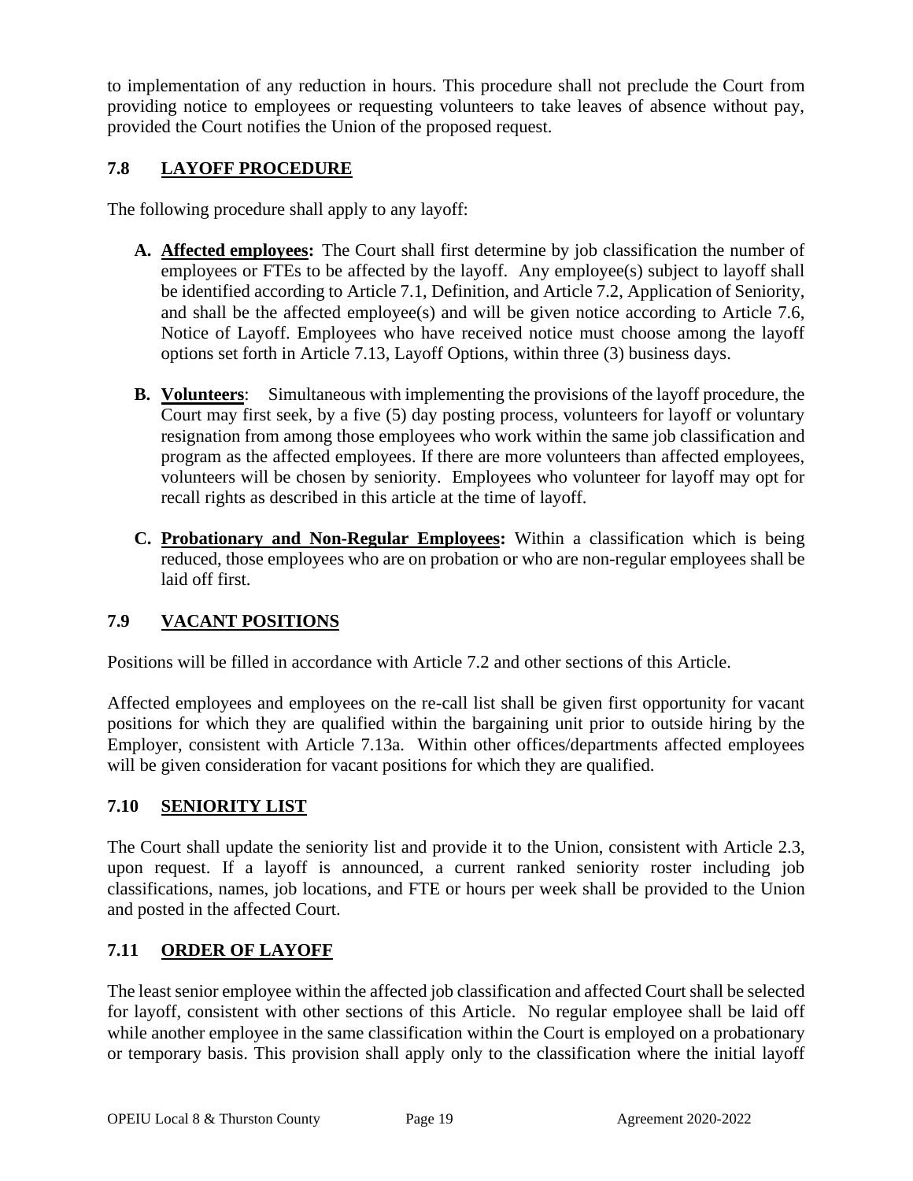to implementation of any reduction in hours. This procedure shall not preclude the Court from providing notice to employees or requesting volunteers to take leaves of absence without pay, provided the Court notifies the Union of the proposed request.

## 7.8 LAYOFF PROCEDURE

The following procedure shall apply to any layoff:

**A. Affected employees:** The Court shall first determine by job classification the number of employees or FTEs to be affected by the layoff. Any employee(s) subject to layoff shall be identified according to Article 7.1, Definition, and Article 7.2, Application of Seniority, and shall be the affected employee(s) and will be given notice according to Article 7.6, Notice of Layoff. Employees who have received notice must choose among the layoff options set forth in Article 7.13, Layoff Options, within three (3) business days.

**B. Volunteers**: Simultaneous with implementing the provisions of the layoff procedure, the Court may first seek, by a five (5) day posting process, volunteers for layoff or voluntary resignation from among those employees who work within the same job classification and program as the affected employees. If there are more volunteers than affected employees, volunteers will be chosen by seniority. Employees who volunteer for layoff may opt for recall rights as described in this article at the time of layoff.

**C. Probationary and Non-Regular Employees:** Within a classification which is being reduced, those employees who are on probation or who are non-regular employees shall be laid off first.

## 7.9 VACANT POSITIONS

Positions will be filled in accordance with Article 7.2 and other sections of this Article.

Affected employees and employees on the re-call list shall be given first opportunity for vacant positions for which they are qualified within the bargaining unit prior to outside hiring by the Employer, consistent with Article 7.13a. Within other offices/departments affected employees will be given consideration for vacant positions for which they are qualified.

## 7.10 SENIORITY LIST

The Court shall update the seniority list and provide it to the Union, consistent with Article 2.3, upon request. If a layoff is announced, a current ranked seniority roster including job classifications, names, job locations, and FTE or hours per week shall be provided to the Union and posted in the affected Court.

## 7.11 ORDER OF LAYOFF

The least senior employee within the affected job classification and affected Court shall be selected for layoff, consistent with other sections of this Article. No regular employee shall be laid off while another employee in the same classification within the Court is employed on a probationary or temporary basis. This provision shall apply only to the classification where the initial layoff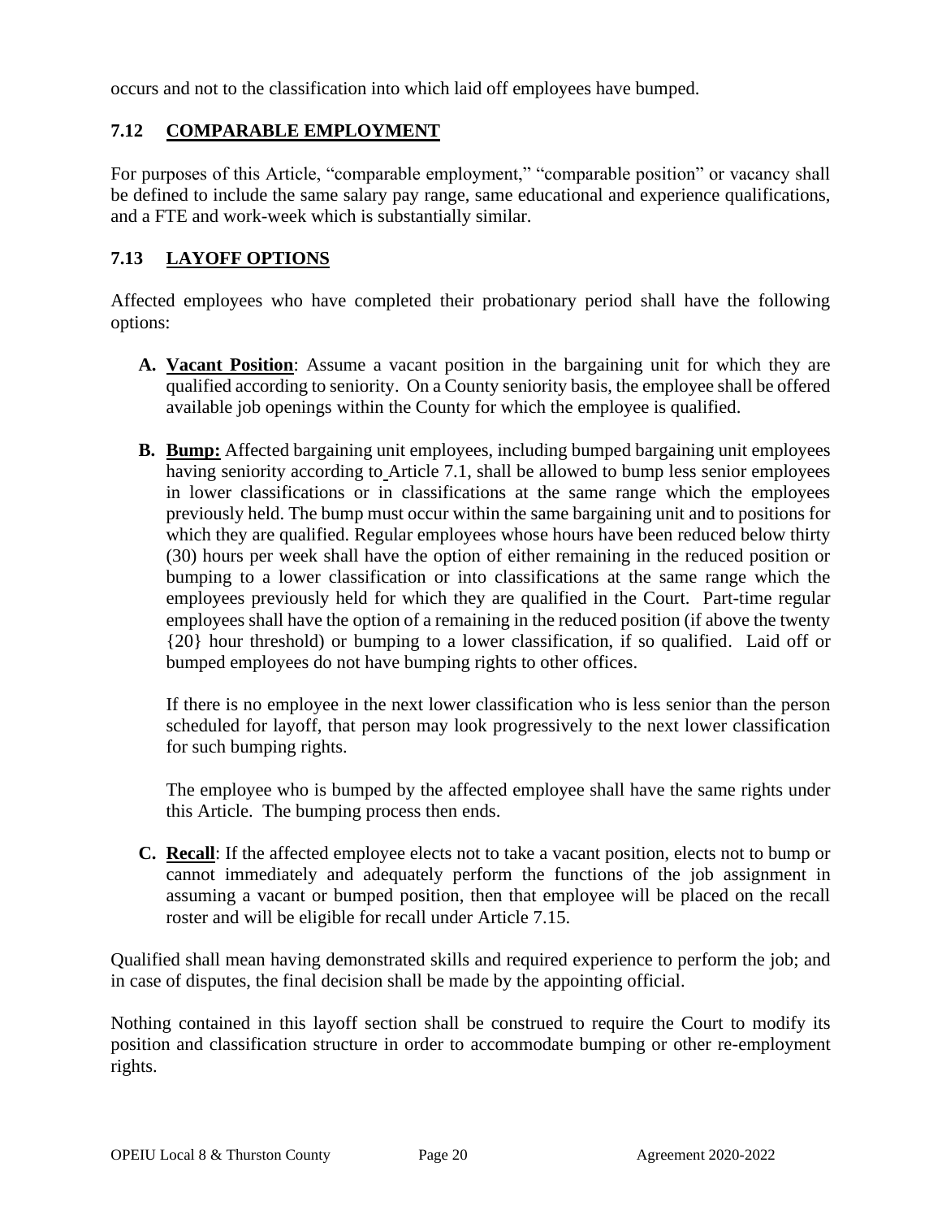occurs and not to the classification into which laid off employees have bumped.

## 7.12 COMPARABLE EMPLOYMENT

For purposes of this Article, "comparable employment," "comparable position" or vacancy shall be defined to include the same salary pay range, same educational and experience qualifications, and a FTE and work-week which is substantially similar.

## 7.13 LAYOFF OPTIONS

Affected employees who have completed their probationary period shall have the following options:

**A. Vacant Position**: Assume a vacant position in the bargaining unit for which they are qualified according to seniority. On a County seniority basis, the employee shall be offered available job openings within the County for which the employee is qualified.

**B. Bump:** Affected bargaining unit employees, including bumped bargaining unit employees having seniority according to Article 7.1, shall be allowed to bump less senior employees in lower classifications or in classifications at the same range which the employees previously held. The bump must occur within the same bargaining unit and to positions for which they are qualified. Regular employees whose hours have been reduced below thirty (30) hours per week shall have the option of either remaining in the reduced position or bumping to a lower classification or into classifications at the same range which the employees previously held for which they are qualified in the Court. Part-time regular employees shall have the option of a remaining in the reduced position (if above the twenty {20} hour threshold) or bumping to a lower classification, if so qualified. Laid off or bumped employees do not have bumping rights to other offices.

If there is no employee in the next lower classification who is less senior than the person scheduled for layoff, that person may look progressively to the next lower classification for such bumping rights.

The employee who is bumped by the affected employee shall have the same rights under this Article. The bumping process then ends.

**C. Recall**: If the affected employee elects not to take a vacant position, elects not to bump or cannot immediately and adequately perform the functions of the job assignment in assuming a vacant or bumped position, then that employee will be placed on the recall roster and will be eligible for recall under Article 7.15.

Qualified shall mean having demonstrated skills and required experience to perform the job; and in case of disputes, the final decision shall be made by the appointing official.

Nothing contained in this layoff section shall be construed to require the Court to modify its position and classification structure in order to accommodate bumping or other re-employment rights.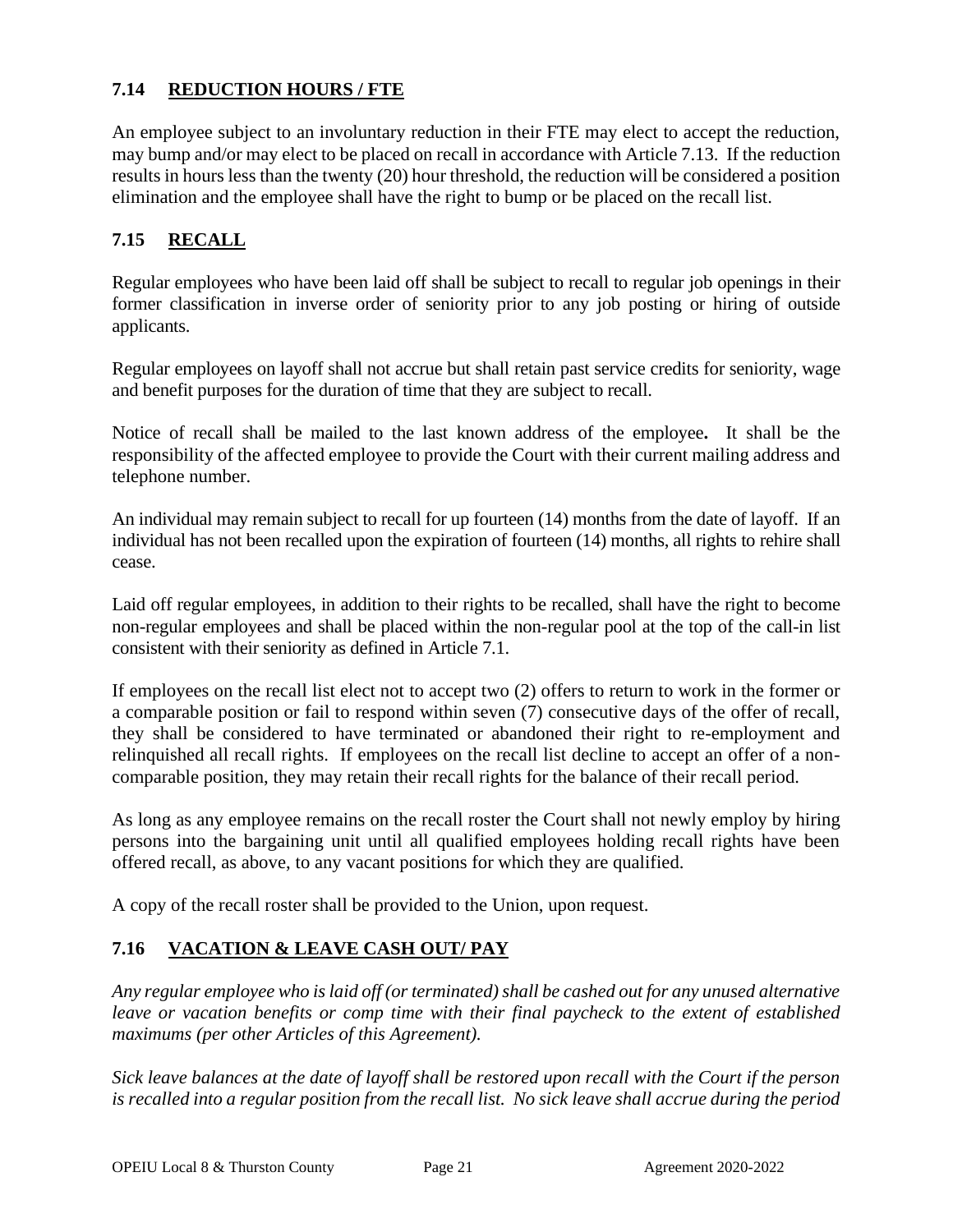## 7.14 REDUCTION HOURS / FTE

An employee subject to an involuntary reduction in their FTE may elect to accept the reduction, may bump and/or may elect to be placed on recall in accordance with Article 7.13. If the reduction results in hours less than the twenty (20) hour threshold, the reduction will be considered a position elimination and the employee shall have the right to bump or be placed on the recall list.

## 7.15 RECALL

Regular employees who have been laid off shall be subject to recall to regular job openings in their former classification in inverse order of seniority prior to any job posting or hiring of outside applicants.

Regular employees on layoff shall not accrue but shall retain past service credits for seniority, wage and benefit purposes for the duration of time that they are subject to recall.

Notice of recall shall be mailed to the last known address of the employee**.** It shall be the responsibility of the affected employee to provide the Court with their current mailing address and telephone number.

An individual may remain subject to recall for up fourteen (14) months from the date of layoff. If an individual has not been recalled upon the expiration of fourteen (14) months, all rights to rehire shall cease.

Laid off regular employees, in addition to their rights to be recalled, shall have the right to become non-regular employees and shall be placed within the non-regular pool at the top of the call-in list consistent with their seniority as defined in Article 7.1.

If employees on the recall list elect not to accept two (2) offers to return to work in the former or a comparable position or fail to respond within seven (7) consecutive days of the offer of recall, they shall be considered to have terminated or abandoned their right to re-employment and relinquished all recall rights. If employees on the recall list decline to accept an offer of a non-comparable position, they may retain their recall rights for the balance of their recall period.

As long as any employee remains on the recall roster the Court shall not newly employ by hiring persons into the bargaining unit until all qualified employees holding recall rights have been offered recall, as above, to any vacant positions for which they are qualified.

A copy of the recall roster shall be provided to the Union, upon request.

## 7.16 VACATION & LEAVE CASH OUT/ PAY

*Any regular employee who is laid off (or terminated) shall be cashed out for any unused alternative leave or vacation benefits or comp time with their final paycheck to the extent of established maximums (per other Articles of this Agreement).*

*Sick leave balances at the date of layoff shall be restored upon recall with the Court if the person is recalled into a regular position from the recall list. No sick leave shall accrue during the period*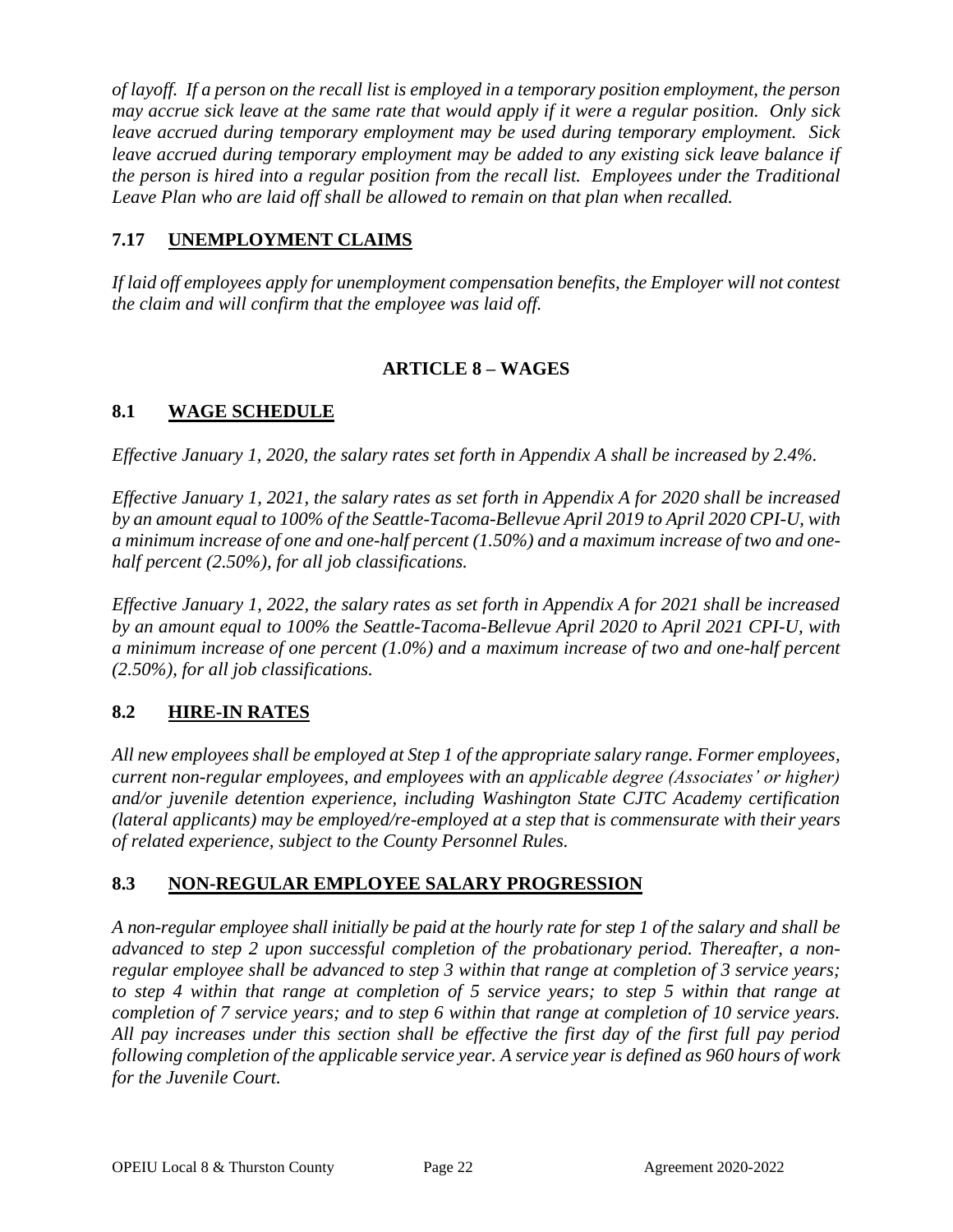*of layoff. If a person on the recall list is employed in a temporary position employment, the person may accrue sick leave at the same rate that would apply if it were a regular position. Only sick leave accrued during temporary employment may be used during temporary employment. Sick leave accrued during temporary employment may be added to any existing sick leave balance if the person is hired into a regular position from the recall list. Employees under the Traditional Leave Plan who are laid off shall be allowed to remain on that plan when recalled.*

### 7.17 UNEMPLOYMENT CLAIMS

*If laid off employees apply for unemployment compensation benefits, the Employer will not contest the claim and will confirm that the employee was laid off.*

## ARTICLE 8 – WAGES

### 8.1 WAGE SCHEDULE

*Effective January 1, 2020, the salary rates set forth in Appendix A shall be increased by 2.4%.*

*Effective January 1, 2021, the salary rates as set forth in Appendix A for 2020 shall be increased by an amount equal to 100% of the Seattle-Tacoma-Bellevue April 2019 to April 2020 CPI-U, with a minimum increase of one and one-half percent (1.50%) and a maximum increase of two and one-half percent (2.50%), for all job classifications.*

*Effective January 1, 2022, the salary rates as set forth in Appendix A for 2021 shall be increased by an amount equal to 100% the Seattle-Tacoma-Bellevue April 2020 to April 2021 CPI-U, with a minimum increase of one percent (1.0%) and a maximum increase of two and one-half percent (2.50%), for all job classifications.*

### 8.2 HIRE-IN RATES

*All new employees shall be employed at Step 1 of the appropriate salary range. Former employees, current non-regular employees, and employees with an applicable degree (Associates' or higher) and/or juvenile detention experience, including Washington State CJTC Academy certification (lateral applicants) may be employed/re-employed at a step that is commensurate with their years of related experience, subject to the County Personnel Rules.*

### 8.3 NON-REGULAR EMPLOYEE SALARY PROGRESSION

*A non-regular employee shall initially be paid at the hourly rate for step 1 of the salary and shall be advanced to step 2 upon successful completion of the probationary period. Thereafter, a non-regular employee shall be advanced to step 3 within that range at completion of 3 service years; to step 4 within that range at completion of 5 service years; to step 5 within that range at completion of 7 service years; and to step 6 within that range at completion of 10 service years. All pay increases under this section shall be effective the first day of the first full pay period following completion of the applicable service year. A service year is defined as 960 hours of work for the Juvenile Court.*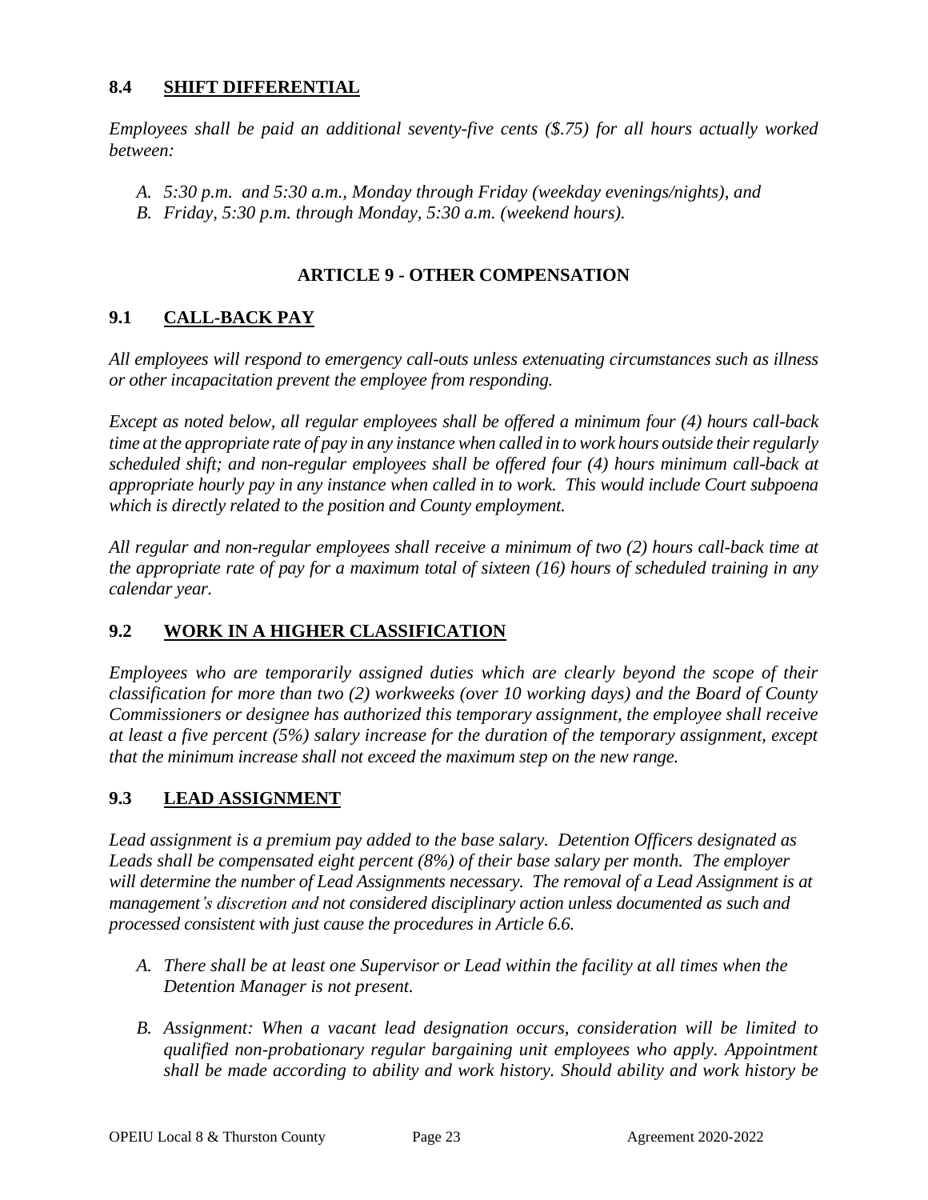## 8.4 SHIFT DIFFERENTIAL

*Employees shall be paid an additional seventy-five cents ($.75) for all hours actually worked between:*

*A. 5:30 p.m. and 5:30 a.m., Monday through Friday (weekday evenings/nights), and*
*B. Friday, 5:30 p.m. through Monday, 5:30 a.m. (weekend hours).*

# ARTICLE 9 - OTHER COMPENSATION

## 9.1 CALL-BACK PAY

*All employees will respond to emergency call-outs unless extenuating circumstances such as illness or other incapacitation prevent the employee from responding.*

*Except as noted below, all regular employees shall be offered a minimum four (4) hours call-back time at the appropriate rate of pay in any instance when called in to work hours outside their regularly scheduled shift; and non-regular employees shall be offered four (4) hours minimum call-back at appropriate hourly pay in any instance when called in to work. This would include Court subpoena which is directly related to the position and County employment.*

*All regular and non-regular employees shall receive a minimum of two (2) hours call-back time at the appropriate rate of pay for a maximum total of sixteen (16) hours of scheduled training in any calendar year.*

## 9.2 WORK IN A HIGHER CLASSIFICATION

*Employees who are temporarily assigned duties which are clearly beyond the scope of their classification for more than two (2) workweeks (over 10 working days) and the Board of County Commissioners or designee has authorized this temporary assignment, the employee shall receive at least a five percent (5%) salary increase for the duration of the temporary assignment, except that the minimum increase shall not exceed the maximum step on the new range.*

## 9.3 LEAD ASSIGNMENT

*Lead assignment is a premium pay added to the base salary. Detention Officers designated as Leads shall be compensated eight percent (8%) of their base salary per month. The employer will determine the number of Lead Assignments necessary. The removal of a Lead Assignment is at management's discretion and not considered disciplinary action unless documented as such and processed consistent with just cause the procedures in Article 6.6.*

*A. There shall be at least one Supervisor or Lead within the facility at all times when the Detention Manager is not present.*

*B. Assignment: When a vacant lead designation occurs, consideration will be limited to qualified non-probationary regular bargaining unit employees who apply. Appointment shall be made according to ability and work history. Should ability and work history be*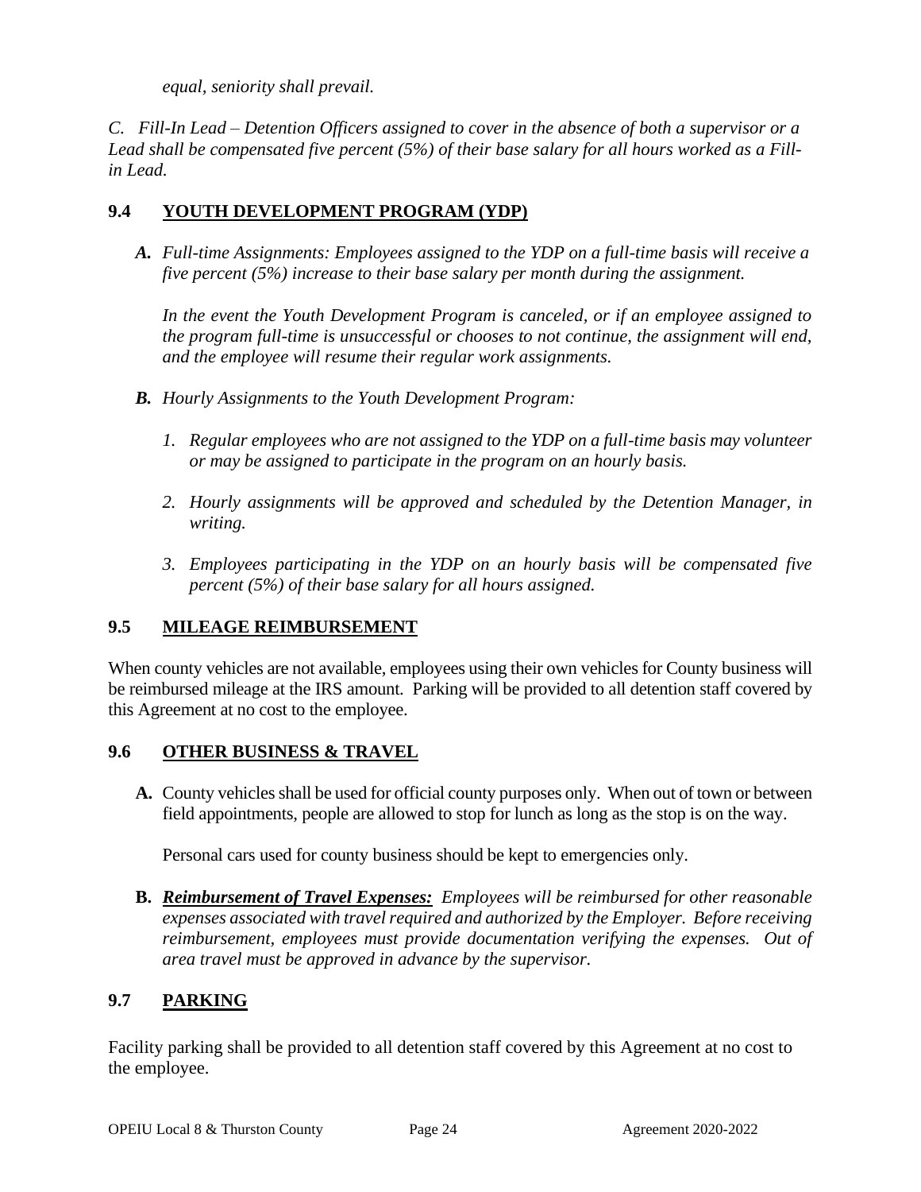*equal, seniority shall prevail.*

*C. Fill-In Lead – Detention Officers assigned to cover in the absence of both a supervisor or a Lead shall be compensated five percent (5%) of their base salary for all hours worked as a Fill-in Lead.*

## 9.4 YOUTH DEVELOPMENT PROGRAM (YDP)

***A.*** *Full-time Assignments: Employees assigned to the YDP on a full-time basis will receive a five percent (5%) increase to their base salary per month during the assignment.*

*In the event the Youth Development Program is canceled, or if an employee assigned to the program full-time is unsuccessful or chooses to not continue, the assignment will end, and the employee will resume their regular work assignments.*

***B.*** *Hourly Assignments to the Youth Development Program:*

1. *Regular employees who are not assigned to the YDP on a full-time basis may volunteer or may be assigned to participate in the program on an hourly basis.*
2. *Hourly assignments will be approved and scheduled by the Detention Manager, in writing.*
3. *Employees participating in the YDP on an hourly basis will be compensated five percent (5%) of their base salary for all hours assigned.*

## 9.5 MILEAGE REIMBURSEMENT

When county vehicles are not available, employees using their own vehicles for County business will be reimbursed mileage at the IRS amount. Parking will be provided to all detention staff covered by this Agreement at no cost to the employee.

## 9.6 OTHER BUSINESS & TRAVEL

**A.** County vehicles shall be used for official county purposes only. When out of town or between field appointments, people are allowed to stop for lunch as long as the stop is on the way.

Personal cars used for county business should be kept to emergencies only.

**B.** ***Reimbursement of Travel Expenses:*** *Employees will be reimbursed for other reasonable expenses associated with travel required and authorized by the Employer. Before receiving reimbursement, employees must provide documentation verifying the expenses. Out of area travel must be approved in advance by the supervisor.*

## 9.7 PARKING

Facility parking shall be provided to all detention staff covered by this Agreement at no cost to the employee.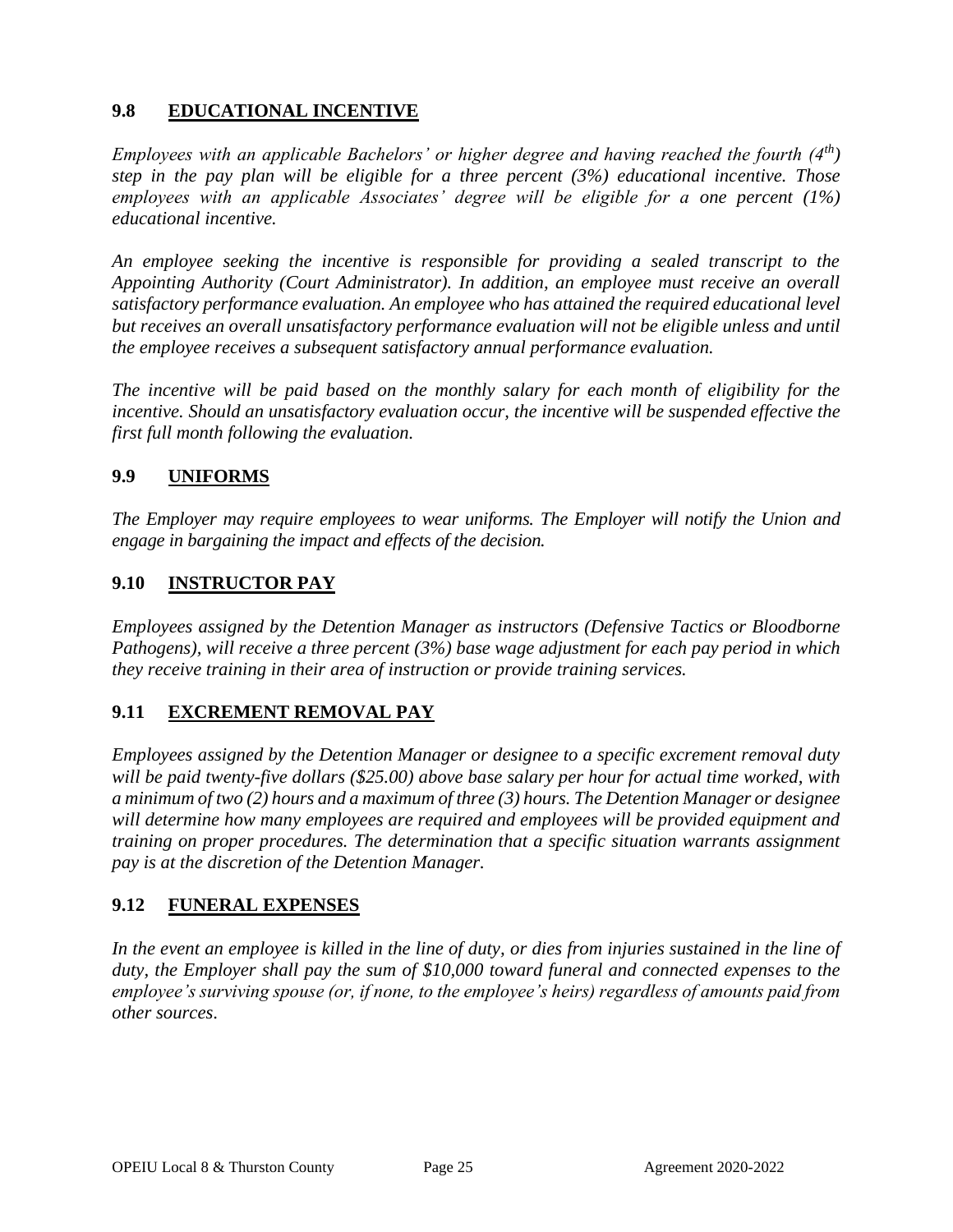## 9.8 EDUCATIONAL INCENTIVE

*Employees with an applicable Bachelors' or higher degree and having reached the fourth (4th) step in the pay plan will be eligible for a three percent (3%) educational incentive. Those employees with an applicable Associates' degree will be eligible for a one percent (1%) educational incentive.*

*An employee seeking the incentive is responsible for providing a sealed transcript to the Appointing Authority (Court Administrator). In addition, an employee must receive an overall satisfactory performance evaluation. An employee who has attained the required educational level but receives an overall unsatisfactory performance evaluation will not be eligible unless and until the employee receives a subsequent satisfactory annual performance evaluation.*

*The incentive will be paid based on the monthly salary for each month of eligibility for the incentive. Should an unsatisfactory evaluation occur, the incentive will be suspended effective the first full month following the evaluation.*

## 9.9 UNIFORMS

*The Employer may require employees to wear uniforms. The Employer will notify the Union and engage in bargaining the impact and effects of the decision.*

## 9.10 INSTRUCTOR PAY

*Employees assigned by the Detention Manager as instructors (Defensive Tactics or Bloodborne Pathogens), will receive a three percent (3%) base wage adjustment for each pay period in which they receive training in their area of instruction or provide training services.*

## 9.11 EXCREMENT REMOVAL PAY

*Employees assigned by the Detention Manager or designee to a specific excrement removal duty will be paid twenty-five dollars ($25.00) above base salary per hour for actual time worked, with a minimum of two (2) hours and a maximum of three (3) hours. The Detention Manager or designee will determine how many employees are required and employees will be provided equipment and training on proper procedures. The determination that a specific situation warrants assignment pay is at the discretion of the Detention Manager.*

## 9.12 FUNERAL EXPENSES

*In the event an employee is killed in the line of duty, or dies from injuries sustained in the line of duty, the Employer shall pay the sum of $10,000 toward funeral and connected expenses to the employee's surviving spouse (or, if none, to the employee's heirs) regardless of amounts paid from other sources.*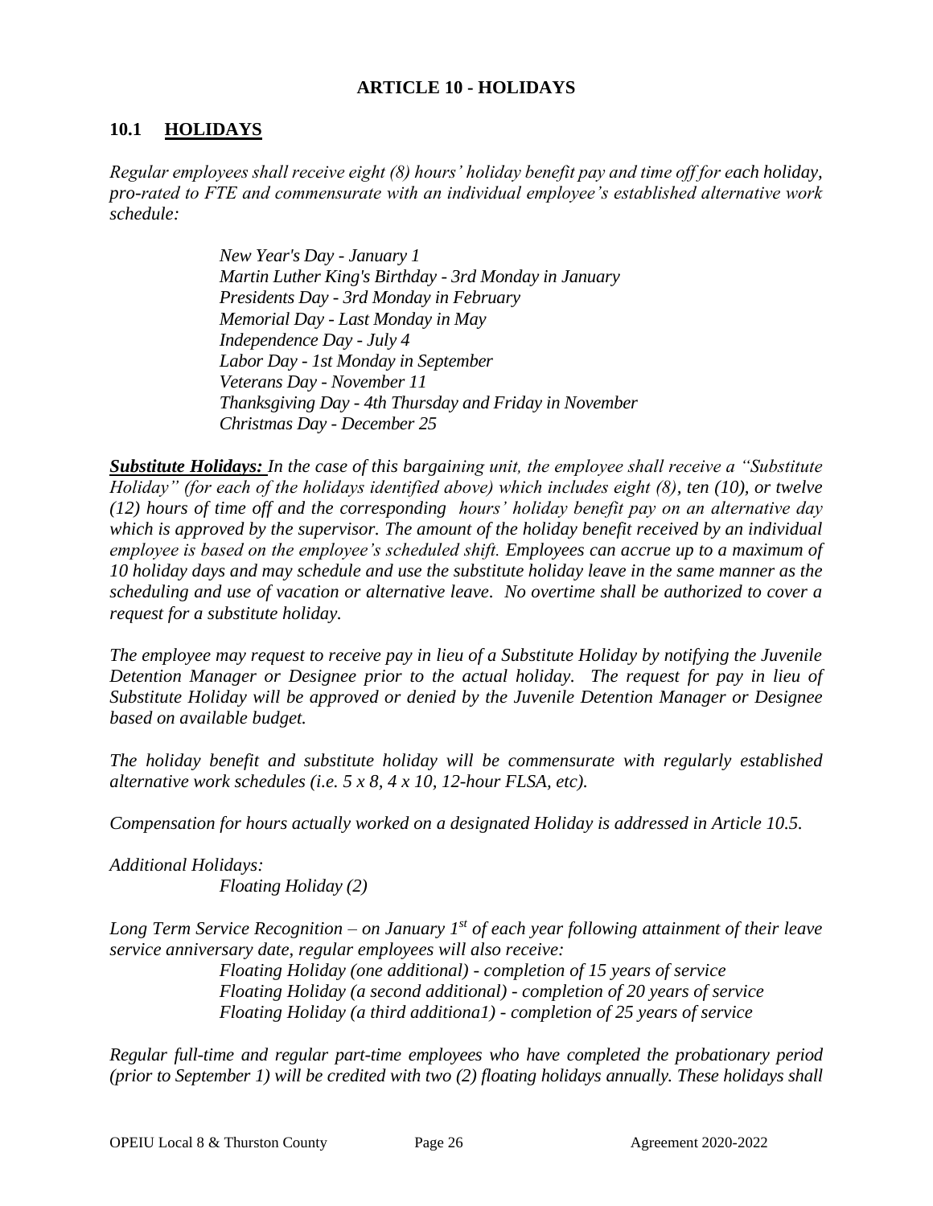# ARTICLE 10 - HOLIDAYS

## 10.1 HOLIDAYS

*Regular employees shall receive eight (8) hours' holiday benefit pay and time off for each holiday, pro-rated to FTE and commensurate with an individual employee's established alternative work schedule:*

> *New Year's Day - January 1*
> *Martin Luther King's Birthday - 3rd Monday in January*
> *Presidents Day - 3rd Monday in February*
> *Memorial Day - Last Monday in May*
> *Independence Day - July 4*
> *Labor Day - 1st Monday in September*
> *Veterans Day - November 11*
> *Thanksgiving Day - 4th Thursday and Friday in November*
> *Christmas Day - December 25*

***Substitute Holidays:*** *In the case of this bargaining unit, the employee shall receive a "Substitute Holiday" (for each of the holidays identified above) which includes eight (8), ten (10), or twelve (12) hours of time off and the corresponding hours' holiday benefit pay on an alternative day which is approved by the supervisor. The amount of the holiday benefit received by an individual employee is based on the employee's scheduled shift. Employees can accrue up to a maximum of 10 holiday days and may schedule and use the substitute holiday leave in the same manner as the scheduling and use of vacation or alternative leave. No overtime shall be authorized to cover a request for a substitute holiday.*

*The employee may request to receive pay in lieu of a Substitute Holiday by notifying the Juvenile Detention Manager or Designee prior to the actual holiday. The request for pay in lieu of Substitute Holiday will be approved or denied by the Juvenile Detention Manager or Designee based on available budget.*

*The holiday benefit and substitute holiday will be commensurate with regularly established alternative work schedules (i.e. 5 x 8, 4 x 10, 12-hour FLSA, etc).*

*Compensation for hours actually worked on a designated Holiday is addressed in Article 10.5.*

*Additional Holidays:*

> *Floating Holiday (2)*

*Long Term Service Recognition – on January 1st of each year following attainment of their leave service anniversary date, regular employees will also receive:*

> *Floating Holiday (one additional) - completion of 15 years of service*
> *Floating Holiday (a second additional) - completion of 20 years of service*
> *Floating Holiday (a third additiona1) - completion of 25 years of service*

*Regular full-time and regular part-time employees who have completed the probationary period (prior to September 1) will be credited with two (2) floating holidays annually. These holidays shall*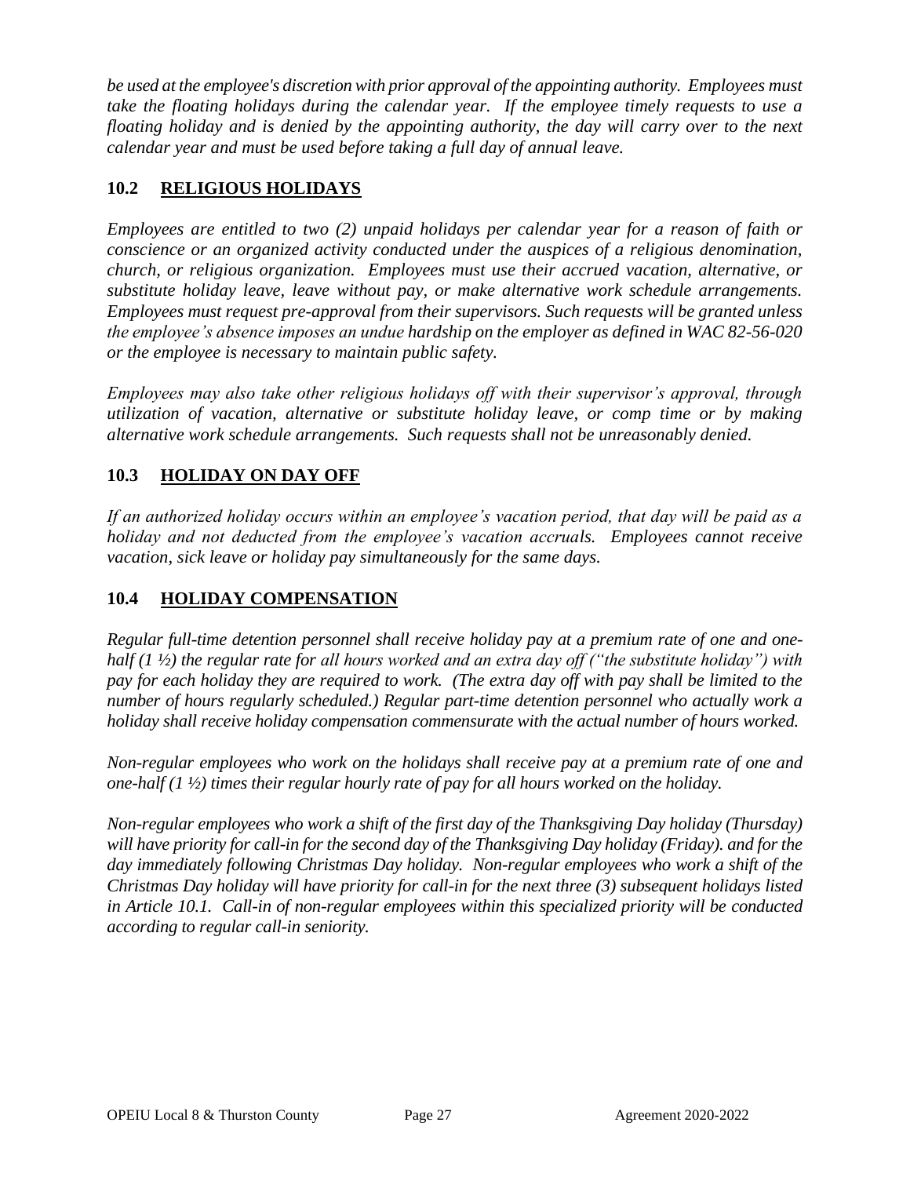*be used at the employee's discretion with prior approval of the appointing authority. Employees must take the floating holidays during the calendar year. If the employee timely requests to use a floating holiday and is denied by the appointing authority, the day will carry over to the next calendar year and must be used before taking a full day of annual leave.*

## 10.2 RELIGIOUS HOLIDAYS

*Employees are entitled to two (2) unpaid holidays per calendar year for a reason of faith or conscience or an organized activity conducted under the auspices of a religious denomination, church, or religious organization. Employees must use their accrued vacation, alternative, or substitute holiday leave, leave without pay, or make alternative work schedule arrangements. Employees must request pre-approval from their supervisors. Such requests will be granted unless the employee's absence imposes an undue hardship on the employer as defined in WAC 82-56-020 or the employee is necessary to maintain public safety.*

*Employees may also take other religious holidays off with their supervisor's approval, through utilization of vacation, alternative or substitute holiday leave, or comp time or by making alternative work schedule arrangements. Such requests shall not be unreasonably denied.*

## 10.3 HOLIDAY ON DAY OFF

*If an authorized holiday occurs within an employee's vacation period, that day will be paid as a holiday and not deducted from the employee's vacation accruals. Employees cannot receive vacation, sick leave or holiday pay simultaneously for the same days.*

## 10.4 HOLIDAY COMPENSATION

*Regular full-time detention personnel shall receive holiday pay at a premium rate of one and one-half (1 ½) the regular rate for all hours worked and an extra day off ("the substitute holiday") with pay for each holiday they are required to work. (The extra day off with pay shall be limited to the number of hours regularly scheduled.) Regular part-time detention personnel who actually work a holiday shall receive holiday compensation commensurate with the actual number of hours worked.*

*Non-regular employees who work on the holidays shall receive pay at a premium rate of one and one-half (1 ½) times their regular hourly rate of pay for all hours worked on the holiday.*

*Non-regular employees who work a shift of the first day of the Thanksgiving Day holiday (Thursday) will have priority for call-in for the second day of the Thanksgiving Day holiday (Friday). and for the day immediately following Christmas Day holiday. Non-regular employees who work a shift of the Christmas Day holiday will have priority for call-in for the next three (3) subsequent holidays listed in Article 10.1. Call-in of non-regular employees within this specialized priority will be conducted according to regular call-in seniority.*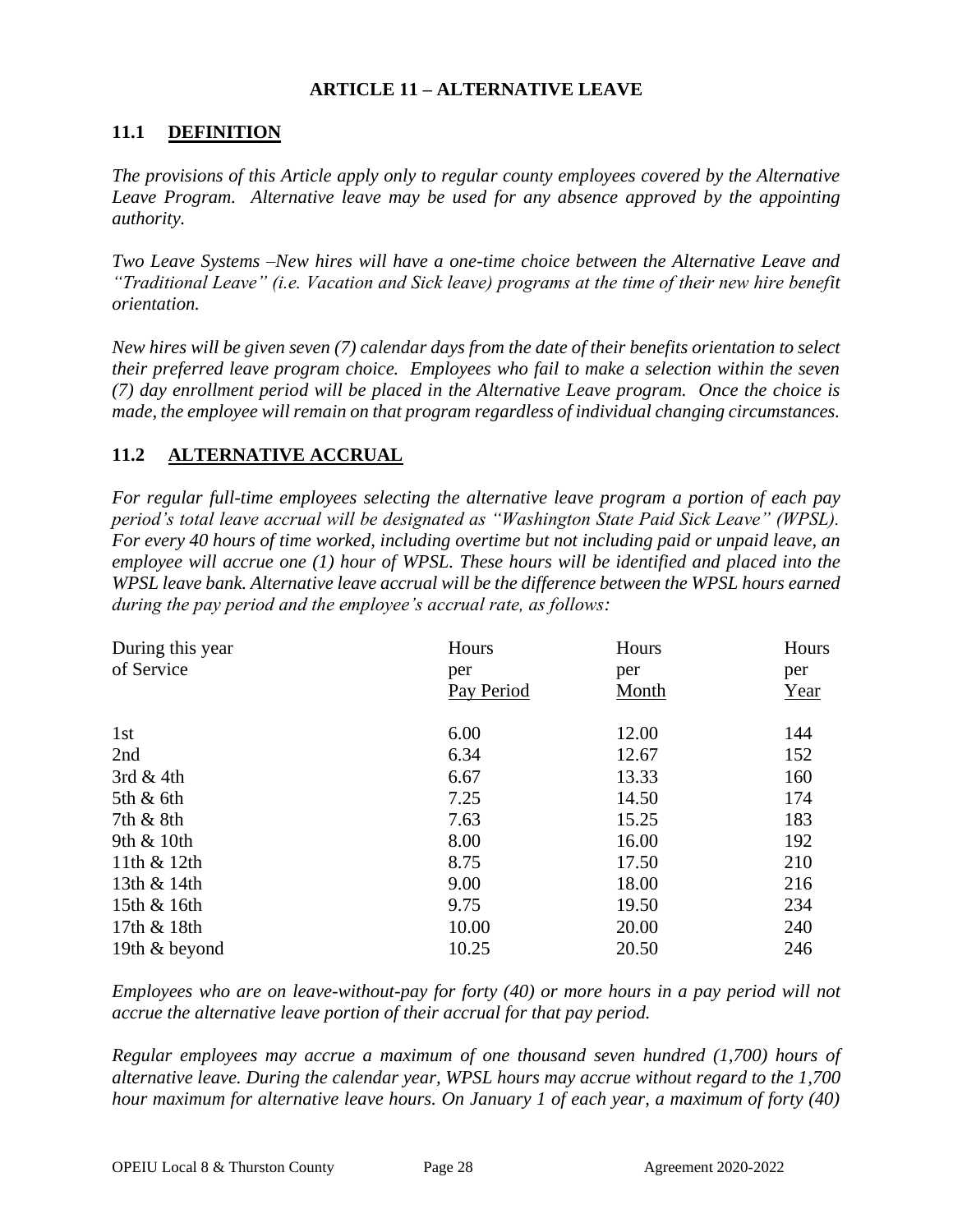# ARTICLE 11 – ALTERNATIVE LEAVE

## 11.1 DEFINITION

*The provisions of this Article apply only to regular county employees covered by the Alternative Leave Program. Alternative leave may be used for any absence approved by the appointing authority.*

*Two Leave Systems –New hires will have a one-time choice between the Alternative Leave and "Traditional Leave" (i.e. Vacation and Sick leave) programs at the time of their new hire benefit orientation.*

*New hires will be given seven (7) calendar days from the date of their benefits orientation to select their preferred leave program choice. Employees who fail to make a selection within the seven (7) day enrollment period will be placed in the Alternative Leave program. Once the choice is made, the employee will remain on that program regardless of individual changing circumstances.*

## 11.2 ALTERNATIVE ACCRUAL

*For regular full-time employees selecting the alternative leave program a portion of each pay period's total leave accrual will be designated as "Washington State Paid Sick Leave" (WPSL). For every 40 hours of time worked, including overtime but not including paid or unpaid leave, an employee will accrue one (1) hour of WPSL. These hours will be identified and placed into the WPSL leave bank. Alternative leave accrual will be the difference between the WPSL hours earned during the pay period and the employee's accrual rate, as follows:*

| During this year of Service | Hours per Pay Period | Hours per Month | Hours per Year |
|---|---|---|---|
| 1st | 6.00 | 12.00 | 144 |
| 2nd | 6.34 | 12.67 | 152 |
| 3rd & 4th | 6.67 | 13.33 | 160 |
| 5th & 6th | 7.25 | 14.50 | 174 |
| 7th & 8th | 7.63 | 15.25 | 183 |
| 9th & 10th | 8.00 | 16.00 | 192 |
| 11th & 12th | 8.75 | 17.50 | 210 |
| 13th & 14th | 9.00 | 18.00 | 216 |
| 15th & 16th | 9.75 | 19.50 | 234 |
| 17th & 18th | 10.00 | 20.00 | 240 |
| 19th & beyond | 10.25 | 20.50 | 246 |

*Employees who are on leave-without-pay for forty (40) or more hours in a pay period will not accrue the alternative leave portion of their accrual for that pay period.*

*Regular employees may accrue a maximum of one thousand seven hundred (1,700) hours of alternative leave. During the calendar year, WPSL hours may accrue without regard to the 1,700 hour maximum for alternative leave hours. On January 1 of each year, a maximum of forty (40)*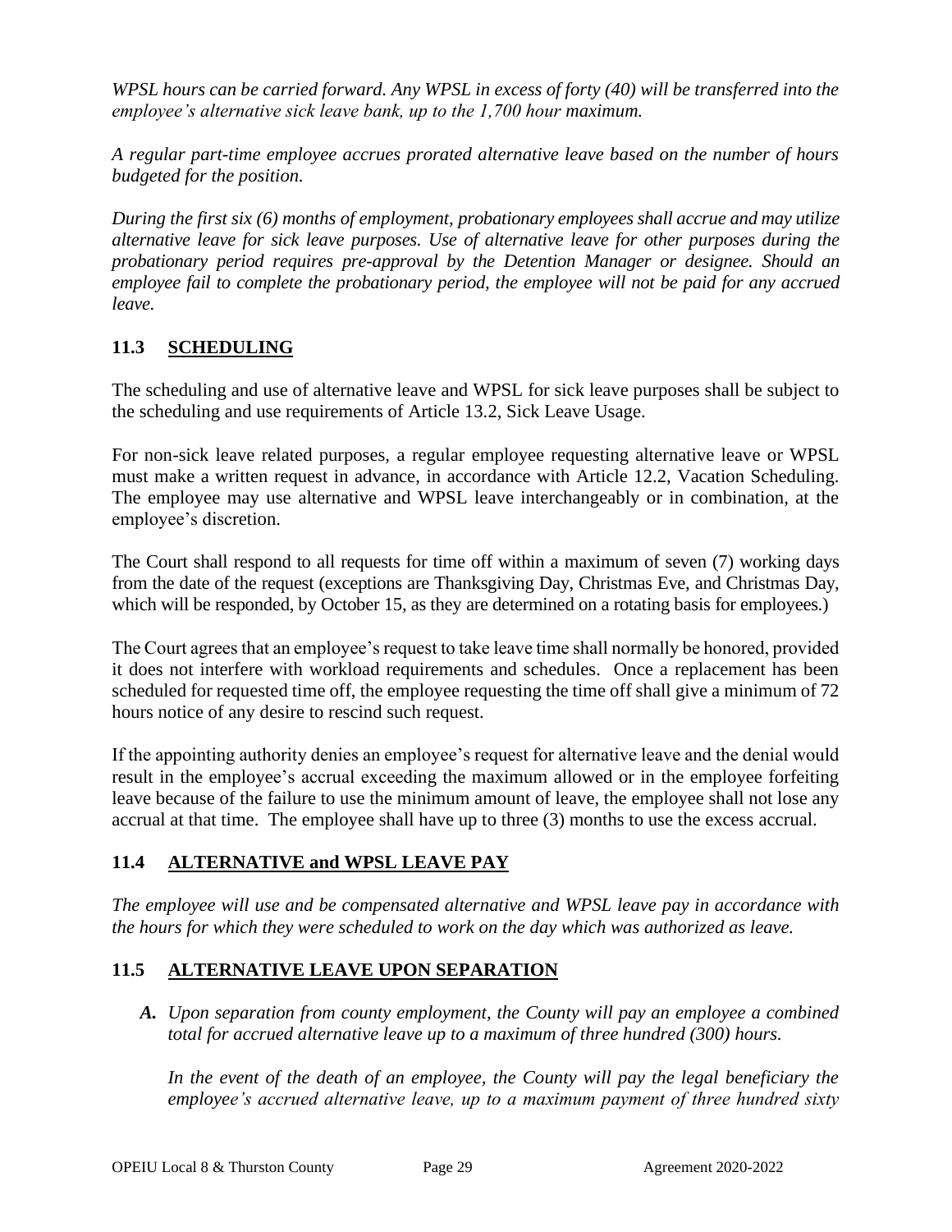*WPSL hours can be carried forward. Any WPSL in excess of forty (40) will be transferred into the employee's alternative sick leave bank, up to the 1,700 hour maximum.*

*A regular part-time employee accrues prorated alternative leave based on the number of hours budgeted for the position.*

*During the first six (6) months of employment, probationary employees shall accrue and may utilize alternative leave for sick leave purposes. Use of alternative leave for other purposes during the probationary period requires pre-approval by the Detention Manager or designee. Should an employee fail to complete the probationary period, the employee will not be paid for any accrued leave.*

## 11.3 SCHEDULING

The scheduling and use of alternative leave and WPSL for sick leave purposes shall be subject to the scheduling and use requirements of Article 13.2, Sick Leave Usage.

For non-sick leave related purposes, a regular employee requesting alternative leave or WPSL must make a written request in advance, in accordance with Article 12.2, Vacation Scheduling. The employee may use alternative and WPSL leave interchangeably or in combination, at the employee's discretion.

The Court shall respond to all requests for time off within a maximum of seven (7) working days from the date of the request (exceptions are Thanksgiving Day, Christmas Eve, and Christmas Day, which will be responded, by October 15, as they are determined on a rotating basis for employees.)

The Court agrees that an employee's request to take leave time shall normally be honored, provided it does not interfere with workload requirements and schedules. Once a replacement has been scheduled for requested time off, the employee requesting the time off shall give a minimum of 72 hours notice of any desire to rescind such request.

If the appointing authority denies an employee's request for alternative leave and the denial would result in the employee's accrual exceeding the maximum allowed or in the employee forfeiting leave because of the failure to use the minimum amount of leave, the employee shall not lose any accrual at that time. The employee shall have up to three (3) months to use the excess accrual.

## 11.4 ALTERNATIVE and WPSL LEAVE PAY

*The employee will use and be compensated alternative and WPSL leave pay in accordance with the hours for which they were scheduled to work on the day which was authorized as leave.*

## 11.5 ALTERNATIVE LEAVE UPON SEPARATION

***A.*** *Upon separation from county employment, the County will pay an employee a combined total for accrued alternative leave up to a maximum of three hundred (300) hours.*

*In the event of the death of an employee, the County will pay the legal beneficiary the employee's accrued alternative leave, up to a maximum payment of three hundred sixty*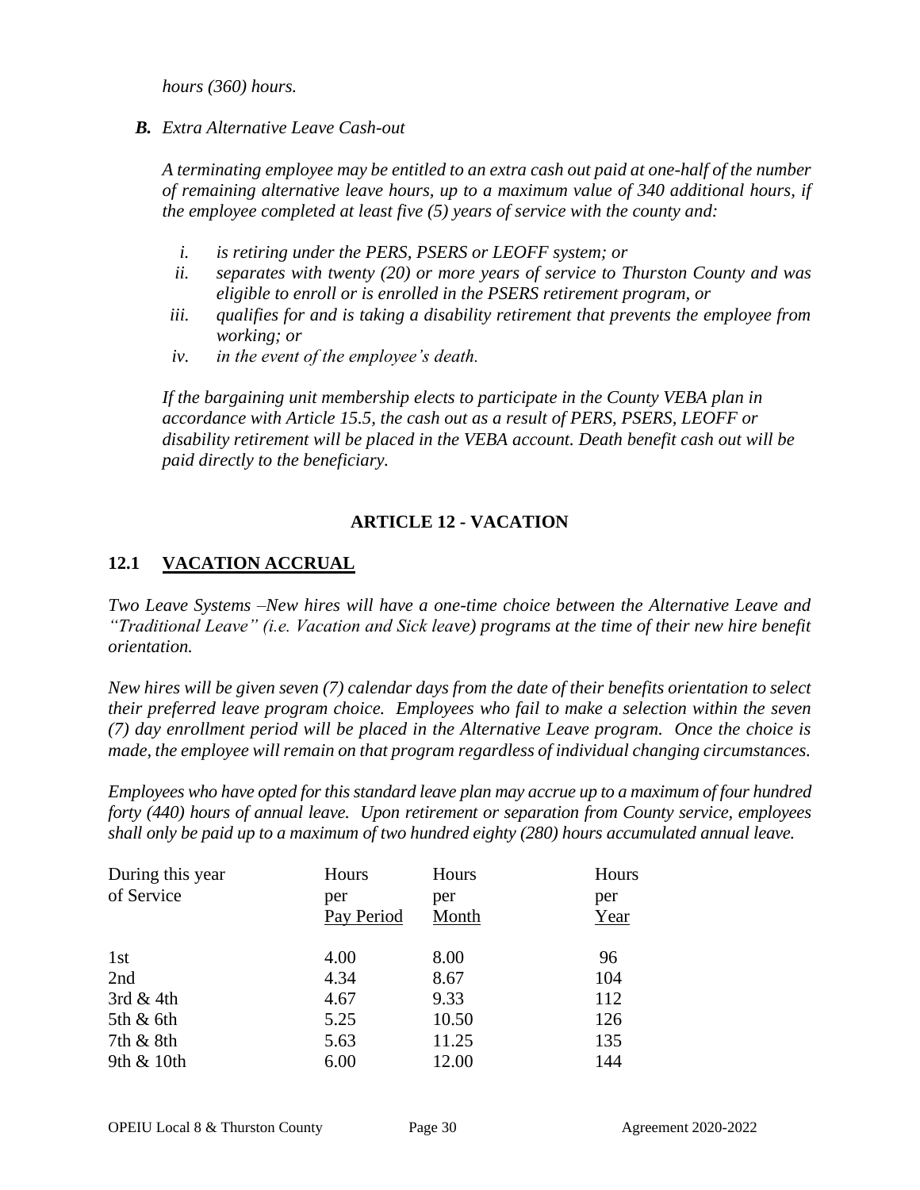*hours (360) hours.*

***B.*** *Extra Alternative Leave Cash-out*

*A terminating employee may be entitled to an extra cash out paid at one-half of the number of remaining alternative leave hours, up to a maximum value of 340 additional hours, if the employee completed at least five (5) years of service with the county and:*

*i. is retiring under the PERS, PSERS or LEOFF system; or*

*ii. separates with twenty (20) or more years of service to Thurston County and was eligible to enroll or is enrolled in the PSERS retirement program, or*

*iii. qualifies for and is taking a disability retirement that prevents the employee from working; or*

*iv. in the event of the employee's death.*

*If the bargaining unit membership elects to participate in the County VEBA plan in accordance with Article 15.5, the cash out as a result of PERS, PSERS, LEOFF or disability retirement will be placed in the VEBA account. Death benefit cash out will be paid directly to the beneficiary.*

## ARTICLE 12 - VACATION

### 12.1 VACATION ACCRUAL

*Two Leave Systems –New hires will have a one-time choice between the Alternative Leave and "Traditional Leave" (i.e. Vacation and Sick leave) programs at the time of their new hire benefit orientation.*

*New hires will be given seven (7) calendar days from the date of their benefits orientation to select their preferred leave program choice. Employees who fail to make a selection within the seven (7) day enrollment period will be placed in the Alternative Leave program. Once the choice is made, the employee will remain on that program regardless of individual changing circumstances.*

*Employees who have opted for this standard leave plan may accrue up to a maximum of four hundred forty (440) hours of annual leave. Upon retirement or separation from County service, employees shall only be paid up to a maximum of two hundred eighty (280) hours accumulated annual leave.*

| During this year of Service | Hours per Pay Period | Hours per Month | Hours per Year |
|---|---|---|---|
| 1st | 4.00 | 8.00 | 96 |
| 2nd | 4.34 | 8.67 | 104 |
| 3rd & 4th | 4.67 | 9.33 | 112 |
| 5th & 6th | 5.25 | 10.50 | 126 |
| 7th & 8th | 5.63 | 11.25 | 135 |
| 9th & 10th | 6.00 | 12.00 | 144 |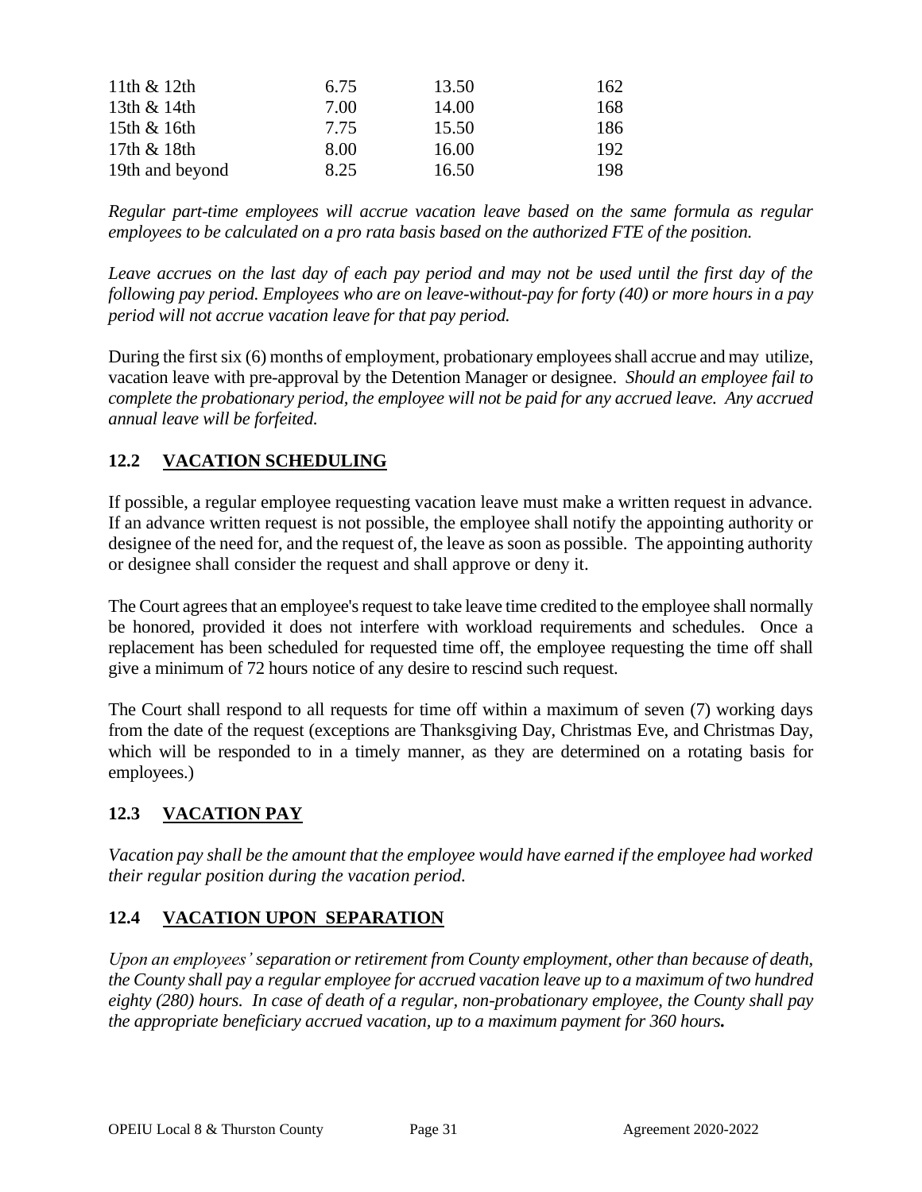| | | | |
|---|---|---|---|
| 11th & 12th | 6.75 | 13.50 | 162 |
| 13th & 14th | 7.00 | 14.00 | 168 |
| 15th & 16th | 7.75 | 15.50 | 186 |
| 17th & 18th | 8.00 | 16.00 | 192 |
| 19th and beyond | 8.25 | 16.50 | 198 |

*Regular part-time employees will accrue vacation leave based on the same formula as regular employees to be calculated on a pro rata basis based on the authorized FTE of the position.*

*Leave accrues on the last day of each pay period and may not be used until the first day of the following pay period. Employees who are on leave-without-pay for forty (40) or more hours in a pay period will not accrue vacation leave for that pay period.*

During the first six (6) months of employment, probationary employees shall accrue and may utilize, vacation leave with pre-approval by the Detention Manager or designee. *Should an employee fail to complete the probationary period, the employee will not be paid for any accrued leave. Any accrued annual leave will be forfeited.*

## 12.2 VACATION SCHEDULING

If possible, a regular employee requesting vacation leave must make a written request in advance. If an advance written request is not possible, the employee shall notify the appointing authority or designee of the need for, and the request of, the leave as soon as possible. The appointing authority or designee shall consider the request and shall approve or deny it.

The Court agrees that an employee's request to take leave time credited to the employee shall normally be honored, provided it does not interfere with workload requirements and schedules. Once a replacement has been scheduled for requested time off, the employee requesting the time off shall give a minimum of 72 hours notice of any desire to rescind such request.

The Court shall respond to all requests for time off within a maximum of seven (7) working days from the date of the request (exceptions are Thanksgiving Day, Christmas Eve, and Christmas Day, which will be responded to in a timely manner, as they are determined on a rotating basis for employees.)

## 12.3 VACATION PAY

*Vacation pay shall be the amount that the employee would have earned if the employee had worked their regular position during the vacation period.*

## 12.4 VACATION UPON SEPARATION

*Upon an employees' separation or retirement from County employment, other than because of death, the County shall pay a regular employee for accrued vacation leave up to a maximum of two hundred eighty (280) hours. In case of death of a regular, non-probationary employee, the County shall pay the appropriate beneficiary accrued vacation, up to a maximum payment for 360 hours.*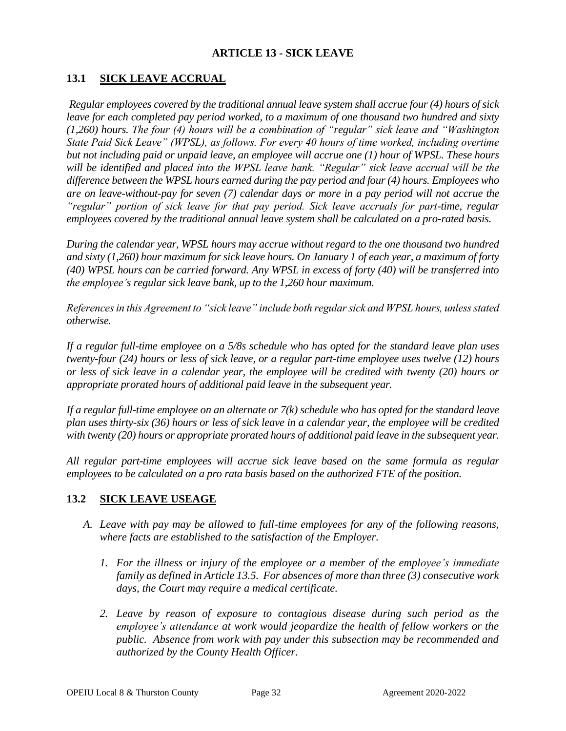## ARTICLE 13 - SICK LEAVE

### 13.1 SICK LEAVE ACCRUAL

*Regular employees covered by the traditional annual leave system shall accrue four (4) hours of sick leave for each completed pay period worked, to a maximum of one thousand two hundred and sixty (1,260) hours. The four (4) hours will be a combination of "regular" sick leave and "Washington State Paid Sick Leave" (WPSL), as follows. For every 40 hours of time worked, including overtime but not including paid or unpaid leave, an employee will accrue one (1) hour of WPSL. These hours will be identified and placed into the WPSL leave bank. "Regular" sick leave accrual will be the difference between the WPSL hours earned during the pay period and four (4) hours. Employees who are on leave-without-pay for seven (7) calendar days or more in a pay period will not accrue the "regular" portion of sick leave for that pay period. Sick leave accruals for part-time, regular employees covered by the traditional annual leave system shall be calculated on a pro-rated basis.*

*During the calendar year, WPSL hours may accrue without regard to the one thousand two hundred and sixty (1,260) hour maximum for sick leave hours. On January 1 of each year, a maximum of forty (40) WPSL hours can be carried forward. Any WPSL in excess of forty (40) will be transferred into the employee's regular sick leave bank, up to the 1,260 hour maximum.*

*References in this Agreement to "sick leave" include both regular sick and WPSL hours, unless stated otherwise.*

*If a regular full-time employee on a 5/8s schedule who has opted for the standard leave plan uses twenty-four (24) hours or less of sick leave, or a regular part-time employee uses twelve (12) hours or less of sick leave in a calendar year, the employee will be credited with twenty (20) hours or appropriate prorated hours of additional paid leave in the subsequent year.*

*If a regular full-time employee on an alternate or 7(k) schedule who has opted for the standard leave plan uses thirty-six (36) hours or less of sick leave in a calendar year, the employee will be credited with twenty (20) hours or appropriate prorated hours of additional paid leave in the subsequent year.*

*All regular part-time employees will accrue sick leave based on the same formula as regular employees to be calculated on a pro rata basis based on the authorized FTE of the position.*

### 13.2 SICK LEAVE USEAGE

*A. Leave with pay may be allowed to full-time employees for any of the following reasons, where facts are established to the satisfaction of the Employer.*

   *1. For the illness or injury of the employee or a member of the employee's immediate family as defined in Article 13.5. For absences of more than three (3) consecutive work days, the Court may require a medical certificate.*

   *2. Leave by reason of exposure to contagious disease during such period as the employee's attendance at work would jeopardize the health of fellow workers or the public. Absence from work with pay under this subsection may be recommended and authorized by the County Health Officer.*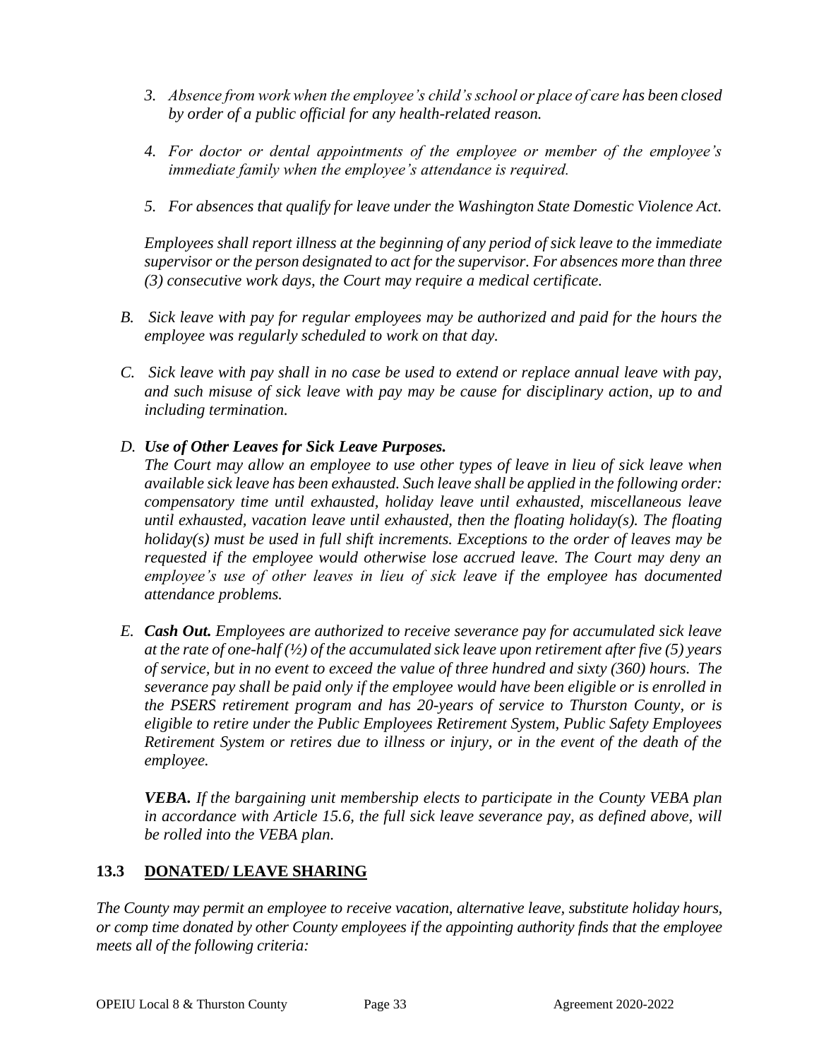3. *Absence from work when the employee's child's school or place of care has been closed by order of a public official for any health-related reason.*

4. *For doctor or dental appointments of the employee or member of the employee's immediate family when the employee's attendance is required.*

5. *For absences that qualify for leave under the Washington State Domestic Violence Act.*

*Employees shall report illness at the beginning of any period of sick leave to the immediate supervisor or the person designated to act for the supervisor. For absences more than three (3) consecutive work days, the Court may require a medical certificate.*

B. *Sick leave with pay for regular employees may be authorized and paid for the hours the employee was regularly scheduled to work on that day.*

C. *Sick leave with pay shall in no case be used to extend or replace annual leave with pay, and such misuse of sick leave with pay may be cause for disciplinary action, up to and including termination.*

D. ***Use of Other Leaves for Sick Leave Purposes.***
*The Court may allow an employee to use other types of leave in lieu of sick leave when available sick leave has been exhausted. Such leave shall be applied in the following order: compensatory time until exhausted, holiday leave until exhausted, miscellaneous leave until exhausted, vacation leave until exhausted, then the floating holiday(s). The floating holiday(s) must be used in full shift increments. Exceptions to the order of leaves may be requested if the employee would otherwise lose accrued leave. The Court may deny an employee's use of other leaves in lieu of sick leave if the employee has documented attendance problems.*

E. ***Cash Out.*** *Employees are authorized to receive severance pay for accumulated sick leave at the rate of one-half (½) of the accumulated sick leave upon retirement after five (5) years of service, but in no event to exceed the value of three hundred and sixty (360) hours. The severance pay shall be paid only if the employee would have been eligible or is enrolled in the PSERS retirement program and has 20-years of service to Thurston County, or is eligible to retire under the Public Employees Retirement System, Public Safety Employees Retirement System or retires due to illness or injury, or in the event of the death of the employee.*

***VEBA.*** *If the bargaining unit membership elects to participate in the County VEBA plan in accordance with Article 15.6, the full sick leave severance pay, as defined above, will be rolled into the VEBA plan.*

## 13.3 DONATED/ LEAVE SHARING

*The County may permit an employee to receive vacation, alternative leave, substitute holiday hours, or comp time donated by other County employees if the appointing authority finds that the employee meets all of the following criteria:*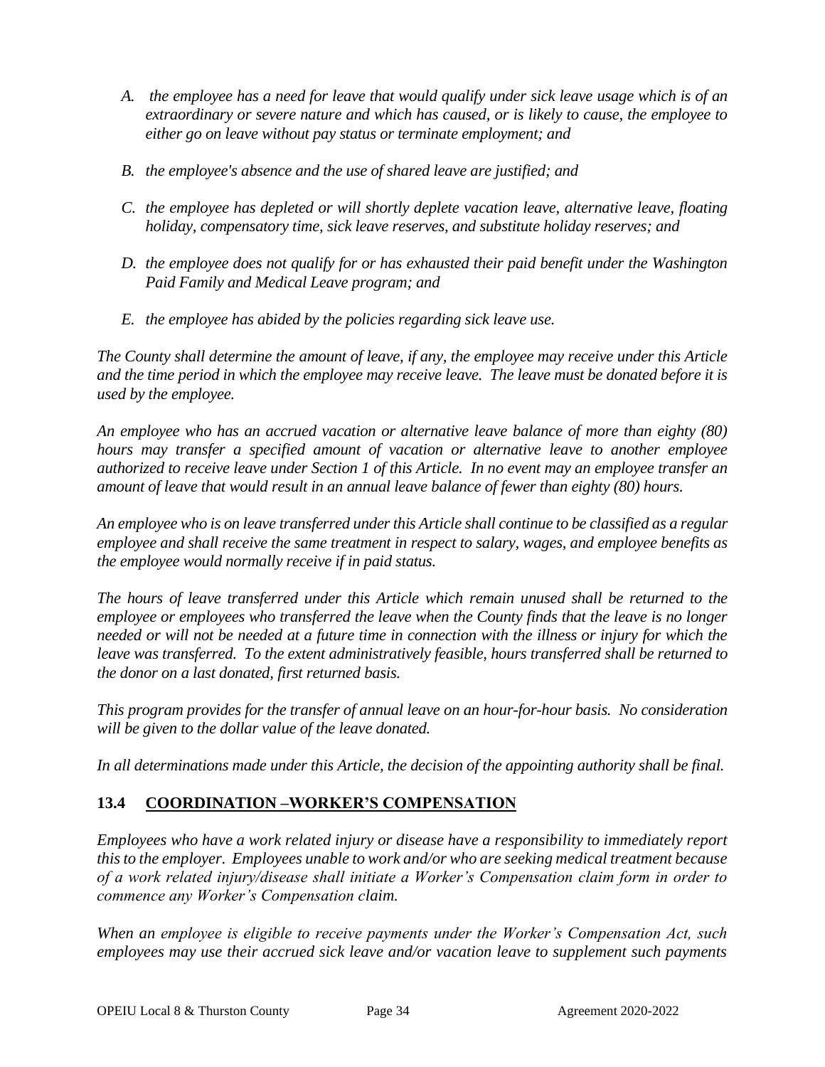*A. the employee has a need for leave that would qualify under sick leave usage which is of an extraordinary or severe nature and which has caused, or is likely to cause, the employee to either go on leave without pay status or terminate employment; and*

*B. the employee's absence and the use of shared leave are justified; and*

*C. the employee has depleted or will shortly deplete vacation leave, alternative leave, floating holiday, compensatory time, sick leave reserves, and substitute holiday reserves; and*

*D. the employee does not qualify for or has exhausted their paid benefit under the Washington Paid Family and Medical Leave program; and*

*E. the employee has abided by the policies regarding sick leave use.*

*The County shall determine the amount of leave, if any, the employee may receive under this Article and the time period in which the employee may receive leave. The leave must be donated before it is used by the employee.*

*An employee who has an accrued vacation or alternative leave balance of more than eighty (80) hours may transfer a specified amount of vacation or alternative leave to another employee authorized to receive leave under Section 1 of this Article. In no event may an employee transfer an amount of leave that would result in an annual leave balance of fewer than eighty (80) hours.*

*An employee who is on leave transferred under this Article shall continue to be classified as a regular employee and shall receive the same treatment in respect to salary, wages, and employee benefits as the employee would normally receive if in paid status.*

*The hours of leave transferred under this Article which remain unused shall be returned to the employee or employees who transferred the leave when the County finds that the leave is no longer needed or will not be needed at a future time in connection with the illness or injury for which the leave was transferred. To the extent administratively feasible, hours transferred shall be returned to the donor on a last donated, first returned basis.*

*This program provides for the transfer of annual leave on an hour-for-hour basis. No consideration will be given to the dollar value of the leave donated.*

*In all determinations made under this Article, the decision of the appointing authority shall be final.*

## 13.4 COORDINATION –WORKER'S COMPENSATION

*Employees who have a work related injury or disease have a responsibility to immediately report this to the employer. Employees unable to work and/or who are seeking medical treatment because of a work related injury/disease shall initiate a Worker's Compensation claim form in order to commence any Worker's Compensation claim.*

*When an employee is eligible to receive payments under the Worker's Compensation Act, such employees may use their accrued sick leave and/or vacation leave to supplement such payments*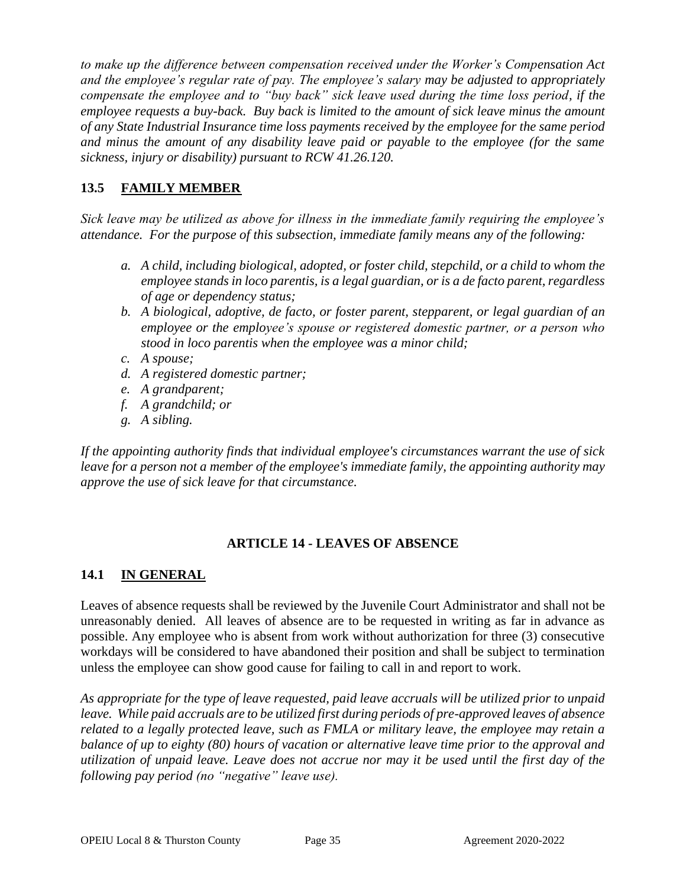*to make up the difference between compensation received under the Worker's Compensation Act and the employee's regular rate of pay. The employee's salary may be adjusted to appropriately compensate the employee and to "buy back" sick leave used during the time loss period, if the employee requests a buy-back. Buy back is limited to the amount of sick leave minus the amount of any State Industrial Insurance time loss payments received by the employee for the same period and minus the amount of any disability leave paid or payable to the employee (for the same sickness, injury or disability) pursuant to RCW 41.26.120.*

### 13.5 FAMILY MEMBER

*Sick leave may be utilized as above for illness in the immediate family requiring the employee's attendance. For the purpose of this subsection, immediate family means any of the following:*

- *a. A child, including biological, adopted, or foster child, stepchild, or a child to whom the employee stands in loco parentis, is a legal guardian, or is a de facto parent, regardless of age or dependency status;*
- *b. A biological, adoptive, de facto, or foster parent, stepparent, or legal guardian of an employee or the employee's spouse or registered domestic partner, or a person who stood in loco parentis when the employee was a minor child;*
- *c. A spouse;*
- *d. A registered domestic partner;*
- *e. A grandparent;*
- *f. A grandchild; or*
- *g. A sibling.*

*If the appointing authority finds that individual employee's circumstances warrant the use of sick leave for a person not a member of the employee's immediate family, the appointing authority may approve the use of sick leave for that circumstance.*

## ARTICLE 14 - LEAVES OF ABSENCE

### 14.1 IN GENERAL

Leaves of absence requests shall be reviewed by the Juvenile Court Administrator and shall not be unreasonably denied. All leaves of absence are to be requested in writing as far in advance as possible. Any employee who is absent from work without authorization for three (3) consecutive workdays will be considered to have abandoned their position and shall be subject to termination unless the employee can show good cause for failing to call in and report to work.

*As appropriate for the type of leave requested, paid leave accruals will be utilized prior to unpaid leave. While paid accruals are to be utilized first during periods of pre-approved leaves of absence related to a legally protected leave, such as FMLA or military leave, the employee may retain a balance of up to eighty (80) hours of vacation or alternative leave time prior to the approval and utilization of unpaid leave. Leave does not accrue nor may it be used until the first day of the following pay period (no "negative" leave use).*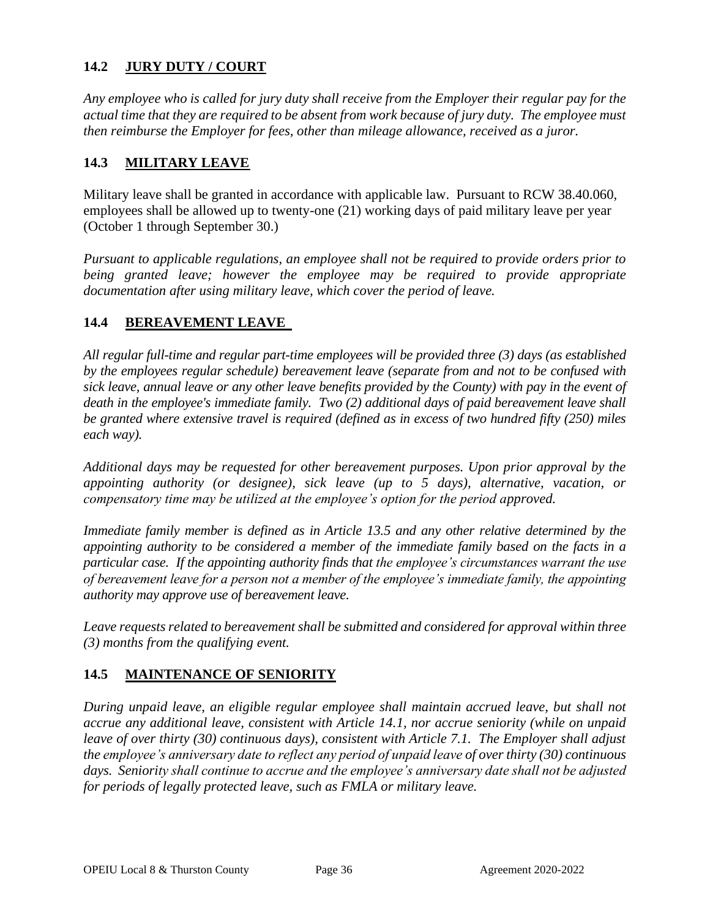## 14.2 JURY DUTY / COURT

*Any employee who is called for jury duty shall receive from the Employer their regular pay for the actual time that they are required to be absent from work because of jury duty. The employee must then reimburse the Employer for fees, other than mileage allowance, received as a juror.*

## 14.3 MILITARY LEAVE

Military leave shall be granted in accordance with applicable law. Pursuant to RCW 38.40.060, employees shall be allowed up to twenty-one (21) working days of paid military leave per year (October 1 through September 30.)

*Pursuant to applicable regulations, an employee shall not be required to provide orders prior to being granted leave; however the employee may be required to provide appropriate documentation after using military leave, which cover the period of leave.*

## 14.4 BEREAVEMENT LEAVE

*All regular full-time and regular part-time employees will be provided three (3) days (as established by the employees regular schedule) bereavement leave (separate from and not to be confused with sick leave, annual leave or any other leave benefits provided by the County) with pay in the event of death in the employee's immediate family. Two (2) additional days of paid bereavement leave shall be granted where extensive travel is required (defined as in excess of two hundred fifty (250) miles each way).*

*Additional days may be requested for other bereavement purposes. Upon prior approval by the appointing authority (or designee), sick leave (up to 5 days), alternative, vacation, or compensatory time may be utilized at the employee's option for the period approved.*

*Immediate family member is defined as in Article 13.5 and any other relative determined by the appointing authority to be considered a member of the immediate family based on the facts in a particular case. If the appointing authority finds that the employee's circumstances warrant the use of bereavement leave for a person not a member of the employee's immediate family, the appointing authority may approve use of bereavement leave.*

*Leave requests related to bereavement shall be submitted and considered for approval within three (3) months from the qualifying event.*

## 14.5 MAINTENANCE OF SENIORITY

*During unpaid leave, an eligible regular employee shall maintain accrued leave, but shall not accrue any additional leave, consistent with Article 14.1, nor accrue seniority (while on unpaid leave of over thirty (30) continuous days), consistent with Article 7.1. The Employer shall adjust the employee's anniversary date to reflect any period of unpaid leave of over thirty (30) continuous days. Seniority shall continue to accrue and the employee's anniversary date shall not be adjusted for periods of legally protected leave, such as FMLA or military leave.*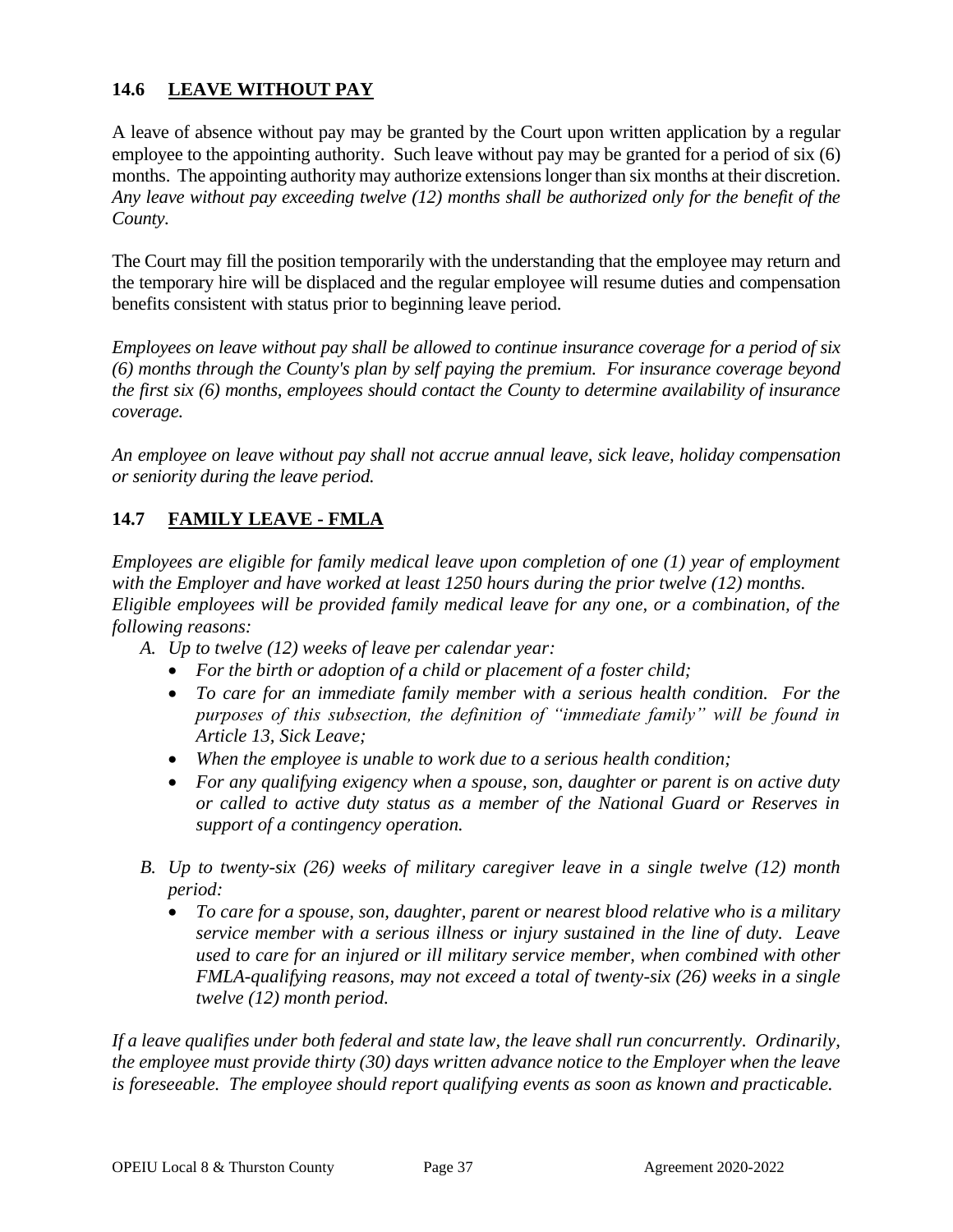### 14.6 LEAVE WITHOUT PAY

A leave of absence without pay may be granted by the Court upon written application by a regular employee to the appointing authority. Such leave without pay may be granted for a period of six (6) months. The appointing authority may authorize extensions longer than six months at their discretion. *Any leave without pay exceeding twelve (12) months shall be authorized only for the benefit of the County.*

The Court may fill the position temporarily with the understanding that the employee may return and the temporary hire will be displaced and the regular employee will resume duties and compensation benefits consistent with status prior to beginning leave period.

*Employees on leave without pay shall be allowed to continue insurance coverage for a period of six (6) months through the County's plan by self paying the premium. For insurance coverage beyond the first six (6) months, employees should contact the County to determine availability of insurance coverage.*

*An employee on leave without pay shall not accrue annual leave, sick leave, holiday compensation or seniority during the leave period.*

### 14.7 FAMILY LEAVE - FMLA

*Employees are eligible for family medical leave upon completion of one (1) year of employment with the Employer and have worked at least 1250 hours during the prior twelve (12) months. Eligible employees will be provided family medical leave for any one, or a combination, of the following reasons:*

A. *Up to twelve (12) weeks of leave per calendar year:*
   - *For the birth or adoption of a child or placement of a foster child;*
   - *To care for an immediate family member with a serious health condition. For the purposes of this subsection, the definition of "immediate family" will be found in Article 13, Sick Leave;*
   - *When the employee is unable to work due to a serious health condition;*
   - *For any qualifying exigency when a spouse, son, daughter or parent is on active duty or called to active duty status as a member of the National Guard or Reserves in support of a contingency operation.*

B. *Up to twenty-six (26) weeks of military caregiver leave in a single twelve (12) month period:*
   - *To care for a spouse, son, daughter, parent or nearest blood relative who is a military service member with a serious illness or injury sustained in the line of duty. Leave used to care for an injured or ill military service member, when combined with other FMLA-qualifying reasons, may not exceed a total of twenty-six (26) weeks in a single twelve (12) month period.*

*If a leave qualifies under both federal and state law, the leave shall run concurrently. Ordinarily, the employee must provide thirty (30) days written advance notice to the Employer when the leave is foreseeable. The employee should report qualifying events as soon as known and practicable.*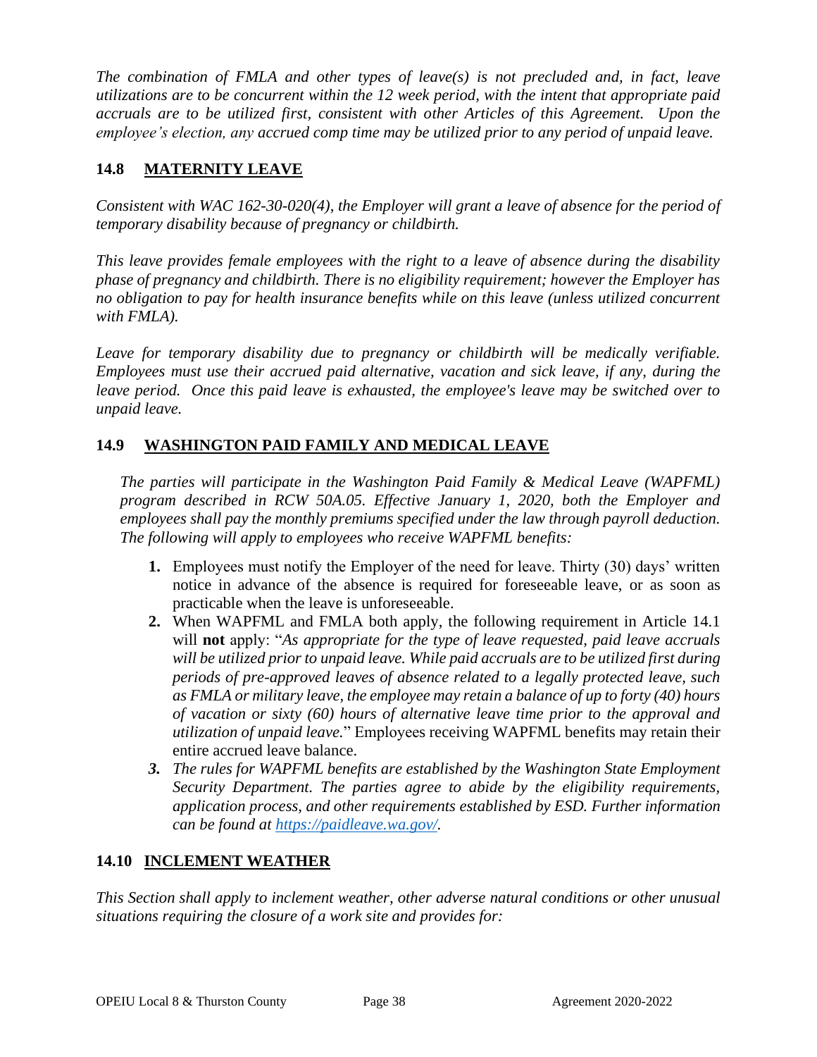*The combination of FMLA and other types of leave(s) is not precluded and, in fact, leave utilizations are to be concurrent within the 12 week period, with the intent that appropriate paid accruals are to be utilized first, consistent with other Articles of this Agreement. Upon the employee's election, any accrued comp time may be utilized prior to any period of unpaid leave.*

### 14.8 MATERNITY LEAVE

*Consistent with WAC 162-30-020(4), the Employer will grant a leave of absence for the period of temporary disability because of pregnancy or childbirth.*

*This leave provides female employees with the right to a leave of absence during the disability phase of pregnancy and childbirth. There is no eligibility requirement; however the Employer has no obligation to pay for health insurance benefits while on this leave (unless utilized concurrent with FMLA).*

*Leave for temporary disability due to pregnancy or childbirth will be medically verifiable. Employees must use their accrued paid alternative, vacation and sick leave, if any, during the leave period. Once this paid leave is exhausted, the employee's leave may be switched over to unpaid leave.*

### 14.9 WASHINGTON PAID FAMILY AND MEDICAL LEAVE

*The parties will participate in the Washington Paid Family & Medical Leave (WAPFML) program described in RCW 50A.05. Effective January 1, 2020, both the Employer and employees shall pay the monthly premiums specified under the law through payroll deduction. The following will apply to employees who receive WAPFML benefits:*

1. Employees must notify the Employer of the need for leave. Thirty (30) days' written notice in advance of the absence is required for foreseeable leave, or as soon as practicable when the leave is unforeseeable.
2. When WAPFML and FMLA both apply, the following requirement in Article 14.1 will **not** apply: "*As appropriate for the type of leave requested, paid leave accruals will be utilized prior to unpaid leave. While paid accruals are to be utilized first during periods of pre-approved leaves of absence related to a legally protected leave, such as FMLA or military leave, the employee may retain a balance of up to forty (40) hours of vacation or sixty (60) hours of alternative leave time prior to the approval and utilization of unpaid leave.*" Employees receiving WAPFML benefits may retain their entire accrued leave balance.
3. *The rules for WAPFML benefits are established by the Washington State Employment Security Department. The parties agree to abide by the eligibility requirements, application process, and other requirements established by ESD. Further information can be found at https://paidleave.wa.gov/.*

### 14.10 INCLEMENT WEATHER

*This Section shall apply to inclement weather, other adverse natural conditions or other unusual situations requiring the closure of a work site and provides for:*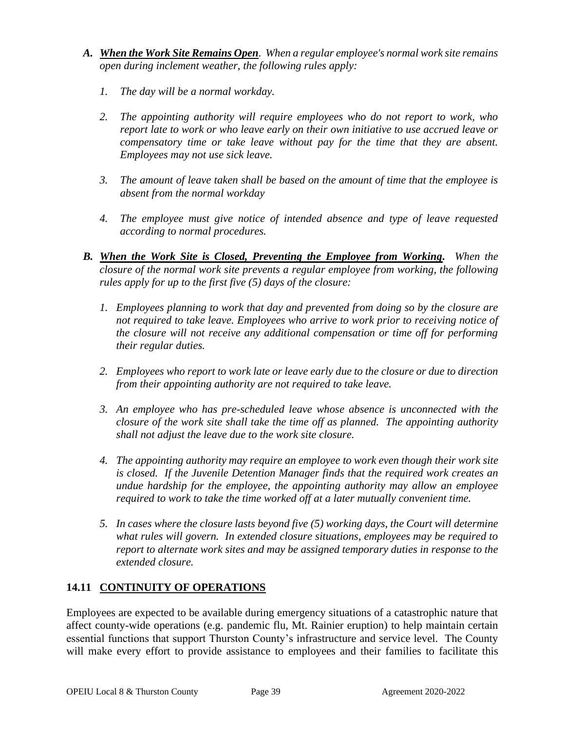*A.* ***When the Work Site Remains Open****. When a regular employee's normal work site remains open during inclement weather, the following rules apply:*

1. *The day will be a normal workday.*

2. *The appointing authority will require employees who do not report to work, who report late to work or who leave early on their own initiative to use accrued leave or compensatory time or take leave without pay for the time that they are absent. Employees may not use sick leave.*

3. *The amount of leave taken shall be based on the amount of time that the employee is absent from the normal workday*

4. *The employee must give notice of intended absence and type of leave requested according to normal procedures.*

*B.* ***When the Work Site is Closed, Preventing the Employee from Working****. When the closure of the normal work site prevents a regular employee from working, the following rules apply for up to the first five (5) days of the closure:*

1. *Employees planning to work that day and prevented from doing so by the closure are not required to take leave. Employees who arrive to work prior to receiving notice of the closure will not receive any additional compensation or time off for performing their regular duties.*

2. *Employees who report to work late or leave early due to the closure or due to direction from their appointing authority are not required to take leave.*

3. *An employee who has pre-scheduled leave whose absence is unconnected with the closure of the work site shall take the time off as planned. The appointing authority shall not adjust the leave due to the work site closure.*

4. *The appointing authority may require an employee to work even though their work site is closed. If the Juvenile Detention Manager finds that the required work creates an undue hardship for the employee, the appointing authority may allow an employee required to work to take the time worked off at a later mutually convenient time.*

5. *In cases where the closure lasts beyond five (5) working days, the Court will determine what rules will govern. In extended closure situations, employees may be required to report to alternate work sites and may be assigned temporary duties in response to the extended closure.*

## 14.11 CONTINUITY OF OPERATIONS

Employees are expected to be available during emergency situations of a catastrophic nature that affect county-wide operations (e.g. pandemic flu, Mt. Rainier eruption) to help maintain certain essential functions that support Thurston County's infrastructure and service level. The County will make every effort to provide assistance to employees and their families to facilitate this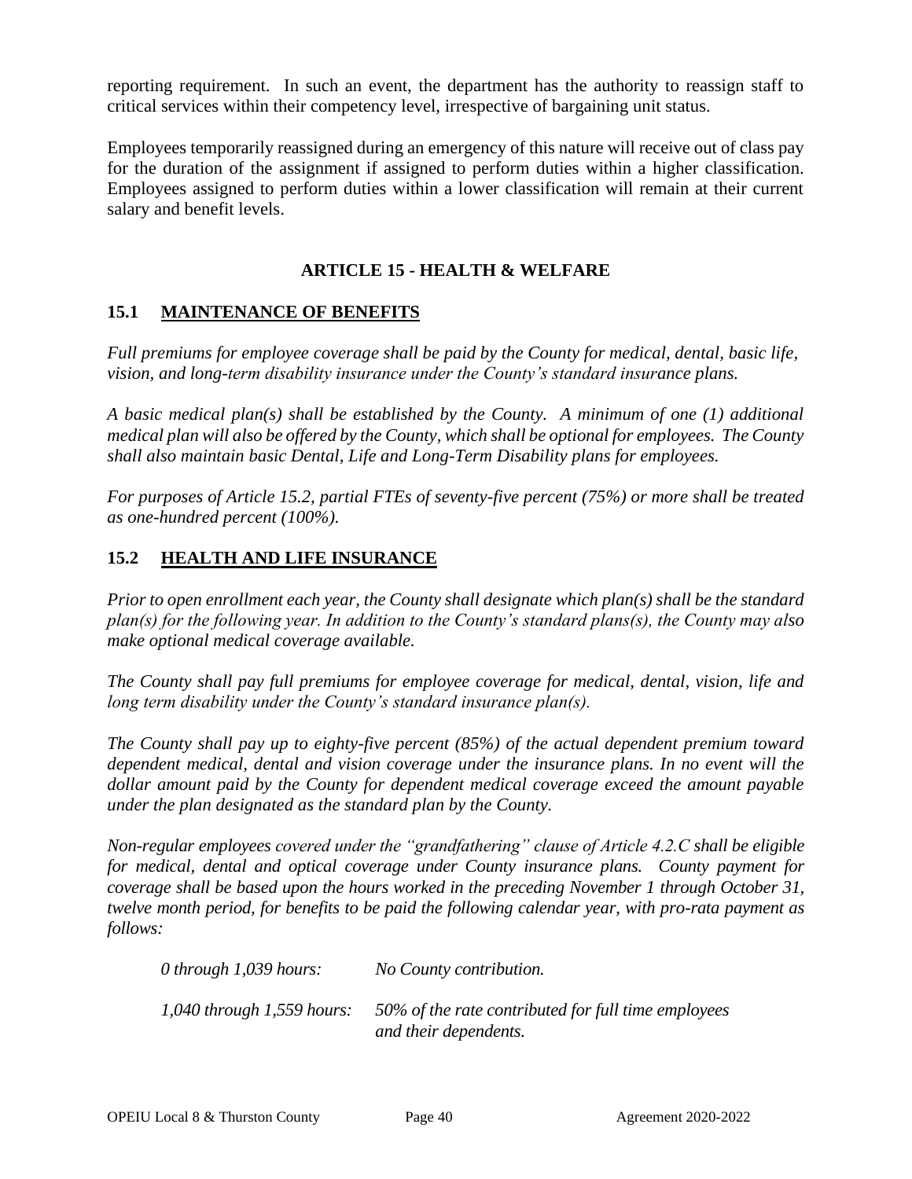reporting requirement. In such an event, the department has the authority to reassign staff to critical services within their competency level, irrespective of bargaining unit status.

Employees temporarily reassigned during an emergency of this nature will receive out of class pay for the duration of the assignment if assigned to perform duties within a higher classification. Employees assigned to perform duties within a lower classification will remain at their current salary and benefit levels.

## ARTICLE 15 - HEALTH & WELFARE

### 15.1 MAINTENANCE OF BENEFITS

*Full premiums for employee coverage shall be paid by the County for medical, dental, basic life, vision, and long-term disability insurance under the County's standard insurance plans.*

*A basic medical plan(s) shall be established by the County. A minimum of one (1) additional medical plan will also be offered by the County, which shall be optional for employees. The County shall also maintain basic Dental, Life and Long-Term Disability plans for employees.*

*For purposes of Article 15.2, partial FTEs of seventy-five percent (75%) or more shall be treated as one-hundred percent (100%).*

### 15.2 HEALTH AND LIFE INSURANCE

*Prior to open enrollment each year, the County shall designate which plan(s) shall be the standard plan(s) for the following year. In addition to the County's standard plans(s), the County may also make optional medical coverage available.*

*The County shall pay full premiums for employee coverage for medical, dental, vision, life and long term disability under the County's standard insurance plan(s).*

*The County shall pay up to eighty-five percent (85%) of the actual dependent premium toward dependent medical, dental and vision coverage under the insurance plans. In no event will the dollar amount paid by the County for dependent medical coverage exceed the amount payable under the plan designated as the standard plan by the County.*

*Non-regular employees covered under the "grandfathering" clause of Article 4.2.C shall be eligible for medical, dental and optical coverage under County insurance plans. County payment for coverage shall be based upon the hours worked in the preceding November 1 through October 31, twelve month period, for benefits to be paid the following calendar year, with pro-rata payment as follows:*

| | |
|---|---|
| *0 through 1,039 hours:* | *No County contribution.* |
| *1,040 through 1,559 hours:* | *50% of the rate contributed for full time employees and their dependents.* |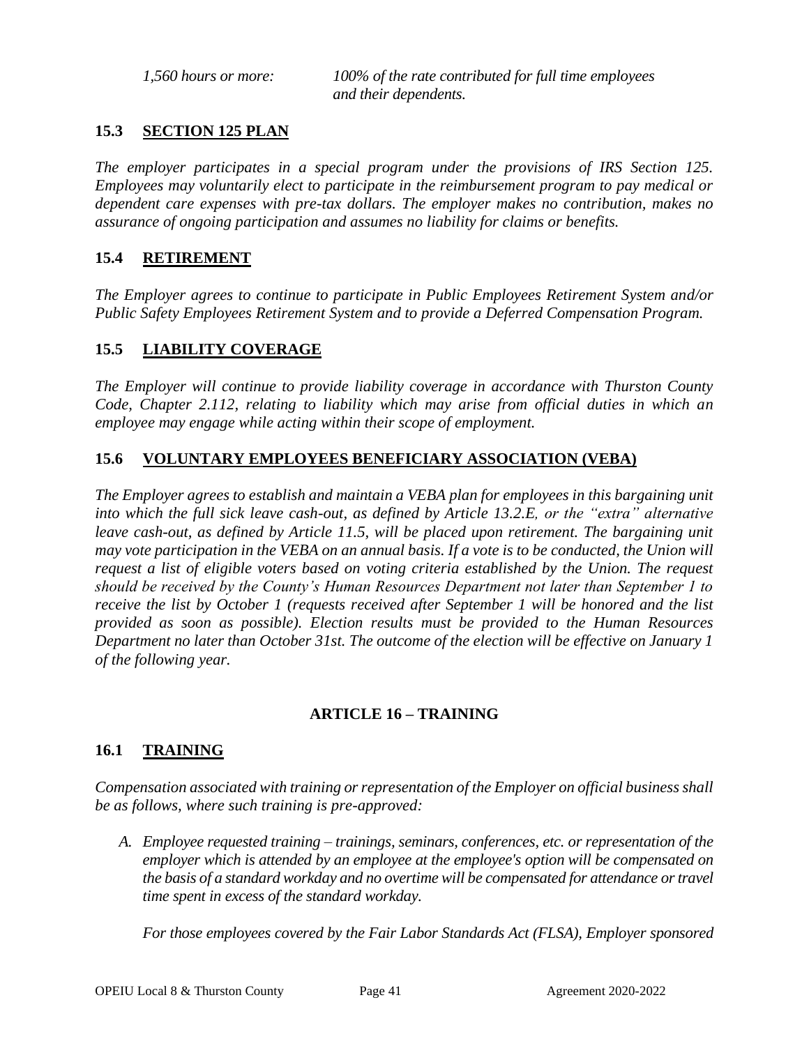*1,560 hours or more:* *100% of the rate contributed for full time employees and their dependents.*

### 15.3 SECTION 125 PLAN

*The employer participates in a special program under the provisions of IRS Section 125. Employees may voluntarily elect to participate in the reimbursement program to pay medical or dependent care expenses with pre-tax dollars. The employer makes no contribution, makes no assurance of ongoing participation and assumes no liability for claims or benefits.*

### 15.4 RETIREMENT

*The Employer agrees to continue to participate in Public Employees Retirement System and/or Public Safety Employees Retirement System and to provide a Deferred Compensation Program.*

### 15.5 LIABILITY COVERAGE

*The Employer will continue to provide liability coverage in accordance with Thurston County Code, Chapter 2.112, relating to liability which may arise from official duties in which an employee may engage while acting within their scope of employment.*

### 15.6 VOLUNTARY EMPLOYEES BENEFICIARY ASSOCIATION (VEBA)

*The Employer agrees to establish and maintain a VEBA plan for employees in this bargaining unit into which the full sick leave cash-out, as defined by Article 13.2.E, or the "extra" alternative leave cash-out, as defined by Article 11.5, will be placed upon retirement. The bargaining unit may vote participation in the VEBA on an annual basis. If a vote is to be conducted, the Union will request a list of eligible voters based on voting criteria established by the Union. The request should be received by the County's Human Resources Department not later than September 1 to receive the list by October 1 (requests received after September 1 will be honored and the list provided as soon as possible). Election results must be provided to the Human Resources Department no later than October 31st. The outcome of the election will be effective on January 1 of the following year.*

## ARTICLE 16 – TRAINING

### 16.1 TRAINING

*Compensation associated with training or representation of the Employer on official business shall be as follows, where such training is pre-approved:*

*A. Employee requested training – trainings, seminars, conferences, etc. or representation of the employer which is attended by an employee at the employee's option will be compensated on the basis of a standard workday and no overtime will be compensated for attendance or travel time spent in excess of the standard workday.*

*For those employees covered by the Fair Labor Standards Act (FLSA), Employer sponsored*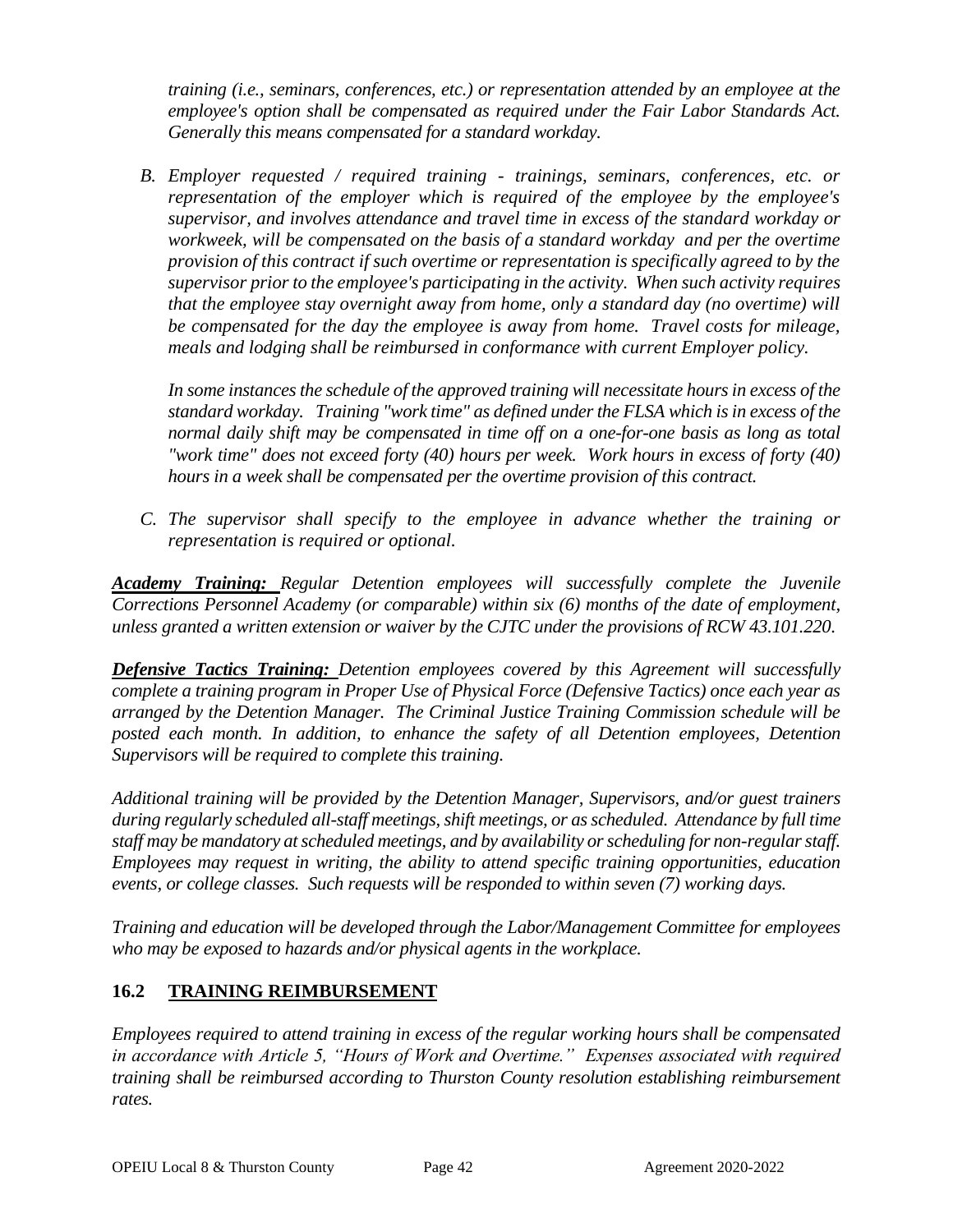*training (i.e., seminars, conferences, etc.) or representation attended by an employee at the employee's option shall be compensated as required under the Fair Labor Standards Act. Generally this means compensated for a standard workday.*

*B. Employer requested / required training - trainings, seminars, conferences, etc. or representation of the employer which is required of the employee by the employee's supervisor, and involves attendance and travel time in excess of the standard workday or workweek, will be compensated on the basis of a standard workday and per the overtime provision of this contract if such overtime or representation is specifically agreed to by the supervisor prior to the employee's participating in the activity. When such activity requires that the employee stay overnight away from home, only a standard day (no overtime) will be compensated for the day the employee is away from home. Travel costs for mileage, meals and lodging shall be reimbursed in conformance with current Employer policy.*

*In some instances the schedule of the approved training will necessitate hours in excess of the standard workday. Training "work time" as defined under the FLSA which is in excess of the normal daily shift may be compensated in time off on a one-for-one basis as long as total "work time" does not exceed forty (40) hours per week. Work hours in excess of forty (40) hours in a week shall be compensated per the overtime provision of this contract.*

*C. The supervisor shall specify to the employee in advance whether the training or representation is required or optional.*

***Academy Training:*** *Regular Detention employees will successfully complete the Juvenile Corrections Personnel Academy (or comparable) within six (6) months of the date of employment, unless granted a written extension or waiver by the CJTC under the provisions of RCW 43.101.220.*

***Defensive Tactics Training:*** *Detention employees covered by this Agreement will successfully complete a training program in Proper Use of Physical Force (Defensive Tactics) once each year as arranged by the Detention Manager. The Criminal Justice Training Commission schedule will be posted each month. In addition, to enhance the safety of all Detention employees, Detention Supervisors will be required to complete this training.*

*Additional training will be provided by the Detention Manager, Supervisors, and/or guest trainers during regularly scheduled all-staff meetings, shift meetings, or as scheduled. Attendance by full time staff may be mandatory at scheduled meetings, and by availability or scheduling for non-regular staff. Employees may request in writing, the ability to attend specific training opportunities, education events, or college classes. Such requests will be responded to within seven (7) working days.*

*Training and education will be developed through the Labor/Management Committee for employees who may be exposed to hazards and/or physical agents in the workplace.*

## 16.2 TRAINING REIMBURSEMENT

*Employees required to attend training in excess of the regular working hours shall be compensated in accordance with Article 5, "Hours of Work and Overtime." Expenses associated with required training shall be reimbursed according to Thurston County resolution establishing reimbursement rates.*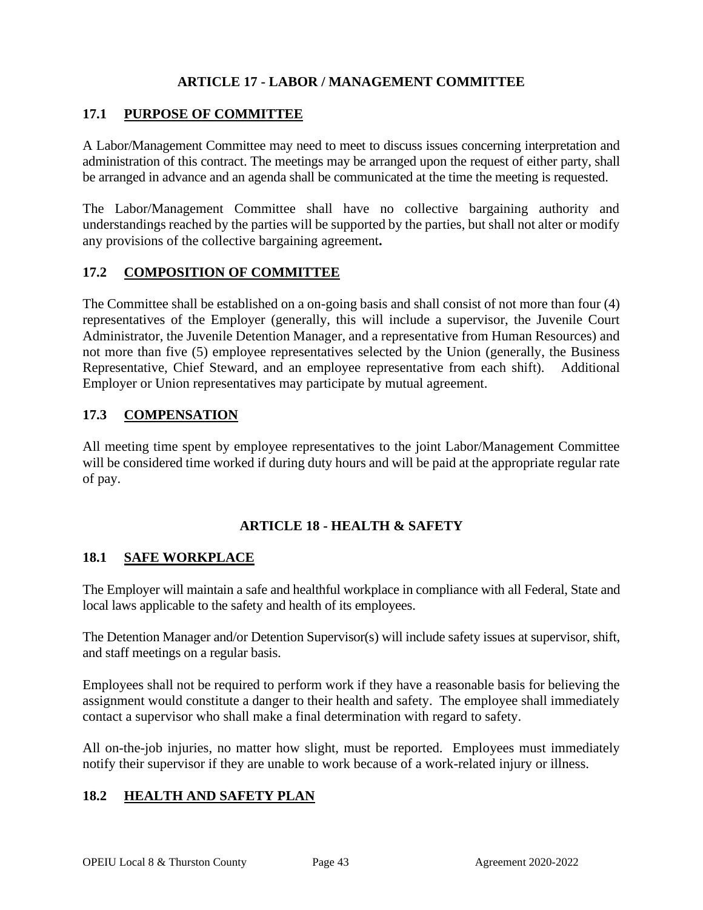## ARTICLE 17 - LABOR / MANAGEMENT COMMITTEE

### 17.1 PURPOSE OF COMMITTEE

A Labor/Management Committee may need to meet to discuss issues concerning interpretation and administration of this contract. The meetings may be arranged upon the request of either party, shall be arranged in advance and an agenda shall be communicated at the time the meeting is requested.

The Labor/Management Committee shall have no collective bargaining authority and understandings reached by the parties will be supported by the parties, but shall not alter or modify any provisions of the collective bargaining agreement**.**

### 17.2 COMPOSITION OF COMMITTEE

The Committee shall be established on a on-going basis and shall consist of not more than four (4) representatives of the Employer (generally, this will include a supervisor, the Juvenile Court Administrator, the Juvenile Detention Manager, and a representative from Human Resources) and not more than five (5) employee representatives selected by the Union (generally, the Business Representative, Chief Steward, and an employee representative from each shift). Additional Employer or Union representatives may participate by mutual agreement.

### 17.3 COMPENSATION

All meeting time spent by employee representatives to the joint Labor/Management Committee will be considered time worked if during duty hours and will be paid at the appropriate regular rate of pay.

## ARTICLE 18 - HEALTH & SAFETY

### 18.1 SAFE WORKPLACE

The Employer will maintain a safe and healthful workplace in compliance with all Federal, State and local laws applicable to the safety and health of its employees.

The Detention Manager and/or Detention Supervisor(s) will include safety issues at supervisor, shift, and staff meetings on a regular basis.

Employees shall not be required to perform work if they have a reasonable basis for believing the assignment would constitute a danger to their health and safety. The employee shall immediately contact a supervisor who shall make a final determination with regard to safety.

All on-the-job injuries, no matter how slight, must be reported. Employees must immediately notify their supervisor if they are unable to work because of a work-related injury or illness.

### 18.2 HEALTH AND SAFETY PLAN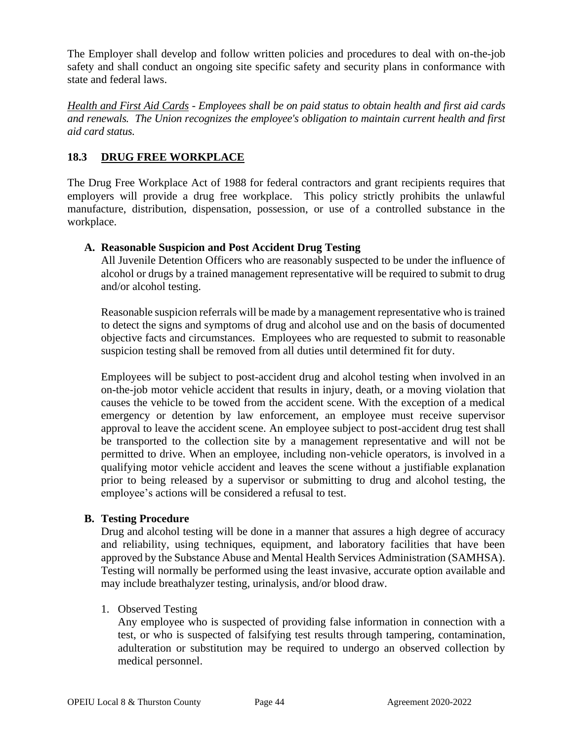The Employer shall develop and follow written policies and procedures to deal with on-the-job safety and shall conduct an ongoing site specific safety and security plans in conformance with state and federal laws.

*<u>Health and First Aid Cards</u> - Employees shall be on paid status to obtain health and first aid cards and renewals. The Union recognizes the employee's obligation to maintain current health and first aid card status.*

## 18.3 DRUG FREE WORKPLACE

The Drug Free Workplace Act of 1988 for federal contractors and grant recipients requires that employers will provide a drug free workplace. This policy strictly prohibits the unlawful manufacture, distribution, dispensation, possession, or use of a controlled substance in the workplace.

### A. Reasonable Suspicion and Post Accident Drug Testing

All Juvenile Detention Officers who are reasonably suspected to be under the influence of alcohol or drugs by a trained management representative will be required to submit to drug and/or alcohol testing.

Reasonable suspicion referrals will be made by a management representative who is trained to detect the signs and symptoms of drug and alcohol use and on the basis of documented objective facts and circumstances. Employees who are requested to submit to reasonable suspicion testing shall be removed from all duties until determined fit for duty.

Employees will be subject to post-accident drug and alcohol testing when involved in an on-the-job motor vehicle accident that results in injury, death, or a moving violation that causes the vehicle to be towed from the accident scene. With the exception of a medical emergency or detention by law enforcement, an employee must receive supervisor approval to leave the accident scene. An employee subject to post-accident drug test shall be transported to the collection site by a management representative and will not be permitted to drive. When an employee, including non-vehicle operators, is involved in a qualifying motor vehicle accident and leaves the scene without a justifiable explanation prior to being released by a supervisor or submitting to drug and alcohol testing, the employee's actions will be considered a refusal to test.

### B. Testing Procedure

Drug and alcohol testing will be done in a manner that assures a high degree of accuracy and reliability, using techniques, equipment, and laboratory facilities that have been approved by the Substance Abuse and Mental Health Services Administration (SAMHSA). Testing will normally be performed using the least invasive, accurate option available and may include breathalyzer testing, urinalysis, and/or blood draw.

1. Observed Testing

   Any employee who is suspected of providing false information in connection with a test, or who is suspected of falsifying test results through tampering, contamination, adulteration or substitution may be required to undergo an observed collection by medical personnel.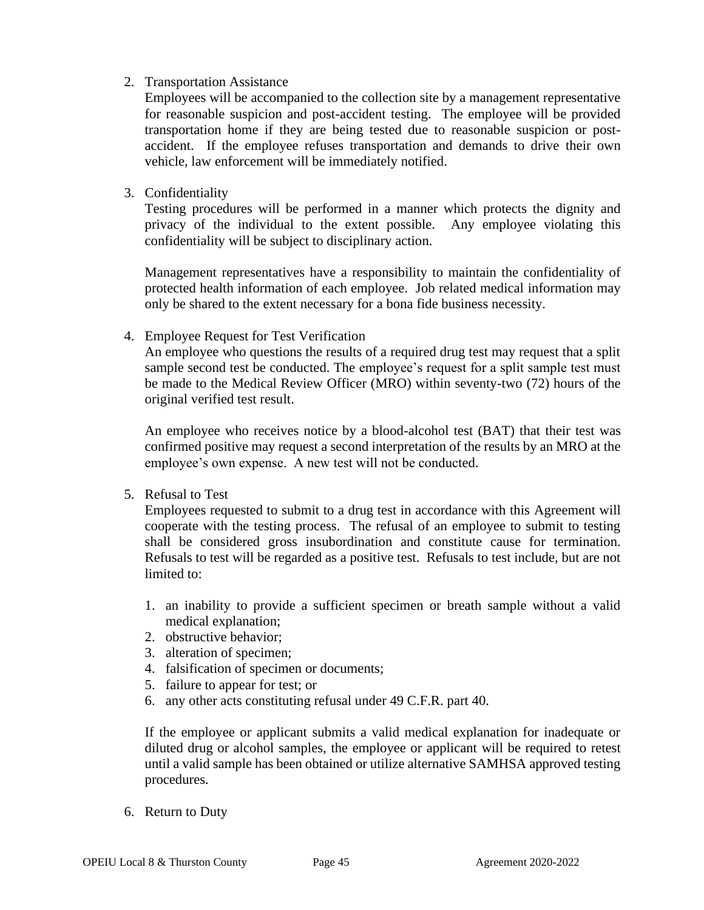2. Transportation Assistance

   Employees will be accompanied to the collection site by a management representative for reasonable suspicion and post-accident testing. The employee will be provided transportation home if they are being tested due to reasonable suspicion or post-accident. If the employee refuses transportation and demands to drive their own vehicle, law enforcement will be immediately notified.

3. Confidentiality

   Testing procedures will be performed in a manner which protects the dignity and privacy of the individual to the extent possible. Any employee violating this confidentiality will be subject to disciplinary action.

   Management representatives have a responsibility to maintain the confidentiality of protected health information of each employee. Job related medical information may only be shared to the extent necessary for a bona fide business necessity.

4. Employee Request for Test Verification

   An employee who questions the results of a required drug test may request that a split sample second test be conducted. The employee's request for a split sample test must be made to the Medical Review Officer (MRO) within seventy-two (72) hours of the original verified test result.

   An employee who receives notice by a blood-alcohol test (BAT) that their test was confirmed positive may request a second interpretation of the results by an MRO at the employee's own expense. A new test will not be conducted.

5. Refusal to Test

   Employees requested to submit to a drug test in accordance with this Agreement will cooperate with the testing process. The refusal of an employee to submit to testing shall be considered gross insubordination and constitute cause for termination. Refusals to test will be regarded as a positive test. Refusals to test include, but are not limited to:

   1. an inability to provide a sufficient specimen or breath sample without a valid medical explanation;
   2. obstructive behavior;
   3. alteration of specimen;
   4. falsification of specimen or documents;
   5. failure to appear for test; or
   6. any other acts constituting refusal under 49 C.F.R. part 40.

   If the employee or applicant submits a valid medical explanation for inadequate or diluted drug or alcohol samples, the employee or applicant will be required to retest until a valid sample has been obtained or utilize alternative SAMHSA approved testing procedures.

6. Return to Duty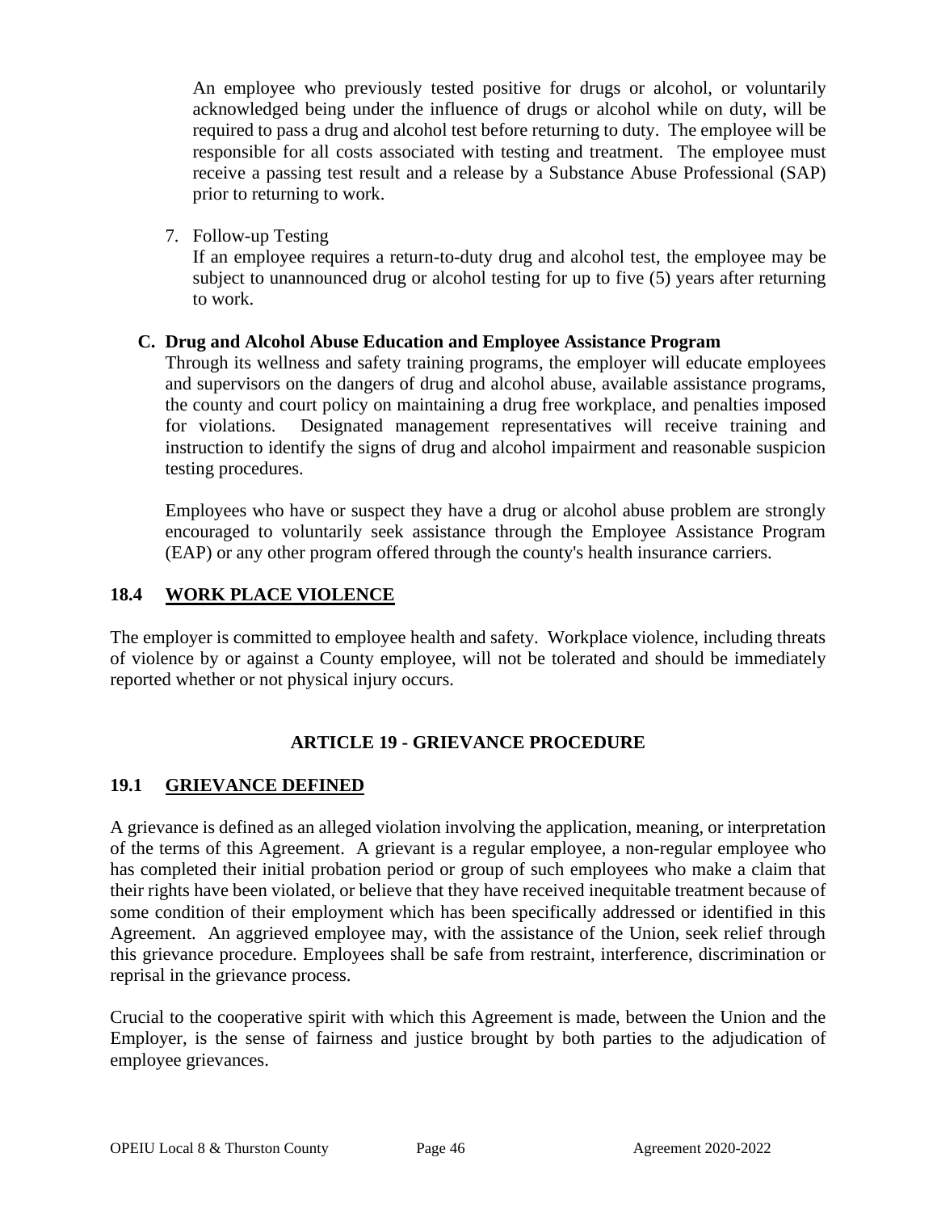An employee who previously tested positive for drugs or alcohol, or voluntarily acknowledged being under the influence of drugs or alcohol while on duty, will be required to pass a drug and alcohol test before returning to duty. The employee will be responsible for all costs associated with testing and treatment. The employee must receive a passing test result and a release by a Substance Abuse Professional (SAP) prior to returning to work.

7. Follow-up Testing

   If an employee requires a return-to-duty drug and alcohol test, the employee may be subject to unannounced drug or alcohol testing for up to five (5) years after returning to work.

**C. Drug and Alcohol Abuse Education and Employee Assistance Program**

Through its wellness and safety training programs, the employer will educate employees and supervisors on the dangers of drug and alcohol abuse, available assistance programs, the county and court policy on maintaining a drug free workplace, and penalties imposed for violations. Designated management representatives will receive training and instruction to identify the signs of drug and alcohol impairment and reasonable suspicion testing procedures.

Employees who have or suspect they have a drug or alcohol abuse problem are strongly encouraged to voluntarily seek assistance through the Employee Assistance Program (EAP) or any other program offered through the county's health insurance carriers.

## 18.4 WORK PLACE VIOLENCE

The employer is committed to employee health and safety. Workplace violence, including threats of violence by or against a County employee, will not be tolerated and should be immediately reported whether or not physical injury occurs.

# ARTICLE 19 - GRIEVANCE PROCEDURE

## 19.1 GRIEVANCE DEFINED

A grievance is defined as an alleged violation involving the application, meaning, or interpretation of the terms of this Agreement. A grievant is a regular employee, a non-regular employee who has completed their initial probation period or group of such employees who make a claim that their rights have been violated, or believe that they have received inequitable treatment because of some condition of their employment which has been specifically addressed or identified in this Agreement. An aggrieved employee may, with the assistance of the Union, seek relief through this grievance procedure. Employees shall be safe from restraint, interference, discrimination or reprisal in the grievance process.

Crucial to the cooperative spirit with which this Agreement is made, between the Union and the Employer, is the sense of fairness and justice brought by both parties to the adjudication of employee grievances.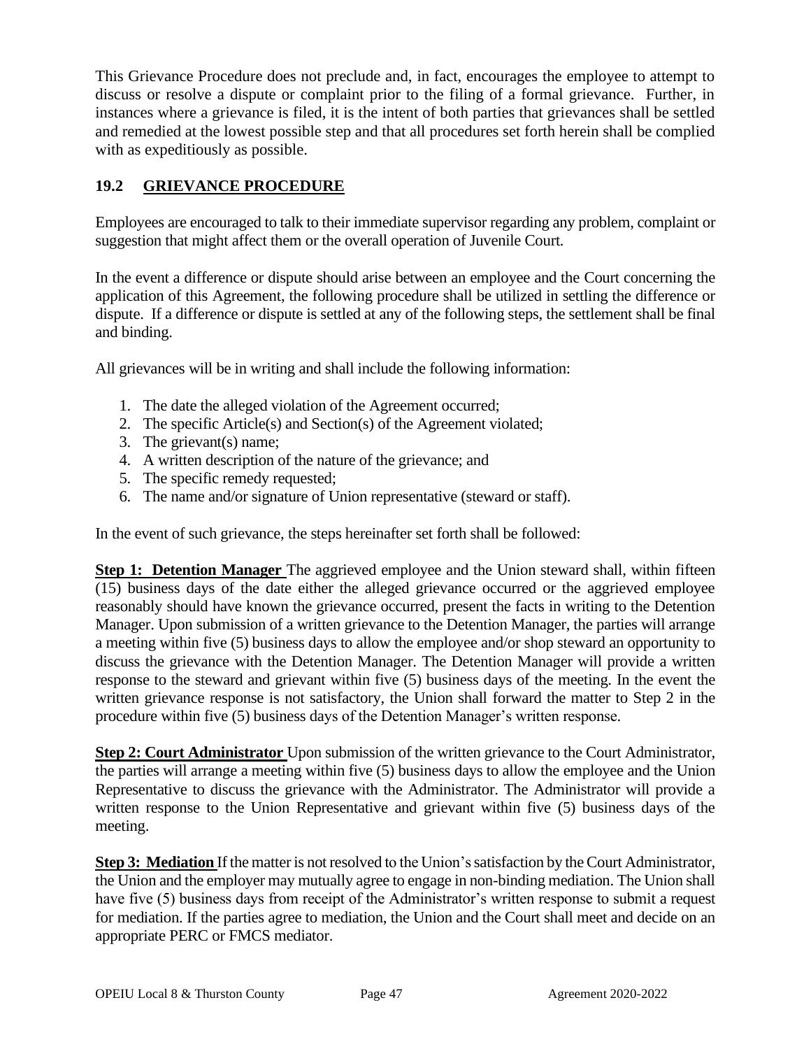This Grievance Procedure does not preclude and, in fact, encourages the employee to attempt to discuss or resolve a dispute or complaint prior to the filing of a formal grievance. Further, in instances where a grievance is filed, it is the intent of both parties that grievances shall be settled and remedied at the lowest possible step and that all procedures set forth herein shall be complied with as expeditiously as possible.

### 19.2 GRIEVANCE PROCEDURE

Employees are encouraged to talk to their immediate supervisor regarding any problem, complaint or suggestion that might affect them or the overall operation of Juvenile Court.

In the event a difference or dispute should arise between an employee and the Court concerning the application of this Agreement, the following procedure shall be utilized in settling the difference or dispute. If a difference or dispute is settled at any of the following steps, the settlement shall be final and binding.

All grievances will be in writing and shall include the following information:

1. The date the alleged violation of the Agreement occurred;
2. The specific Article(s) and Section(s) of the Agreement violated;
3. The grievant(s) name;
4. A written description of the nature of the grievance; and
5. The specific remedy requested;
6. The name and/or signature of Union representative (steward or staff).

In the event of such grievance, the steps hereinafter set forth shall be followed:

**Step 1: Detention Manager** The aggrieved employee and the Union steward shall, within fifteen (15) business days of the date either the alleged grievance occurred or the aggrieved employee reasonably should have known the grievance occurred, present the facts in writing to the Detention Manager. Upon submission of a written grievance to the Detention Manager, the parties will arrange a meeting within five (5) business days to allow the employee and/or shop steward an opportunity to discuss the grievance with the Detention Manager. The Detention Manager will provide a written response to the steward and grievant within five (5) business days of the meeting. In the event the written grievance response is not satisfactory, the Union shall forward the matter to Step 2 in the procedure within five (5) business days of the Detention Manager's written response.

**Step 2: Court Administrator** Upon submission of the written grievance to the Court Administrator, the parties will arrange a meeting within five (5) business days to allow the employee and the Union Representative to discuss the grievance with the Administrator. The Administrator will provide a written response to the Union Representative and grievant within five (5) business days of the meeting.

**Step 3: Mediation** If the matter is not resolved to the Union's satisfaction by the Court Administrator, the Union and the employer may mutually agree to engage in non-binding mediation. The Union shall have five (5) business days from receipt of the Administrator's written response to submit a request for mediation. If the parties agree to mediation, the Union and the Court shall meet and decide on an appropriate PERC or FMCS mediator.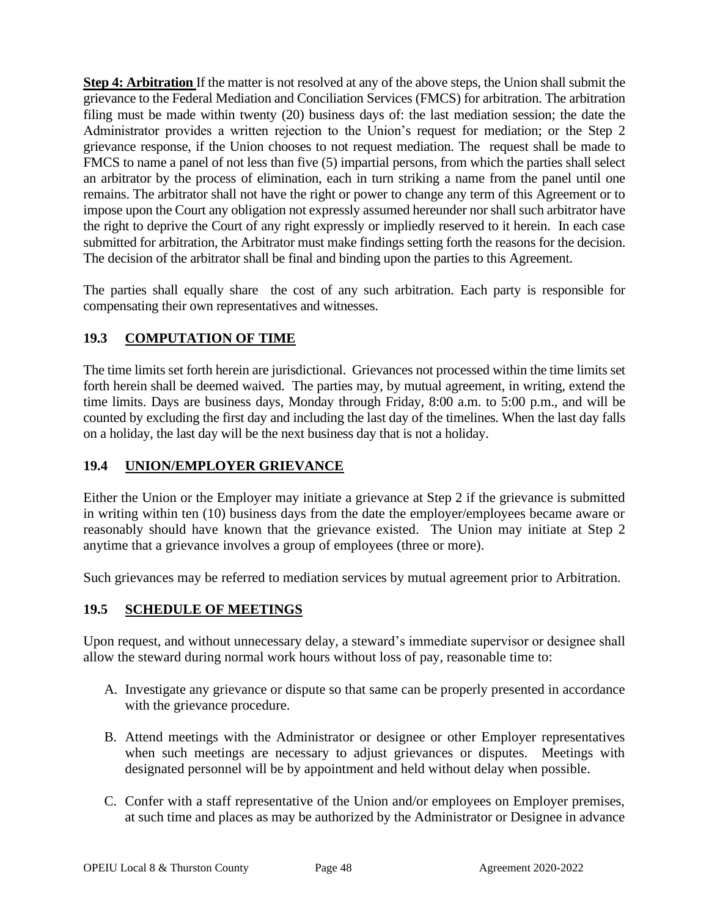**Step 4: Arbitration** If the matter is not resolved at any of the above steps, the Union shall submit the grievance to the Federal Mediation and Conciliation Services (FMCS) for arbitration. The arbitration filing must be made within twenty (20) business days of: the last mediation session; the date the Administrator provides a written rejection to the Union's request for mediation; or the Step 2 grievance response, if the Union chooses to not request mediation. The request shall be made to FMCS to name a panel of not less than five (5) impartial persons, from which the parties shall select an arbitrator by the process of elimination, each in turn striking a name from the panel until one remains. The arbitrator shall not have the right or power to change any term of this Agreement or to impose upon the Court any obligation not expressly assumed hereunder nor shall such arbitrator have the right to deprive the Court of any right expressly or impliedly reserved to it herein. In each case submitted for arbitration, the Arbitrator must make findings setting forth the reasons for the decision. The decision of the arbitrator shall be final and binding upon the parties to this Agreement.

The parties shall equally share the cost of any such arbitration. Each party is responsible for compensating their own representatives and witnesses.

### 19.3 COMPUTATION OF TIME

The time limits set forth herein are jurisdictional. Grievances not processed within the time limits set forth herein shall be deemed waived. The parties may, by mutual agreement, in writing, extend the time limits. Days are business days, Monday through Friday, 8:00 a.m. to 5:00 p.m., and will be counted by excluding the first day and including the last day of the timelines. When the last day falls on a holiday, the last day will be the next business day that is not a holiday.

### 19.4 UNION/EMPLOYER GRIEVANCE

Either the Union or the Employer may initiate a grievance at Step 2 if the grievance is submitted in writing within ten (10) business days from the date the employer/employees became aware or reasonably should have known that the grievance existed. The Union may initiate at Step 2 anytime that a grievance involves a group of employees (three or more).

Such grievances may be referred to mediation services by mutual agreement prior to Arbitration.

### 19.5 SCHEDULE OF MEETINGS

Upon request, and without unnecessary delay, a steward's immediate supervisor or designee shall allow the steward during normal work hours without loss of pay, reasonable time to:

A. Investigate any grievance or dispute so that same can be properly presented in accordance with the grievance procedure.

B. Attend meetings with the Administrator or designee or other Employer representatives when such meetings are necessary to adjust grievances or disputes. Meetings with designated personnel will be by appointment and held without delay when possible.

C. Confer with a staff representative of the Union and/or employees on Employer premises, at such time and places as may be authorized by the Administrator or Designee in advance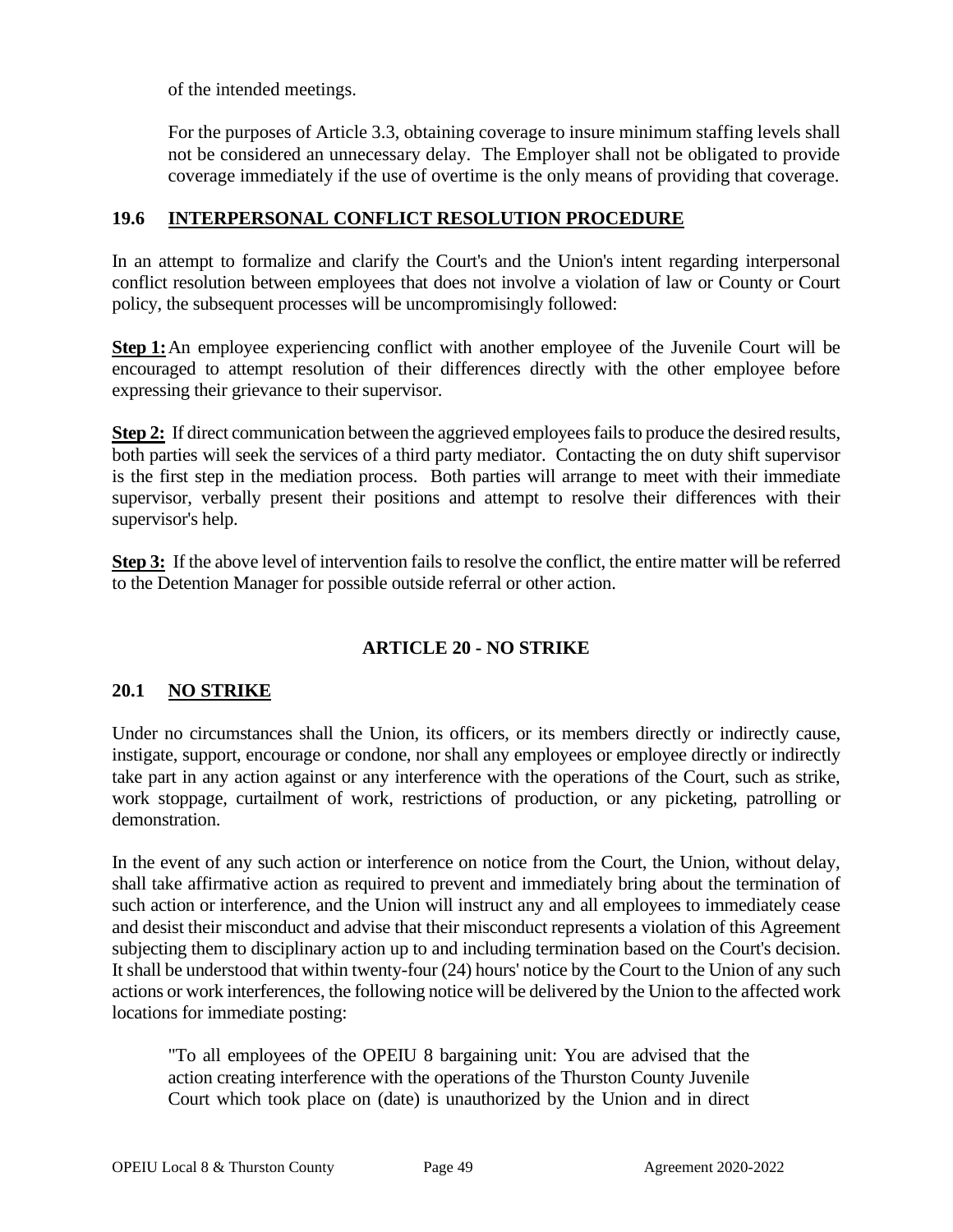of the intended meetings.

For the purposes of Article 3.3, obtaining coverage to insure minimum staffing levels shall not be considered an unnecessary delay. The Employer shall not be obligated to provide coverage immediately if the use of overtime is the only means of providing that coverage.

### 19.6 INTERPERSONAL CONFLICT RESOLUTION PROCEDURE

In an attempt to formalize and clarify the Court's and the Union's intent regarding interpersonal conflict resolution between employees that does not involve a violation of law or County or Court policy, the subsequent processes will be uncompromisingly followed:

**Step 1:** An employee experiencing conflict with another employee of the Juvenile Court will be encouraged to attempt resolution of their differences directly with the other employee before expressing their grievance to their supervisor.

**Step 2:** If direct communication between the aggrieved employees fails to produce the desired results, both parties will seek the services of a third party mediator. Contacting the on duty shift supervisor is the first step in the mediation process. Both parties will arrange to meet with their immediate supervisor, verbally present their positions and attempt to resolve their differences with their supervisor's help.

**Step 3:** If the above level of intervention fails to resolve the conflict, the entire matter will be referred to the Detention Manager for possible outside referral or other action.

## ARTICLE 20 - NO STRIKE

### 20.1 NO STRIKE

Under no circumstances shall the Union, its officers, or its members directly or indirectly cause, instigate, support, encourage or condone, nor shall any employees or employee directly or indirectly take part in any action against or any interference with the operations of the Court, such as strike, work stoppage, curtailment of work, restrictions of production, or any picketing, patrolling or demonstration.

In the event of any such action or interference on notice from the Court, the Union, without delay, shall take affirmative action as required to prevent and immediately bring about the termination of such action or interference, and the Union will instruct any and all employees to immediately cease and desist their misconduct and advise that their misconduct represents a violation of this Agreement subjecting them to disciplinary action up to and including termination based on the Court's decision. It shall be understood that within twenty-four (24) hours' notice by the Court to the Union of any such actions or work interferences, the following notice will be delivered by the Union to the affected work locations for immediate posting:

"To all employees of the OPEIU 8 bargaining unit: You are advised that the action creating interference with the operations of the Thurston County Juvenile Court which took place on (date) is unauthorized by the Union and in direct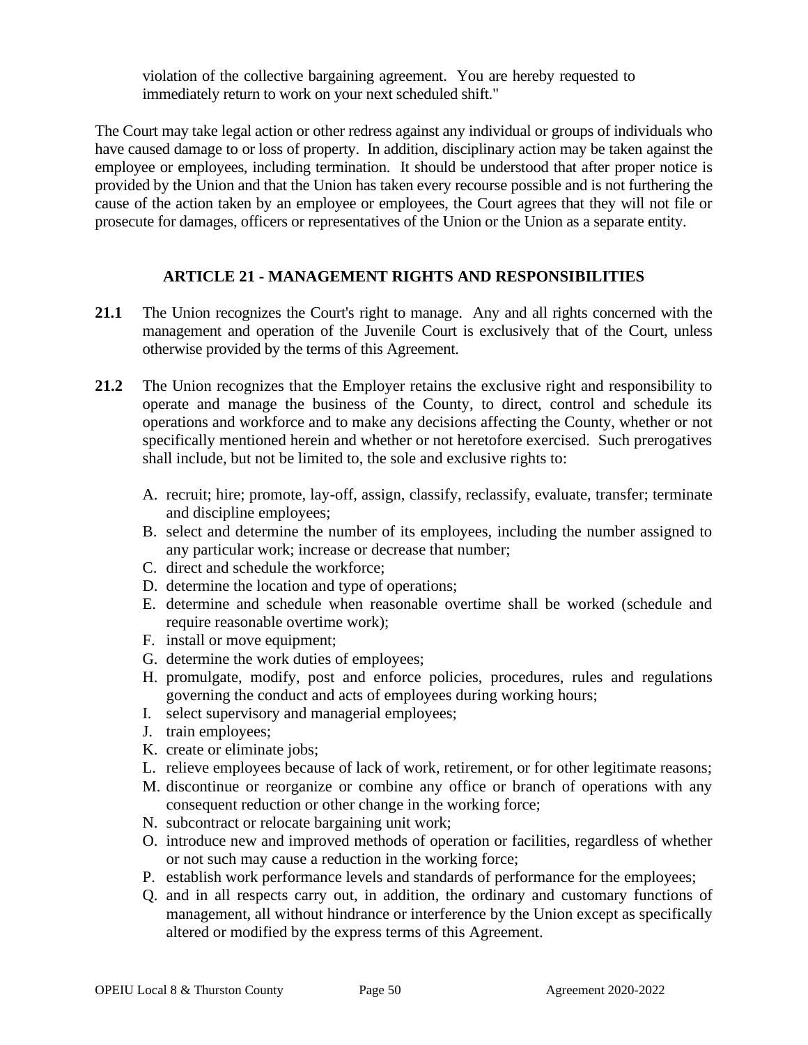violation of the collective bargaining agreement. You are hereby requested to immediately return to work on your next scheduled shift."

The Court may take legal action or other redress against any individual or groups of individuals who have caused damage to or loss of property. In addition, disciplinary action may be taken against the employee or employees, including termination. It should be understood that after proper notice is provided by the Union and that the Union has taken every recourse possible and is not furthering the cause of the action taken by an employee or employees, the Court agrees that they will not file or prosecute for damages, officers or representatives of the Union or the Union as a separate entity.

## ARTICLE 21 - MANAGEMENT RIGHTS AND RESPONSIBILITIES

**21.1** The Union recognizes the Court's right to manage. Any and all rights concerned with the management and operation of the Juvenile Court is exclusively that of the Court, unless otherwise provided by the terms of this Agreement.

**21.2** The Union recognizes that the Employer retains the exclusive right and responsibility to operate and manage the business of the County, to direct, control and schedule its operations and workforce and to make any decisions affecting the County, whether or not specifically mentioned herein and whether or not heretofore exercised. Such prerogatives shall include, but not be limited to, the sole and exclusive rights to:

A. recruit; hire; promote, lay-off, assign, classify, reclassify, evaluate, transfer; terminate and discipline employees;
B. select and determine the number of its employees, including the number assigned to any particular work; increase or decrease that number;
C. direct and schedule the workforce;
D. determine the location and type of operations;
E. determine and schedule when reasonable overtime shall be worked (schedule and require reasonable overtime work);
F. install or move equipment;
G. determine the work duties of employees;
H. promulgate, modify, post and enforce policies, procedures, rules and regulations governing the conduct and acts of employees during working hours;
I. select supervisory and managerial employees;
J. train employees;
K. create or eliminate jobs;
L. relieve employees because of lack of work, retirement, or for other legitimate reasons;
M. discontinue or reorganize or combine any office or branch of operations with any consequent reduction or other change in the working force;
N. subcontract or relocate bargaining unit work;
O. introduce new and improved methods of operation or facilities, regardless of whether or not such may cause a reduction in the working force;
P. establish work performance levels and standards of performance for the employees;
Q. and in all respects carry out, in addition, the ordinary and customary functions of management, all without hindrance or interference by the Union except as specifically altered or modified by the express terms of this Agreement.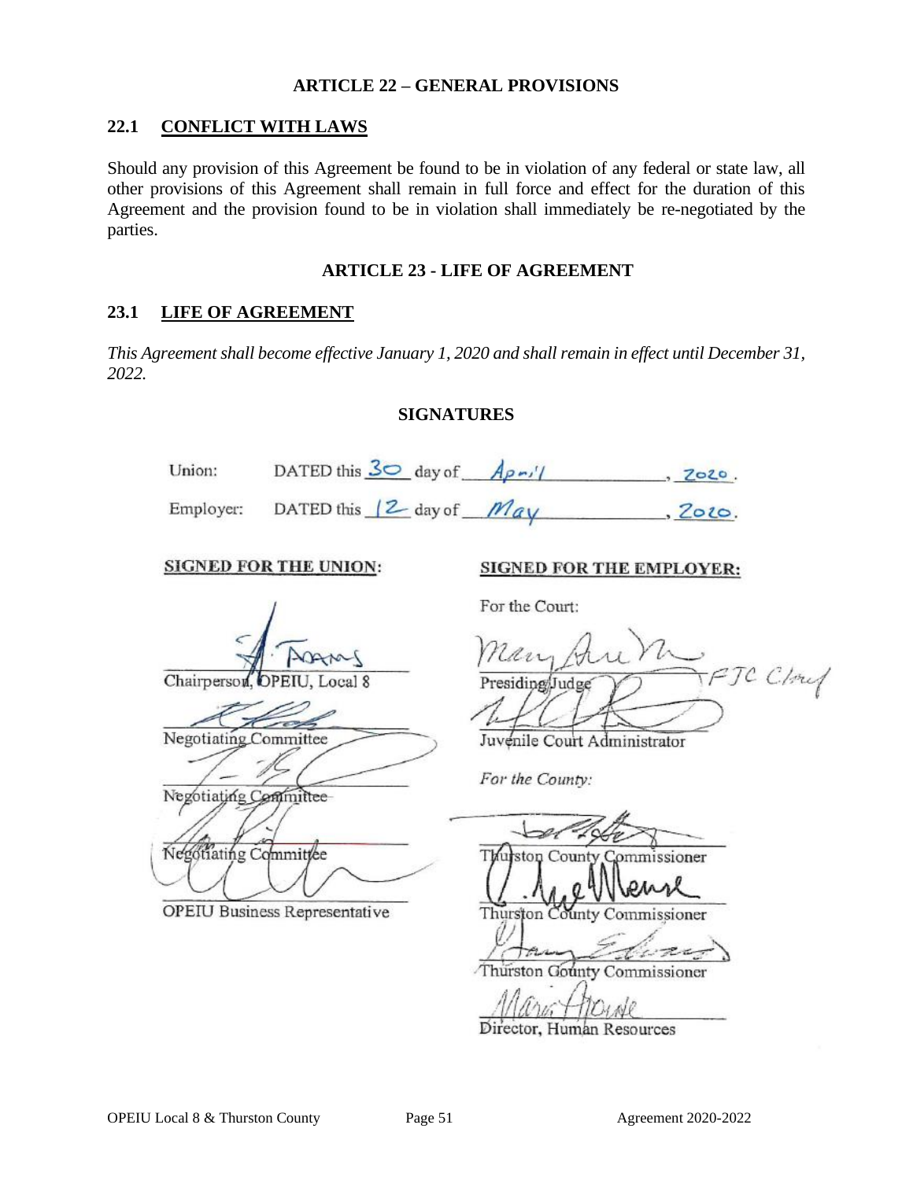## ARTICLE 22 – GENERAL PROVISIONS

### 22.1 CONFLICT WITH LAWS

Should any provision of this Agreement be found to be in violation of any federal or state law, all other provisions of this Agreement shall remain in full force and effect for the duration of this Agreement and the provision found to be in violation shall immediately be re-negotiated by the parties.

## ARTICLE 23 - LIFE OF AGREEMENT

### 23.1 LIFE OF AGREEMENT

*This Agreement shall become effective January 1, 2020 and shall remain in effect until December 31, 2022.*

## SIGNATURES

Union: DATED this 30 day of April, 2020.

Employer: DATED this 12 day of May, 2020.

| SIGNED FOR THE UNION: | SIGNED FOR THE EMPLOYER: |
|---|---|
| | For the Court: |
| Chairperson, OPEIU, Local 8 | Presiding Judge FJC Chief |
| Negotiating Committee | Juvenile Court Administrator |
| Negotiating Committee | *For the County:* |
| Negotiating Committee | Thurston County Commissioner |
| OPEIU Business Representative | Thurston County Commissioner |
| | Thurston County Commissioner |
| | Director, Human Resources |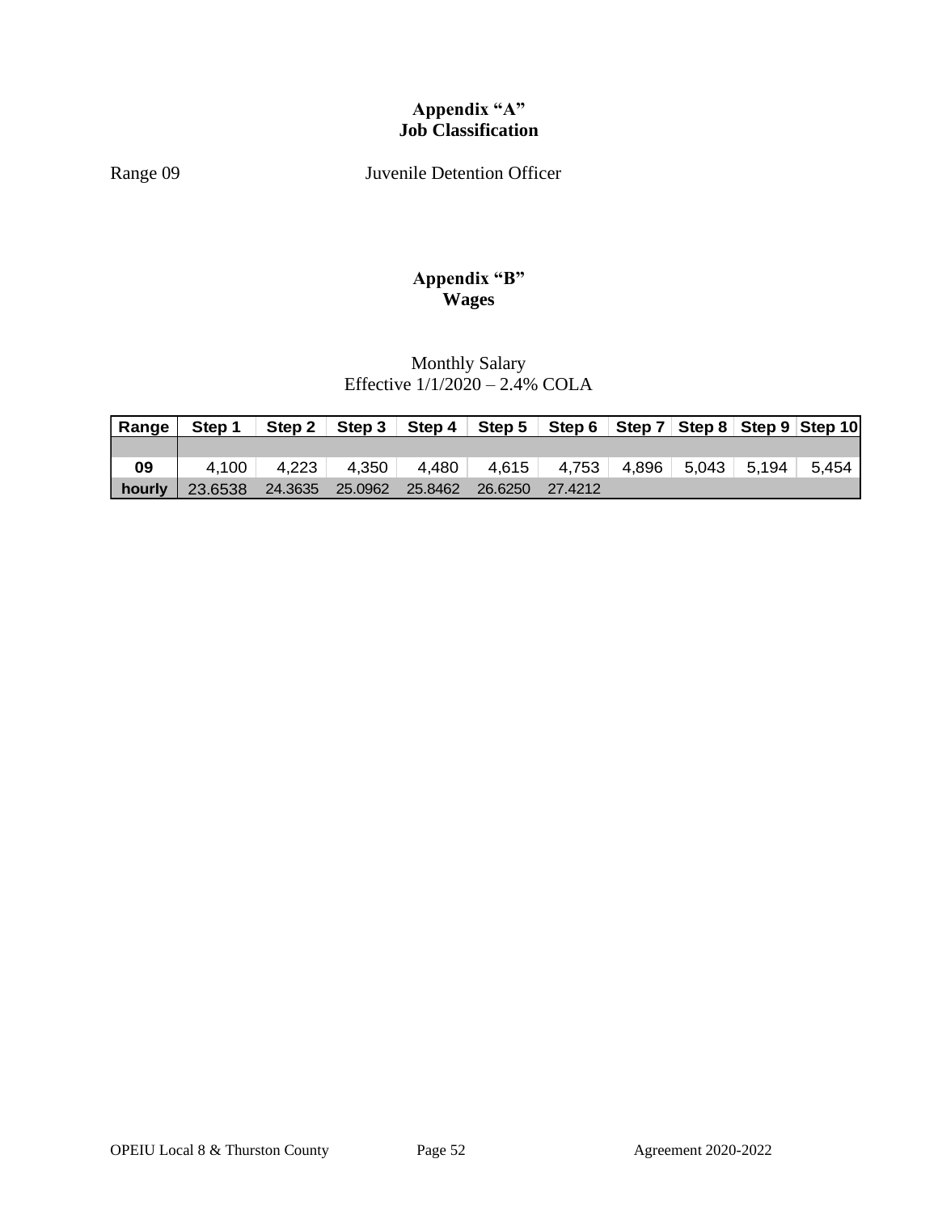# Appendix "A"
# Job Classification

Range 09 Juvenile Detention Officer

# Appendix "B"
# Wages

Monthly Salary
Effective 1/1/2020 – 2.4% COLA

| Range | Step 1 | Step 2 | Step 3 | Step 4 | Step 5 | Step 6 | Step 7 | Step 8 | Step 9 | Step 10 |
|---|---|---|---|---|---|---|---|---|---|---|
| | | | | | | | | | | |
| **09** | 4,100 | 4,223 | 4,350 | 4,480 | 4,615 | 4,753 | 4,896 | 5,043 | 5,194 | 5,454 |
| **hourly** | 23.6538 | 24.3635 | 25.0962 | 25.8462 | 26.6250 | 27.4212 | | | | |